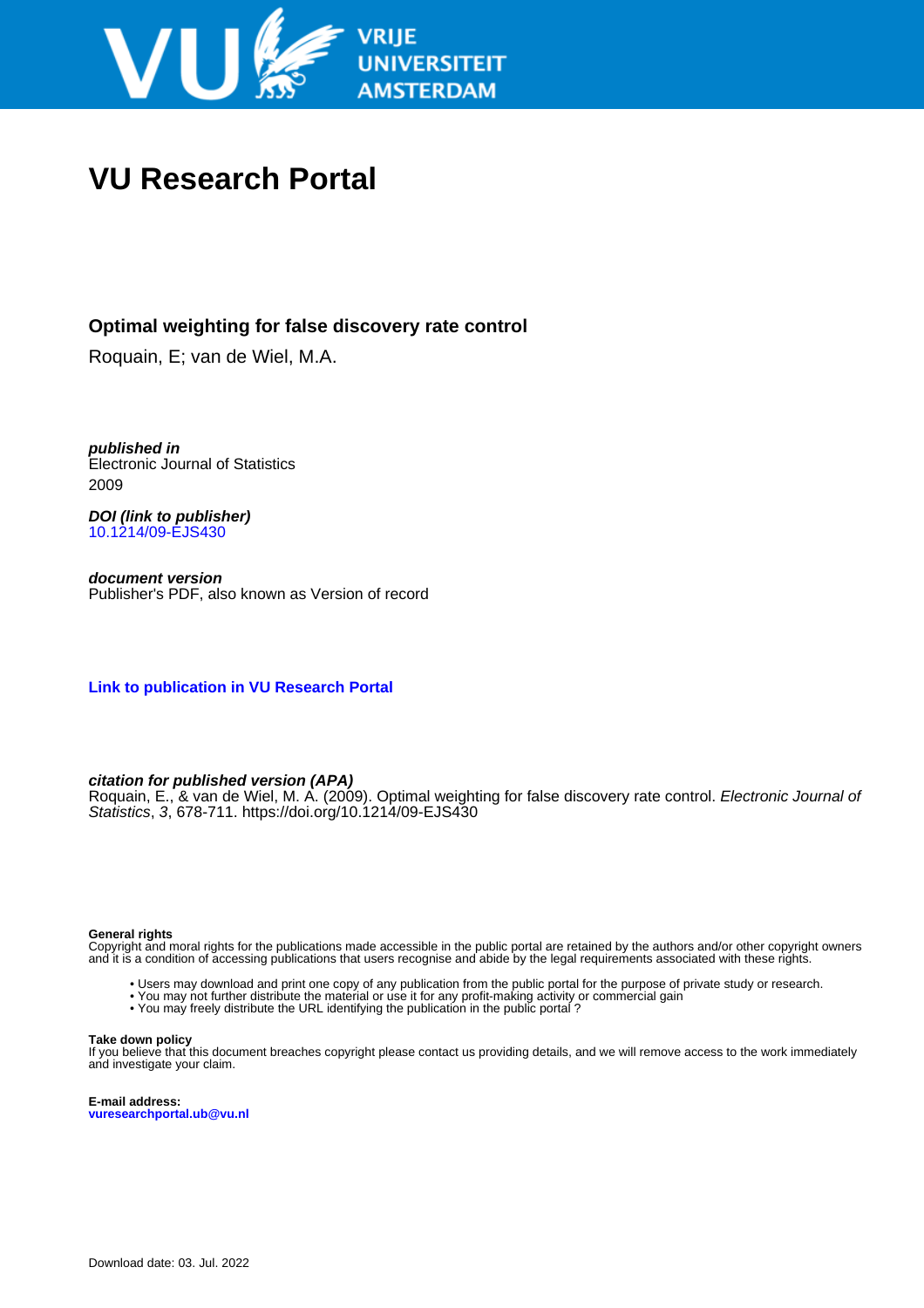VRIJE UNIVERSITEIT AMSTERDAM

# VU Research Portal

## Optimal weighting for false discovery rate control

Roquain, E; van de Wiel, M.A.

***published in***
Electronic Journal of Statistics
2009

***DOI (link to publisher)***
10.1214/09-EJS430

***document version***
Publisher's PDF, also known as Version of record

**Link to publication in VU Research Portal**

***citation for published version (APA)***
Roquain, E., & van de Wiel, M. A. (2009). Optimal weighting for false discovery rate control. *Electronic Journal of Statistics*, *3*, 678-711. https://doi.org/10.1214/09-EJS430

**General rights**
Copyright and moral rights for the publications made accessible in the public portal are retained by the authors and/or other copyright owners and it is a condition of accessing publications that users recognise and abide by the legal requirements associated with these rights.

- Users may download and print one copy of any publication from the public portal for the purpose of private study or research.
- You may not further distribute the material or use it for any profit-making activity or commercial gain
- You may freely distribute the URL identifying the publication in the public portal ?

**Take down policy**
If you believe that this document breaches copyright please contact us providing details, and we will remove access to the work immediately and investigate your claim.

**E-mail address:**
**vuresearchportal.ub@vu.nl**

Download date: 03. Jul. 2022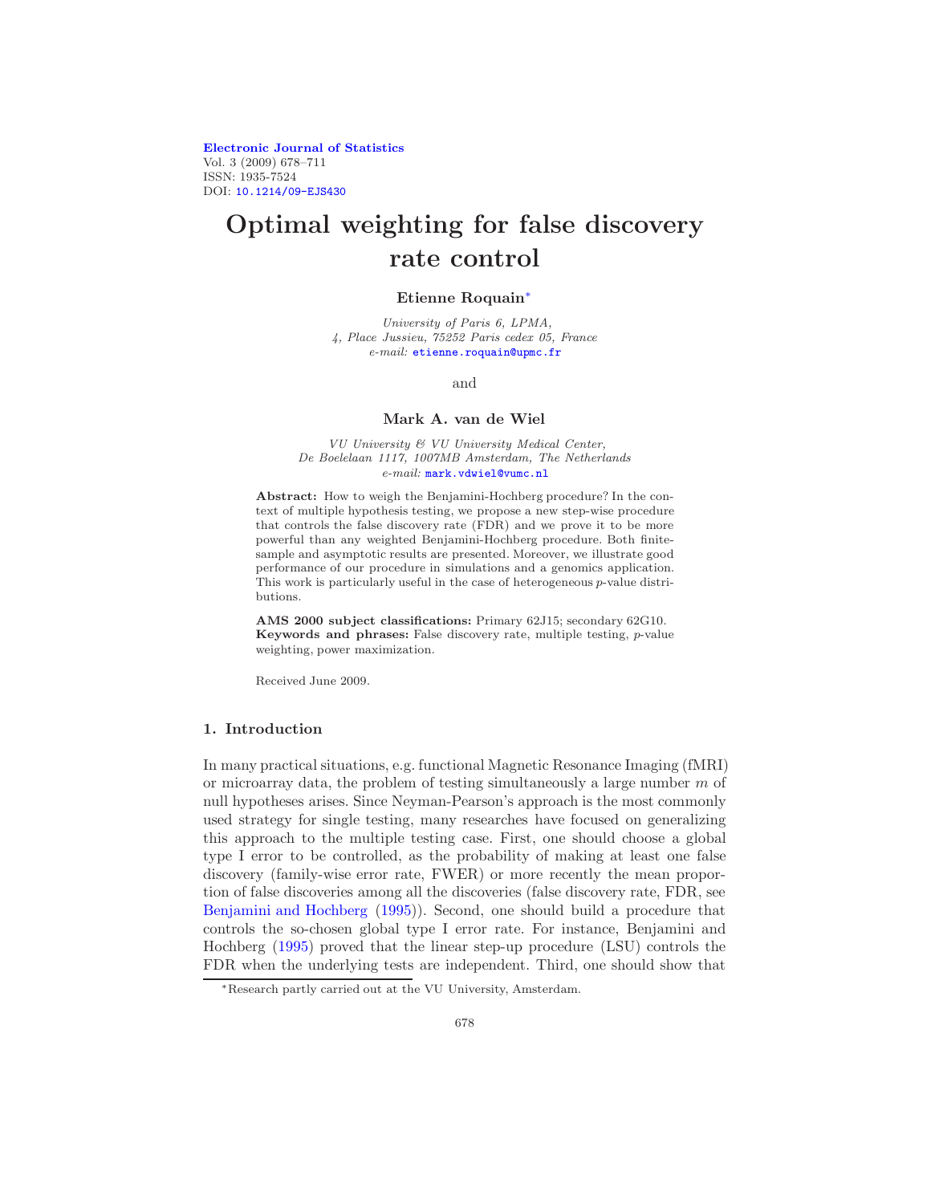Electronic Journal of Statistics
Vol. 3 (2009) 678–711
ISSN: 1935-7524
DOI: 10.1214/09-EJS430

# Optimal weighting for false discovery rate control

**Etienne Roquain***

*University of Paris 6, LPMA,*
*4, Place Jussieu, 75252 Paris cedex 05, France*
*e-mail:* etienne.roquain@upmc.fr

and

**Mark A. van de Wiel**

*VU University & VU University Medical Center,*
*De Boelelaan 1117, 1007MB Amsterdam, The Netherlands*
*e-mail:* mark.vdwiel@vumc.nl

**Abstract:** How to weigh the Benjamini-Hochberg procedure? In the context of multiple hypothesis testing, we propose a new step-wise procedure that controls the false discovery rate (FDR) and we prove it to be more powerful than any weighted Benjamini-Hochberg procedure. Both finite-sample and asymptotic results are presented. Moreover, we illustrate good performance of our procedure in simulations and a genomics application. This work is particularly useful in the case of heterogeneous $p$-value distributions.

**AMS 2000 subject classifications:** Primary 62J15; secondary 62G10.
**Keywords and phrases:** False discovery rate, multiple testing, $p$-value weighting, power maximization.

Received June 2009.

## 1. Introduction

In many practical situations, e.g. functional Magnetic Resonance Imaging (fMRI) or microarray data, the problem of testing simultaneously a large number $m$ of null hypotheses arises. Since Neyman-Pearson's approach is the most commonly used strategy for single testing, many researches have focused on generalizing this approach to the multiple testing case. First, one should choose a global type I error to be controlled, as the probability of making at least one false discovery (family-wise error rate, FWER) or more recently the mean proportion of false discoveries among all the discoveries (false discovery rate, FDR, see Benjamini and Hochberg (1995)). Second, one should build a procedure that controls the so-chosen global type I error rate. For instance, Benjamini and Hochberg (1995) proved that the linear step-up procedure (LSU) controls the FDR when the underlying tests are independent. Third, one should show that

*Research partly carried out at the VU University, Amsterdam.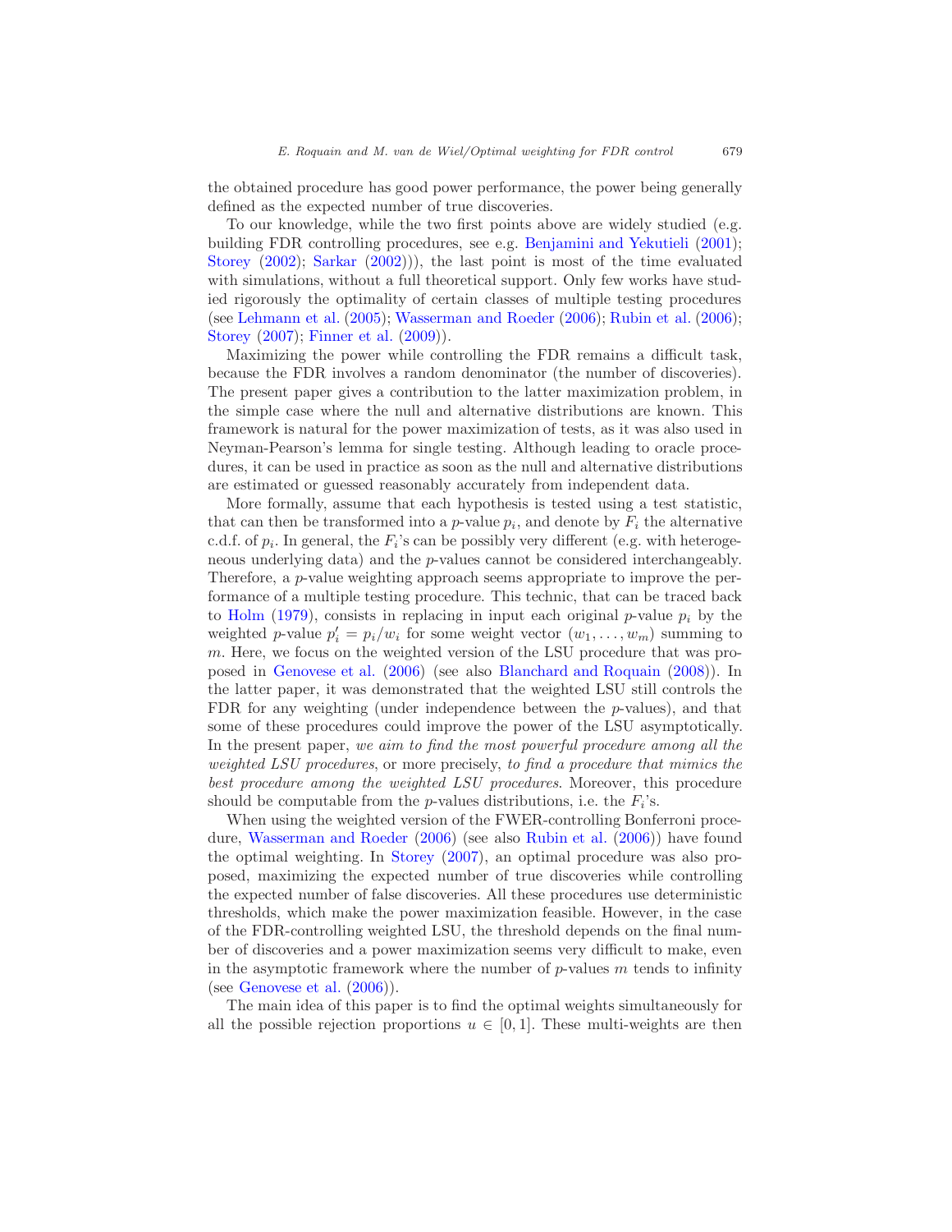the obtained procedure has good power performance, the power being generally defined as the expected number of true discoveries.

To our knowledge, while the two first points above are widely studied (e.g. building FDR controlling procedures, see e.g. Benjamini and Yekutieli (2001); Storey (2002); Sarkar (2002))), the last point is most of the time evaluated with simulations, without a full theoretical support. Only few works have studied rigorously the optimality of certain classes of multiple testing procedures (see Lehmann et al. (2005); Wasserman and Roeder (2006); Rubin et al. (2006); Storey (2007); Finner et al. (2009)).

Maximizing the power while controlling the FDR remains a difficult task, because the FDR involves a random denominator (the number of discoveries). The present paper gives a contribution to the latter maximization problem, in the simple case where the null and alternative distributions are known. This framework is natural for the power maximization of tests, as it was also used in Neyman-Pearson's lemma for single testing. Although leading to oracle procedures, it can be used in practice as soon as the null and alternative distributions are estimated or guessed reasonably accurately from independent data.

More formally, assume that each hypothesis is tested using a test statistic, that can then be transformed into a $p$-value $p_i$, and denote by $F_i$ the alternative c.d.f. of $p_i$. In general, the $F_i$'s can be possibly very different (e.g. with heterogeneous underlying data) and the $p$-values cannot be considered interchangeably. Therefore, a $p$-value weighting approach seems appropriate to improve the performance of a multiple testing procedure. This technic, that can be traced back to Holm (1979), consists in replacing in input each original $p$-value $p_i$ by the weighted $p$-value $p'_i = p_i/w_i$ for some weight vector $(w_1, \ldots, w_m)$ summing to $m$. Here, we focus on the weighted version of the LSU procedure that was proposed in Genovese et al. (2006) (see also Blanchard and Roquain (2008)). In the latter paper, it was demonstrated that the weighted LSU still controls the FDR for any weighting (under independence between the $p$-values), and that some of these procedures could improve the power of the LSU asymptotically. In the present paper, *we aim to find the most powerful procedure among all the weighted LSU procedures*, or more precisely, *to find a procedure that mimics the best procedure among the weighted LSU procedures*. Moreover, this procedure should be computable from the $p$-values distributions, i.e. the $F_i$'s.

When using the weighted version of the FWER-controlling Bonferroni procedure, Wasserman and Roeder (2006) (see also Rubin et al. (2006)) have found the optimal weighting. In Storey (2007), an optimal procedure was also proposed, maximizing the expected number of true discoveries while controlling the expected number of false discoveries. All these procedures use deterministic thresholds, which make the power maximization feasible. However, in the case of the FDR-controlling weighted LSU, the threshold depends on the final number of discoveries and a power maximization seems very difficult to make, even in the asymptotic framework where the number of $p$-values $m$ tends to infinity (see Genovese et al. (2006)).

The main idea of this paper is to find the optimal weights simultaneously for all the possible rejection proportions $u \in [0, 1]$. These multi-weights are then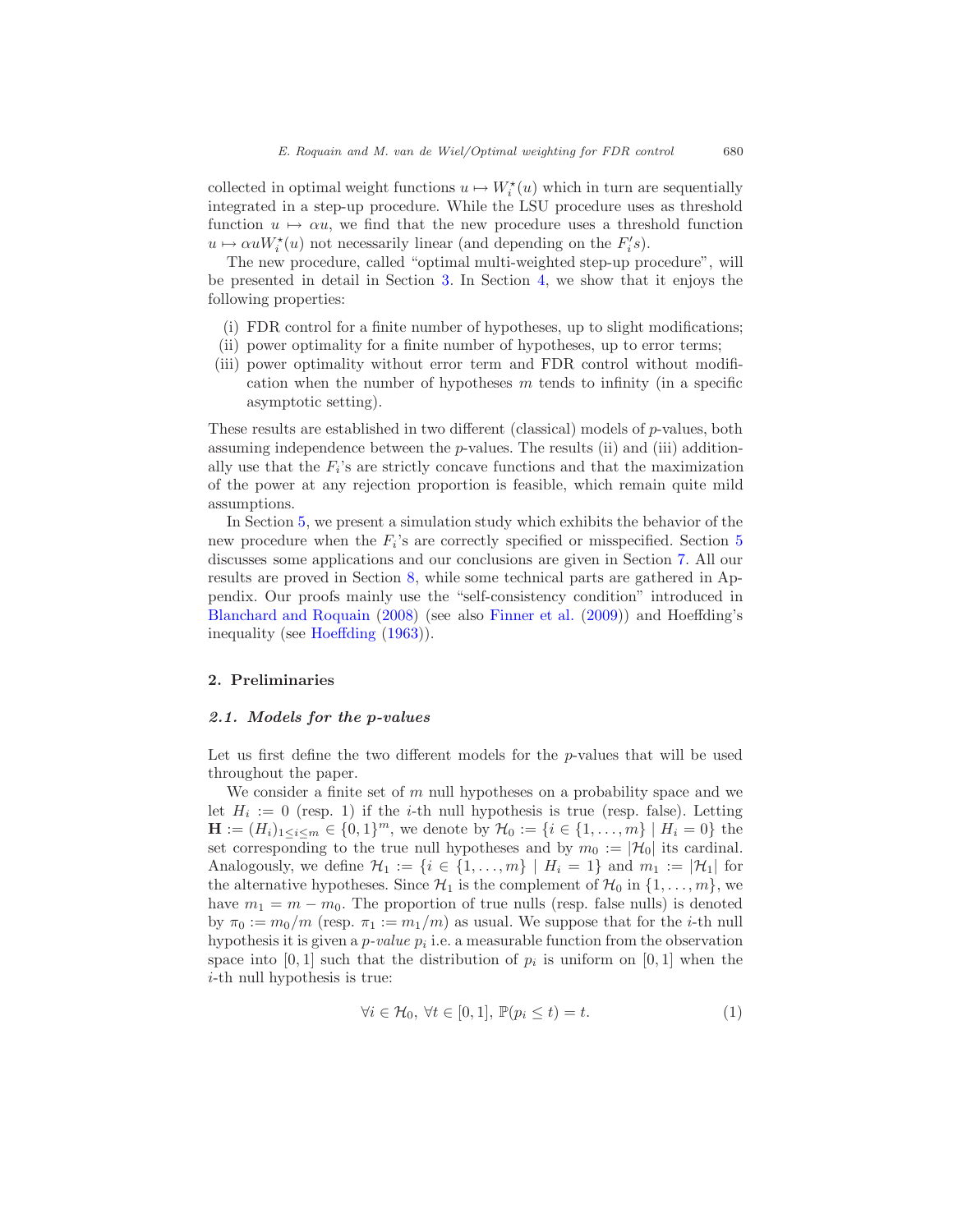collected in optimal weight functions $u \mapsto W_i^\star(u)$ which in turn are sequentially integrated in a step-up procedure. While the LSU procedure uses as threshold function $u \mapsto \alpha u$, we find that the new procedure uses a threshold function $u \mapsto \alpha u W_i^\star(u)$ not necessarily linear (and depending on the $F_i' s$).

The new procedure, called "optimal multi-weighted step-up procedure", will be presented in detail in Section 3. In Section 4, we show that it enjoys the following properties:

(i) FDR control for a finite number of hypotheses, up to slight modifications;
(ii) power optimality for a finite number of hypotheses, up to error terms;
(iii) power optimality without error term and FDR control without modification when the number of hypotheses $m$ tends to infinity (in a specific asymptotic setting).

These results are established in two different (classical) models of $p$-values, both assuming independence between the $p$-values. The results (ii) and (iii) additionally use that the $F_i$'s are strictly concave functions and that the maximization of the power at any rejection proportion is feasible, which remain quite mild assumptions.

In Section 5, we present a simulation study which exhibits the behavior of the new procedure when the $F_i$'s are correctly specified or misspecified. Section 5 discusses some applications and our conclusions are given in Section 7. All our results are proved in Section 8, while some technical parts are gathered in Appendix. Our proofs mainly use the "self-consistency condition" introduced in Blanchard and Roquain (2008) (see also Finner et al. (2009)) and Hoeffding's inequality (see Hoeffding (1963)).

## 2. Preliminaries

### 2.1. Models for the p-values

Let us first define the two different models for the $p$-values that will be used throughout the paper.

We consider a finite set of $m$ null hypotheses on a probability space and we let $H_i := 0$ (resp. 1) if the $i$-th null hypothesis is true (resp. false). Letting $\mathbf{H} := (H_i)_{1 \leq i \leq m} \in \{0,1\}^m$, we denote by $\mathcal{H}_0 := \{i \in \{1,\dots,m\} \mid H_i = 0\}$ the set corresponding to the true null hypotheses and by $m_0 := |\mathcal{H}_0|$ its cardinal. Analogously, we define $\mathcal{H}_1 := \{i \in \{1,\dots,m\} \mid H_i = 1\}$ and $m_1 := |\mathcal{H}_1|$ for the alternative hypotheses. Since $\mathcal{H}_1$ is the complement of $\mathcal{H}_0$ in $\{1,\dots,m\}$, we have $m_1 = m - m_0$. The proportion of true nulls (resp. false nulls) is denoted by $\pi_0 := m_0/m$ (resp. $\pi_1 := m_1/m$) as usual. We suppose that for the $i$-th null hypothesis it is given a *p-value* $p_i$ i.e. a measurable function from the observation space into $[0,1]$ such that the distribution of $p_i$ is uniform on $[0,1]$ when the $i$-th null hypothesis is true:

$$\forall i \in \mathcal{H}_0,\ \forall t \in [0,1],\ \mathbb{P}(p_i \leq t) = t. \tag{1}$$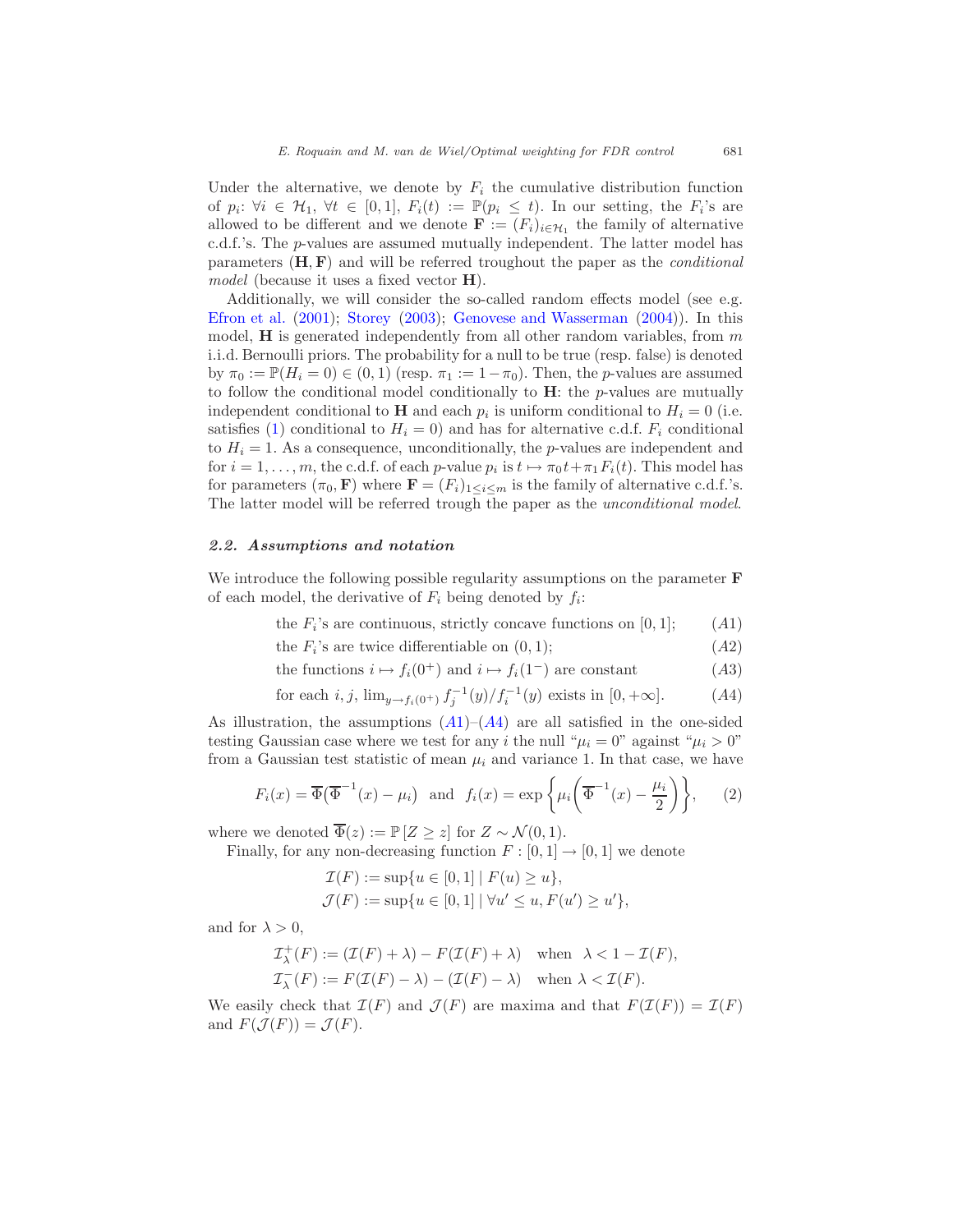Under the alternative, we denote by $F_i$ the cumulative distribution function of $p_i$: $\forall i \in \mathcal{H}_1$, $\forall t \in [0,1]$, $F_i(t) := \mathbb{P}(p_i \leq t)$. In our setting, the $F_i$'s are allowed to be different and we denote $\mathbf{F} := (F_i)_{i \in \mathcal{H}_1}$ the family of alternative c.d.f.'s. The $p$-values are assumed mutually independent. The latter model has parameters $(\mathbf{H}, \mathbf{F})$ and will be referred troughout the paper as the *conditional model* (because it uses a fixed vector $\mathbf{H}$).

Additionally, we will consider the so-called random effects model (see e.g. Efron et al. (2001); Storey (2003); Genovese and Wasserman (2004)). In this model, $\mathbf{H}$ is generated independently from all other random variables, from $m$ i.i.d. Bernoulli priors. The probability for a null to be true (resp. false) is denoted by $\pi_0 := \mathbb{P}(H_i = 0) \in (0,1)$ (resp. $\pi_1 := 1 - \pi_0$). Then, the $p$-values are assumed to follow the conditional model conditionally to $\mathbf{H}$: the $p$-values are mutually independent conditional to $\mathbf{H}$ and each $p_i$ is uniform conditional to $H_i = 0$ (i.e. satisfies (1) conditional to $H_i = 0$) and has for alternative c.d.f. $F_i$ conditional to $H_i = 1$. As a consequence, unconditionally, the $p$-values are independent and for $i = 1, \ldots, m$, the c.d.f. of each $p$-value $p_i$ is $t \mapsto \pi_0 t + \pi_1 F_i(t)$. This model has for parameters $(\pi_0, \mathbf{F})$ where $\mathbf{F} = (F_i)_{1 \leq i \leq m}$ is the family of alternative c.d.f.'s. The latter model will be referred trough the paper as the *unconditional model*.

### *2.2. Assumptions and notation*

We introduce the following possible regularity assumptions on the parameter $\mathbf{F}$ of each model, the derivative of $F_i$ being denoted by $f_i$:

$$\text{the } F_i\text{'s are continuous, strictly concave functions on } [0,1]; \qquad (A1)$$

$$\text{the } F_i\text{'s are twice differentiable on } (0,1); \qquad (A2)$$

$$\text{the functions } i \mapsto f_i(0^+) \text{ and } i \mapsto f_i(1^-) \text{ are constant} \qquad (A3)$$

$$\text{for each } i,j,\ \lim_{y \to f_i(0^+)} f_j^{-1}(y)/f_i^{-1}(y) \text{ exists in } [0, +\infty]. \qquad (A4)$$

As illustration, the assumptions $(A1)$–$(A4)$ are all satisfied in the one-sided testing Gaussian case where we test for any $i$ the null "$\mu_i = 0$" against "$\mu_i > 0$" from a Gaussian test statistic of mean $\mu_i$ and variance 1. In that case, we have

$$F_i(x) = \overline{\Phi}\big(\overline{\Phi}^{-1}(x) - \mu_i\big) \quad \text{and} \quad f_i(x) = \exp\left\{\mu_i\left(\overline{\Phi}^{-1}(x) - \frac{\mu_i}{2}\right)\right\}, \qquad (2)$$

where we denoted $\overline{\Phi}(z) := \mathbb{P}[Z \geq z]$ for $Z \sim \mathcal{N}(0,1)$.

Finally, for any non-decreasing function $F : [0,1] \to [0,1]$ we denote

$$\mathcal{I}(F) := \sup\{u \in [0,1] \mid F(u) \geq u\},$$
$$\mathcal{J}(F) := \sup\{u \in [0,1] \mid \forall u' \leq u, F(u') \geq u'\},$$

and for $\lambda > 0$,

$$\mathcal{I}_\lambda^+(F) := (\mathcal{I}(F) + \lambda) - F(\mathcal{I}(F) + \lambda) \quad \text{when} \quad \lambda < 1 - \mathcal{I}(F),$$
$$\mathcal{I}_\lambda^-(F) := F(\mathcal{I}(F) - \lambda) - (\mathcal{I}(F) - \lambda) \quad \text{when} \quad \lambda < \mathcal{I}(F).$$

We easily check that $\mathcal{I}(F)$ and $\mathcal{J}(F)$ are maxima and that $F(\mathcal{I}(F)) = \mathcal{I}(F)$ and $F(\mathcal{J}(F)) = \mathcal{J}(F)$.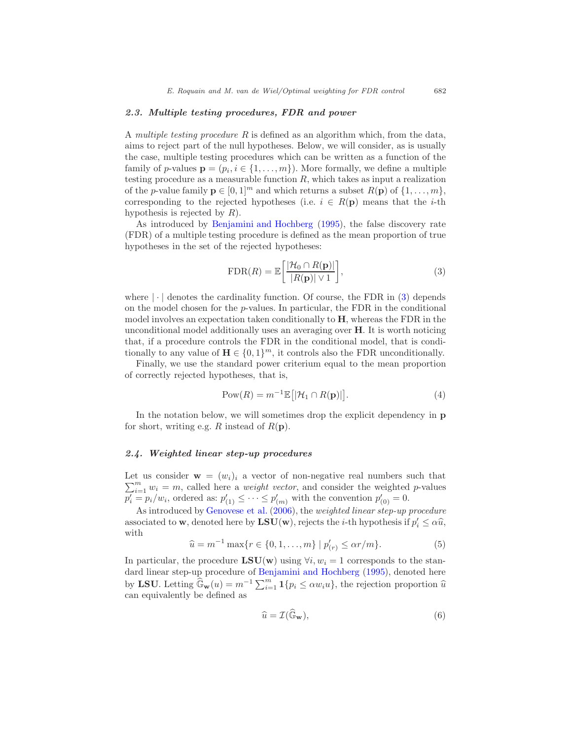### 2.3. Multiple testing procedures, FDR and power

A *multiple testing procedure* $R$ is defined as an algorithm which, from the data, aims to reject part of the null hypotheses. Below, we will consider, as is usually the case, multiple testing procedures which can be written as a function of the family of $p$-values $\mathbf{p} = (p_i, i \in \{1, \ldots, m\})$. More formally, we define a multiple testing procedure as a measurable function $R$, which takes as input a realization of the $p$-value family $\mathbf{p} \in [0,1]^m$ and which returns a subset $R(\mathbf{p})$ of $\{1, \ldots, m\}$, corresponding to the rejected hypotheses (i.e. $i \in R(\mathbf{p})$ means that the $i$-th hypothesis is rejected by $R$).

As introduced by Benjamini and Hochberg (1995), the false discovery rate (FDR) of a multiple testing procedure is defined as the mean proportion of true hypotheses in the set of the rejected hypotheses:

$$\mathrm{FDR}(R) = \mathbb{E}\left[\frac{|\mathcal{H}_0 \cap R(\mathbf{p})|}{|R(\mathbf{p})| \vee 1}\right], \tag{3}$$

where $|\cdot|$ denotes the cardinality function. Of course, the FDR in (3) depends on the model chosen for the $p$-values. In particular, the FDR in the conditional model involves an expectation taken conditionally to $\mathbf{H}$, whereas the FDR in the unconditional model additionally uses an averaging over $\mathbf{H}$. It is worth noticing that, if a procedure controls the FDR in the conditional model, that is conditionally to any value of $\mathbf{H} \in \{0,1\}^m$, it controls also the FDR unconditionally.

Finally, we use the standard power criterium equal to the mean proportion of correctly rejected hypotheses, that is,

$$\mathrm{Pow}(R) = m^{-1}\mathbb{E}\big[|\mathcal{H}_1 \cap R(\mathbf{p})|\big]. \tag{4}$$

In the notation below, we will sometimes drop the explicit dependency in $\mathbf{p}$ for short, writing e.g. $R$ instead of $R(\mathbf{p})$.

### 2.4. Weighted linear step-up procedures

Let us consider $\mathbf{w} = (w_i)_i$ a vector of non-negative real numbers such that $\sum_{i=1}^m w_i = m$, called here a *weight vector*, and consider the weighted $p$-values $p'_i = p_i/w_i$, ordered as: $p'_{(1)} \leq \cdots \leq p'_{(m)}$ with the convention $p'_{(0)} = 0$.

As introduced by Genovese et al. (2006), the *weighted linear step-up procedure* associated to $\mathbf{w}$, denoted here by $\mathbf{LSU}(\mathbf{w})$, rejects the $i$-th hypothesis if $p'_i \leq \alpha \widehat{u}$, with

$$\widehat{u} = m^{-1} \max\{r \in \{0, 1, \ldots, m\} \mid p'_{(r)} \leq \alpha r/m\}. \tag{5}$$

In particular, the procedure $\mathbf{LSU}(\mathbf{w})$ using $\forall i, w_i = 1$ corresponds to the standard linear step-up procedure of Benjamini and Hochberg (1995), denoted here by $\mathbf{LSU}$. Letting $\widehat{\mathbb{G}}_{\mathbf{w}}(u) = m^{-1}\sum_{i=1}^m \mathbf{1}\{p_i \leq \alpha w_i u\}$, the rejection proportion $\widehat{u}$ can equivalently be defined as

$$\widehat{u} = \mathcal{I}(\widehat{\mathbb{G}}_{\mathbf{w}}), \tag{6}$$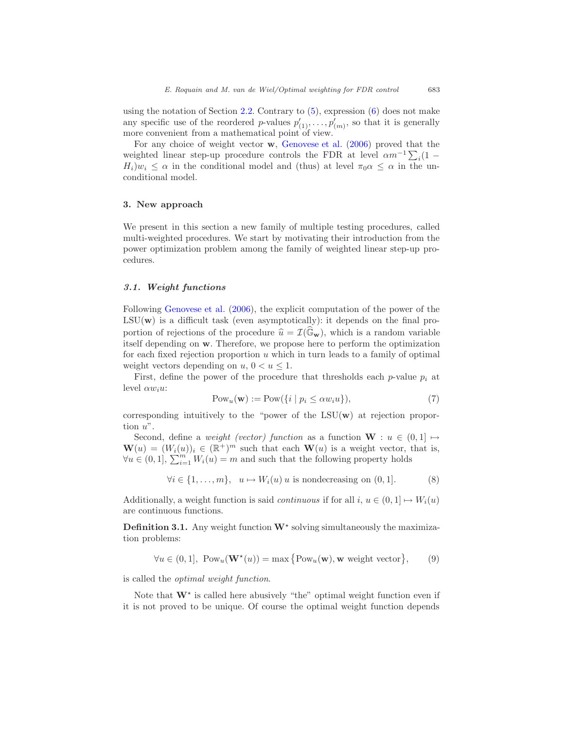using the notation of Section 2.2. Contrary to (5), expression (6) does not make any specific use of the reordered $p$-values $p'_{(1)}, \ldots, p'_{(m)}$, so that it is generally more convenient from a mathematical point of view.

For any choice of weight vector $\mathbf{w}$, Genovese et al. (2006) proved that the weighted linear step-up procedure controls the FDR at level $\alpha m^{-1} \sum_i (1 - H_i) w_i \leq \alpha$ in the conditional model and (thus) at level $\pi_0 \alpha \leq \alpha$ in the unconditional model.

## 3. New approach

We present in this section a new family of multiple testing procedures, called multi-weighted procedures. We start by motivating their introduction from the power optimization problem among the family of weighted linear step-up procedures.

### 3.1. Weight functions

Following Genovese et al. (2006), the explicit computation of the power of the LSU($\mathbf{w}$) is a difficult task (even asymptotically): it depends on the final proportion of rejections of the procedure $\widehat{u} = \mathcal{I}(\widehat{\mathbb{G}}_{\mathbf{w}})$, which is a random variable itself depending on $\mathbf{w}$. Therefore, we propose here to perform the optimization for each fixed rejection proportion $u$ which in turn leads to a family of optimal weight vectors depending on $u$, $0 < u \leq 1$.

First, define the power of the procedure that thresholds each $p$-value $p_i$ at level $\alpha w_i u$:

$$\mathrm{Pow}_u(\mathbf{w}) := \mathrm{Pow}(\{i \mid p_i \leq \alpha w_i u\}), \tag{7}$$

corresponding intuitively to the "power of the LSU($\mathbf{w}$) at rejection proportion $u$".

Second, define a *weight (vector) function* as a function $\mathbf{W} : u \in (0, 1] \mapsto \mathbf{W}(u) = (W_i(u))_i \in (\mathbb{R}^+)^m$ such that each $\mathbf{W}(u)$ is a weight vector, that is, $\forall u \in (0, 1]$, $\sum_{i=1}^m W_i(u) = m$ and such that the following property holds

$$\forall i \in \{1, \ldots, m\}, \quad u \mapsto W_i(u)\, u \text{ is nondecreasing on } (0, 1]. \tag{8}$$

Additionally, a weight function is said *continuous* if for all $i$, $u \in (0, 1] \mapsto W_i(u)$ are continuous functions.

**Definition 3.1.** Any weight function $\mathbf{W}^\star$ solving simultaneously the maximization problems:

$$\forall u \in (0, 1],\ \mathrm{Pow}_u(\mathbf{W}^\star(u)) = \max\left\{\mathrm{Pow}_u(\mathbf{w}), \mathbf{w} \text{ weight vector}\right\}, \tag{9}$$

is called the *optimal weight function*.

Note that $\mathbf{W}^\star$ is called here abusively "the" optimal weight function even if it is not proved to be unique. Of course the optimal weight function depends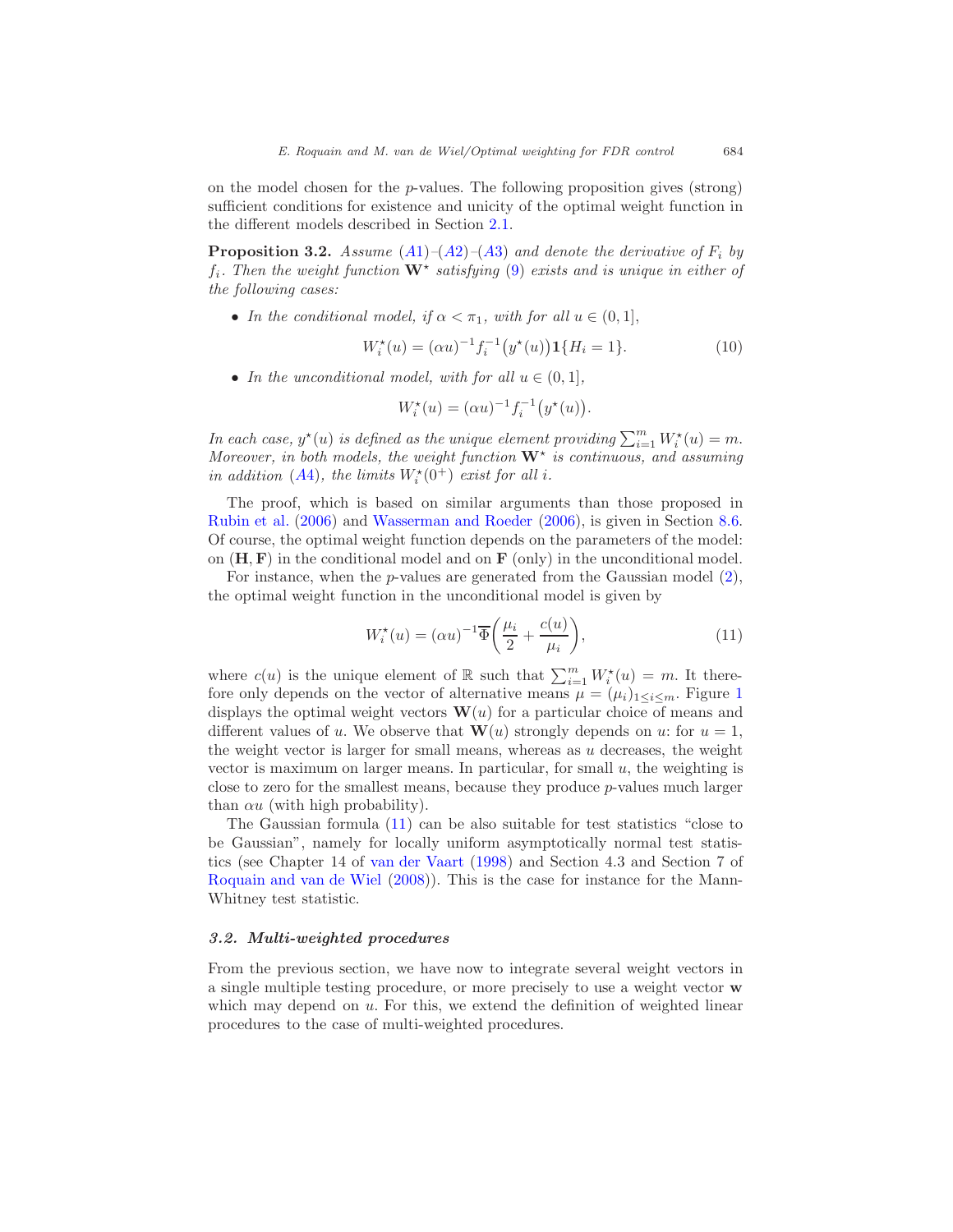on the model chosen for the $p$-values. The following proposition gives (strong) sufficient conditions for existence and unicity of the optimal weight function in the different models described in Section 2.1.

**Proposition 3.2.** *Assume (A1)–(A2)–(A3) and denote the derivative of $F_i$ by $f_i$. Then the weight function $\mathbf{W}^\star$ satisfying (9) exists and is unique in either of the following cases:*

- *In the conditional model, if $\alpha < \pi_1$, with for all $u \in (0, 1]$,*

$$W_i^\star(u) = (\alpha u)^{-1} f_i^{-1}\big(y^\star(u)\big)\mathbf{1}\{H_i = 1\}. \tag{10}$$

- *In the unconditional model, with for all $u \in (0, 1]$,*

$$W_i^\star(u) = (\alpha u)^{-1} f_i^{-1}\big(y^\star(u)\big).$$

*In each case, $y^\star(u)$ is defined as the unique element providing $\sum_{i=1}^m W_i^\star(u) = m$. Moreover, in both models, the weight function $\mathbf{W}^\star$ is continuous, and assuming in addition (A4), the limits $W_i^\star(0^+)$ exist for all $i$.*

The proof, which is based on similar arguments than those proposed in Rubin et al. (2006) and Wasserman and Roeder (2006), is given in Section 8.6. Of course, the optimal weight function depends on the parameters of the model: on $(\mathbf{H}, \mathbf{F})$ in the conditional model and on $\mathbf{F}$ (only) in the unconditional model.

For instance, when the $p$-values are generated from the Gaussian model (2), the optimal weight function in the unconditional model is given by

$$W_i^\star(u) = (\alpha u)^{-1}\overline{\Phi}\left(\frac{\mu_i}{2} + \frac{c(u)}{\mu_i}\right), \tag{11}$$

where $c(u)$ is the unique element of $\mathbb{R}$ such that $\sum_{i=1}^m W_i^\star(u) = m$. It therefore only depends on the vector of alternative means $\mu = (\mu_i)_{1 \leq i \leq m}$. Figure 1 displays the optimal weight vectors $\mathbf{W}(u)$ for a particular choice of means and different values of $u$. We observe that $\mathbf{W}(u)$ strongly depends on $u$: for $u = 1$, the weight vector is larger for small means, whereas as $u$ decreases, the weight vector is maximum on larger means. In particular, for small $u$, the weighting is close to zero for the smallest means, because they produce $p$-values much larger than $\alpha u$ (with high probability).

The Gaussian formula (11) can be also suitable for test statistics "close to be Gaussian", namely for locally uniform asymptotically normal test statistics (see Chapter 14 of van der Vaart (1998) and Section 4.3 and Section 7 of Roquain and van de Wiel (2008)). This is the case for instance for the Mann-Whitney test statistic.

### 3.2. Multi-weighted procedures

From the previous section, we have now to integrate several weight vectors in a single multiple testing procedure, or more precisely to use a weight vector $\mathbf{w}$ which may depend on $u$. For this, we extend the definition of weighted linear procedures to the case of multi-weighted procedures.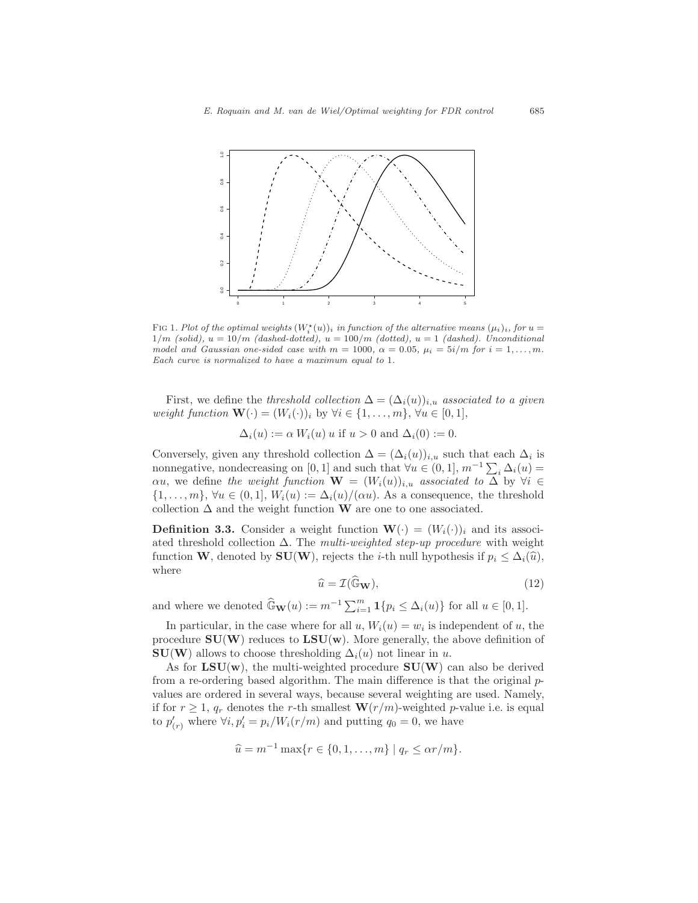FIG 1. *Plot of the optimal weights $(W_i^\star(u))_i$ in function of the alternative means $(\mu_i)_i$, for $u = 1/m$ (solid), $u = 10/m$ (dashed-dotted), $u = 100/m$ (dotted), $u = 1$ (dashed). Unconditional model and Gaussian one-sided case with $m = 1000$, $\alpha = 0.05$, $\mu_i = 5i/m$ for $i = 1, \dots, m$. Each curve is normalized to have a maximum equal to 1.*

First, we define the *threshold collection* $\Delta = (\Delta_i(u))_{i,u}$ *associated to a given weight function* $\mathbf{W}(\cdot) = (W_i(\cdot))_i$ by $\forall i \in \{1, \dots, m\}$, $\forall u \in [0, 1]$,

$$\Delta_i(u) := \alpha\, W_i(u)\, u \text{ if } u > 0 \text{ and } \Delta_i(0) := 0.$$

Conversely, given any threshold collection $\Delta = (\Delta_i(u))_{i,u}$ such that each $\Delta_i$ is nonnegative, nondecreasing on $[0, 1]$ and such that $\forall u \in (0, 1]$, $m^{-1} \sum_i \Delta_i(u) = \alpha u$, we define *the weight function* $\mathbf{W} = (W_i(u))_{i,u}$ *associated to* $\Delta$ by $\forall i \in \{1, \dots, m\}$, $\forall u \in (0, 1]$, $W_i(u) := \Delta_i(u)/(\alpha u)$. As a consequence, the threshold collection $\Delta$ and the weight function $\mathbf{W}$ are one to one associated.

**Definition 3.3.** Consider a weight function $\mathbf{W}(\cdot) = (W_i(\cdot))_i$ and its associated threshold collection $\Delta$. The *multi-weighted step-up procedure* with weight function $\mathbf{W}$, denoted by $\mathbf{SU}(\mathbf{W})$, rejects the $i$-th null hypothesis if $p_i \leq \Delta_i(\widehat{u})$, where

$$\widehat{u} = \mathcal{I}(\widehat{\mathbb{G}}_{\mathbf{W}}), \tag{12}$$

and where we denoted $\widehat{\mathbb{G}}_{\mathbf{W}}(u) := m^{-1} \sum_{i=1}^m \mathbf{1}\{p_i \leq \Delta_i(u)\}$ for all $u \in [0, 1]$.

In particular, in the case where for all $u$, $W_i(u) = w_i$ is independent of $u$, the procedure $\mathbf{SU}(\mathbf{W})$ reduces to $\mathbf{LSU}(\mathbf{w})$. More generally, the above definition of $\mathbf{SU}(\mathbf{W})$ allows to choose thresholding $\Delta_i(u)$ not linear in $u$.

As for $\mathbf{LSU}(\mathbf{w})$, the multi-weighted procedure $\mathbf{SU}(\mathbf{W})$ can also be derived from a re-ordering based algorithm. The main difference is that the original $p$-values are ordered in several ways, because several weighting are used. Namely, if for $r \geq 1$, $q_r$ denotes the $r$-th smallest $\mathbf{W}(r/m)$-weighted $p$-value i.e. is equal to $p'_{(r)}$ where $\forall i, p'_i = p_i/W_i(r/m)$ and putting $q_0 = 0$, we have

$$\widehat{u} = m^{-1} \max\{r \in \{0, 1, \dots, m\} \mid q_r \leq \alpha r/m\}.$$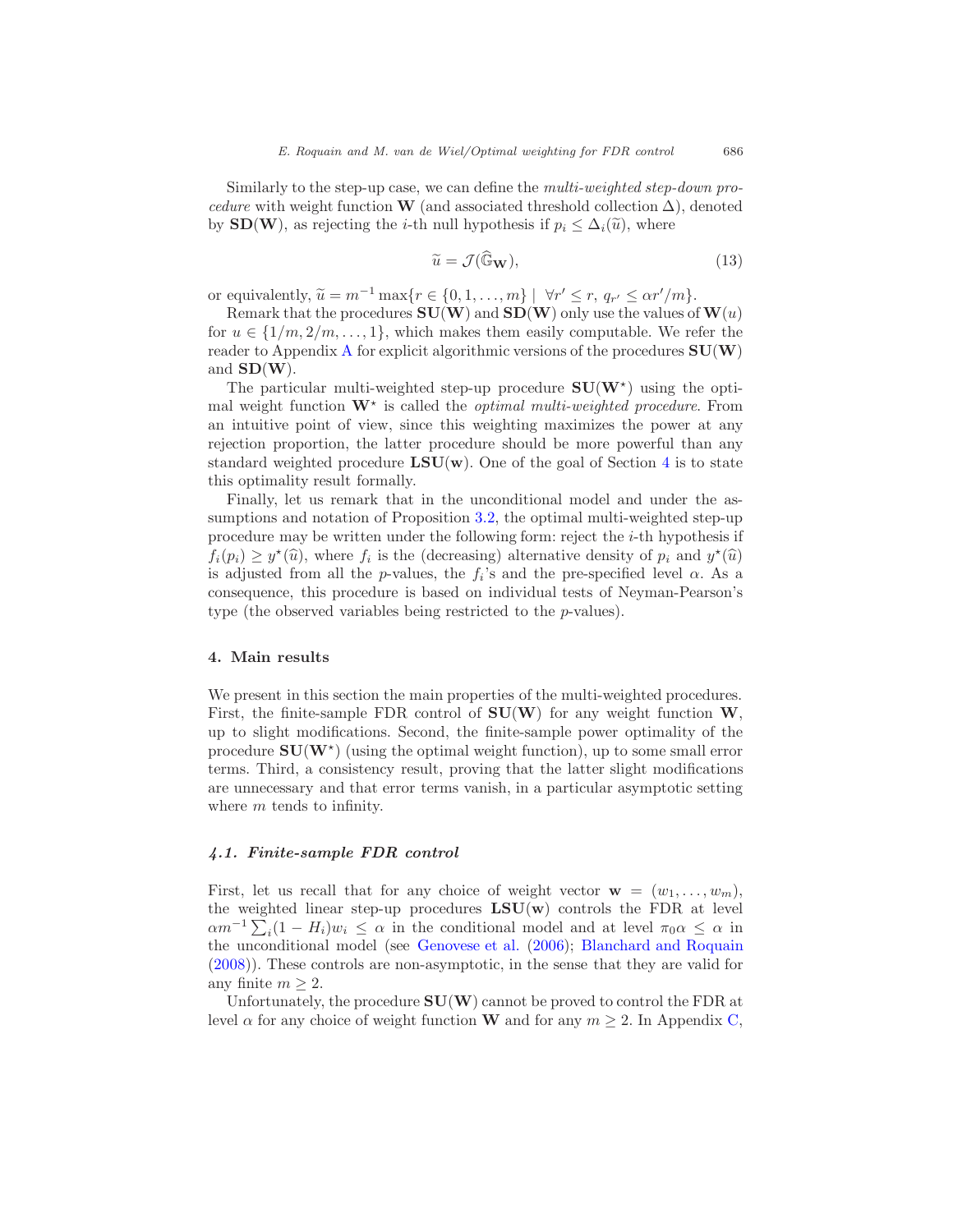Similarly to the step-up case, we can define the *multi-weighted step-down procedure* with weight function $\mathbf{W}$ (and associated threshold collection $\Delta$), denoted by $\mathbf{SD}(\mathbf{W})$, as rejecting the $i$-th null hypothesis if $p_i \leq \Delta_i(\widetilde{u})$, where

$$\widetilde{u} = \mathcal{J}(\widehat{\mathbb{G}}_{\mathbf{W}}), \tag{13}$$

or equivalently, $\widetilde{u} = m^{-1} \max\{r \in \{0, 1, \ldots, m\} \mid \forall r' \leq r, \; q_{r'} \leq \alpha r'/m\}$.

Remark that the procedures $\mathbf{SU}(\mathbf{W})$ and $\mathbf{SD}(\mathbf{W})$ only use the values of $\mathbf{W}(u)$ for $u \in \{1/m, 2/m, \ldots, 1\}$, which makes them easily computable. We refer the reader to Appendix A for explicit algorithmic versions of the procedures $\mathbf{SU}(\mathbf{W})$ and $\mathbf{SD}(\mathbf{W})$.

The particular multi-weighted step-up procedure $\mathbf{SU}(\mathbf{W}^\star)$ using the optimal weight function $\mathbf{W}^\star$ is called the *optimal multi-weighted procedure*. From an intuitive point of view, since this weighting maximizes the power at any rejection proportion, the latter procedure should be more powerful than any standard weighted procedure $\mathbf{LSU}(\mathbf{w})$. One of the goal of Section 4 is to state this optimality result formally.

Finally, let us remark that in the unconditional model and under the assumptions and notation of Proposition 3.2, the optimal multi-weighted step-up procedure may be written under the following form: reject the $i$-th hypothesis if $f_i(p_i) \geq y^\star(\widehat{u})$, where $f_i$ is the (decreasing) alternative density of $p_i$ and $y^\star(\widehat{u})$ is adjusted from all the $p$-values, the $f_i$'s and the pre-specified level $\alpha$. As a consequence, this procedure is based on individual tests of Neyman-Pearson's type (the observed variables being restricted to the $p$-values).

## 4. Main results

We present in this section the main properties of the multi-weighted procedures. First, the finite-sample FDR control of $\mathbf{SU}(\mathbf{W})$ for any weight function $\mathbf{W}$, up to slight modifications. Second, the finite-sample power optimality of the procedure $\mathbf{SU}(\mathbf{W}^\star)$ (using the optimal weight function), up to some small error terms. Third, a consistency result, proving that the latter slight modifications are unnecessary and that error terms vanish, in a particular asymptotic setting where $m$ tends to infinity.

### *4.1. Finite-sample FDR control*

First, let us recall that for any choice of weight vector $\mathbf{w} = (w_1, \ldots, w_m)$, the weighted linear step-up procedures $\mathbf{LSU}(\mathbf{w})$ controls the FDR at level $\alpha m^{-1} \sum_i (1 - H_i) w_i \leq \alpha$ in the conditional model and at level $\pi_0 \alpha \leq \alpha$ in the unconditional model (see Genovese et al. (2006); Blanchard and Roquain (2008)). These controls are non-asymptotic, in the sense that they are valid for any finite $m \geq 2$.

Unfortunately, the procedure $\mathbf{SU}(\mathbf{W})$ cannot be proved to control the FDR at level $\alpha$ for any choice of weight function $\mathbf{W}$ and for any $m \geq 2$. In Appendix C,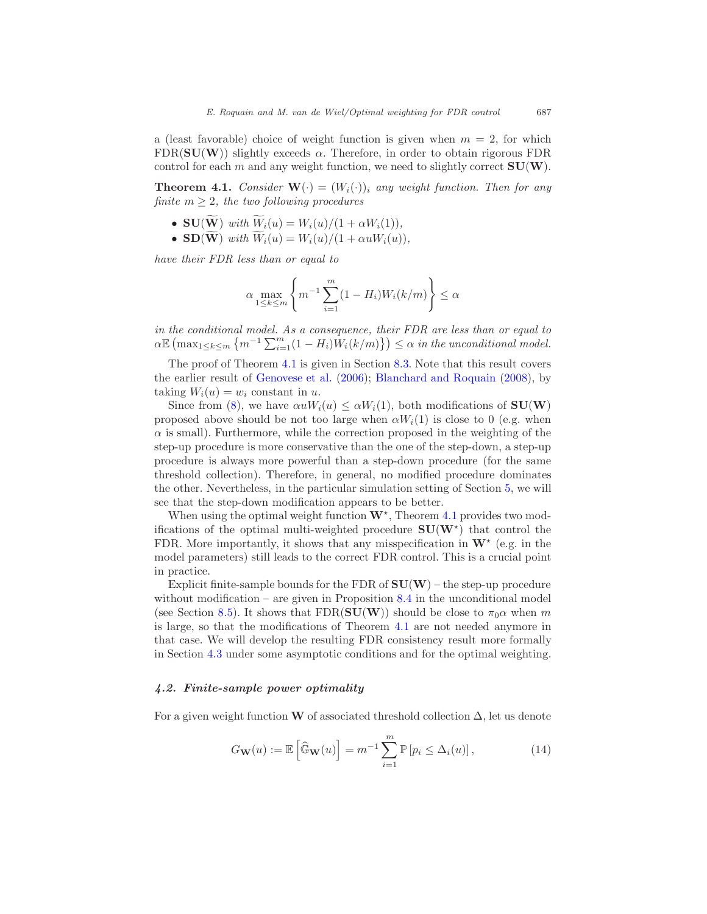a (least favorable) choice of weight function is given when $m = 2$, for which $\mathrm{FDR}(\mathbf{SU}(\mathbf{W}))$ slightly exceeds $\alpha$. Therefore, in order to obtain rigorous FDR control for each $m$ and any weight function, we need to slightly correct $\mathbf{SU}(\mathbf{W})$.

**Theorem 4.1.** *Consider $\mathbf{W}(\cdot) = (W_i(\cdot))_i$ any weight function. Then for any finite $m \geq 2$, the two following procedures*

- $\mathbf{SU}(\widetilde{\mathbf{W}})$ *with* $\widetilde{W}_i(u) = W_i(u)/(1 + \alpha W_i(1))$*,*
- $\mathbf{SD}(\widetilde{\mathbf{W}})$ *with* $\widetilde{W}_i(u) = W_i(u)/(1 + \alpha u W_i(u))$*,*

*have their FDR less than or equal to*

$$\alpha \max_{1 \leq k \leq m} \left\{ m^{-1} \sum_{i=1}^{m} (1 - H_i) W_i(k/m) \right\} \leq \alpha$$

*in the conditional model. As a consequence, their FDR are less than or equal to* $\alpha \mathbb{E}\left( \max_{1 \leq k \leq m} \left\{ m^{-1} \sum_{i=1}^{m} (1 - H_i) W_i(k/m) \right\} \right) \leq \alpha$ *in the unconditional model.*

The proof of Theorem 4.1 is given in Section 8.3. Note that this result covers the earlier result of Genovese et al. (2006); Blanchard and Roquain (2008), by taking $W_i(u) = w_i$ constant in $u$.

Since from (8), we have $\alpha u W_i(u) \leq \alpha W_i(1)$, both modifications of $\mathbf{SU}(\mathbf{W})$ proposed above should be not too large when $\alpha W_i(1)$ is close to 0 (e.g. when $\alpha$ is small). Furthermore, while the correction proposed in the weighting of the step-up procedure is more conservative than the one of the step-down, a step-up procedure is always more powerful than a step-down procedure (for the same threshold collection). Therefore, in general, no modified procedure dominates the other. Nevertheless, in the particular simulation setting of Section 5, we will see that the step-down modification appears to be better.

When using the optimal weight function $\mathbf{W}^{\star}$, Theorem 4.1 provides two modifications of the optimal multi-weighted procedure $\mathbf{SU}(\mathbf{W}^{\star})$ that control the FDR. More importantly, it shows that any misspecification in $\mathbf{W}^{\star}$ (e.g. in the model parameters) still leads to the correct FDR control. This is a crucial point in practice.

Explicit finite-sample bounds for the FDR of $\mathbf{SU}(\mathbf{W})$ – the step-up procedure without modification – are given in Proposition 8.4 in the unconditional model (see Section 8.5). It shows that $\mathrm{FDR}(\mathbf{SU}(\mathbf{W}))$ should be close to $\pi_0 \alpha$ when $m$ is large, so that the modifications of Theorem 4.1 are not needed anymore in that case. We will develop the resulting FDR consistency result more formally in Section 4.3 under some asymptotic conditions and for the optimal weighting.

### *4.2. Finite-sample power optimality*

For a given weight function $\mathbf{W}$ of associated threshold collection $\Delta$, let us denote

$$G_{\mathbf{W}}(u) := \mathbb{E}\left[ \widehat{\mathbb{G}}_{\mathbf{W}}(u) \right] = m^{-1} \sum_{i=1}^{m} \mathbb{P}\left[ p_i \leq \Delta_i(u) \right], \tag{14}$$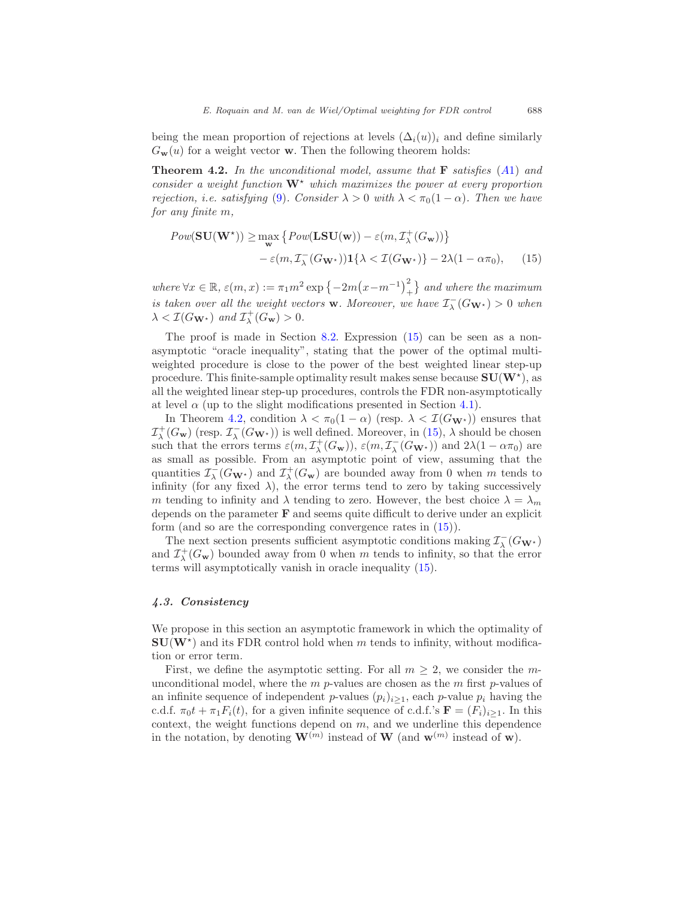being the mean proportion of rejections at levels $(\Delta_i(u))_i$ and define similarly $G_{\mathbf{w}}(u)$ for a weight vector $\mathbf{w}$. Then the following theorem holds:

**Theorem 4.2.** *In the unconditional model, assume that* $\mathbf{F}$ *satisfies* ($A1$) *and consider a weight function* $\mathbf{W}^\star$ *which maximizes the power at every proportion rejection, i.e. satisfying* (9)*. Consider* $\lambda > 0$ *with* $\lambda < \pi_0(1-\alpha)$*. Then we have for any finite* $m$*,*

$$
\begin{aligned}
Pow(\mathbf{SU}(\mathbf{W}^\star)) \geq & \max_{\mathbf{w}} \left\{ Pow(\mathbf{LSU}(\mathbf{w})) - \varepsilon(m, \mathcal{I}^+_\lambda(G_{\mathbf{w}})) \right\} \\
& - \varepsilon(m, \mathcal{I}^-_\lambda(G_{\mathbf{W}^\star})) \mathbf{1}\{\lambda < \mathcal{I}(G_{\mathbf{W}^\star})\} - 2\lambda(1-\alpha\pi_0), \qquad (15)
\end{aligned}
$$

*where* $\forall x \in \mathbb{R}$, $\varepsilon(m,x) := \pi_1 m^2 \exp\left\{-2m\left(x - m^{-1}\right)_+^2\right\}$ *and where the maximum is taken over all the weight vectors* $\mathbf{w}$*. Moreover, we have* $\mathcal{I}^-_\lambda(G_{\mathbf{W}^\star}) > 0$ *when* $\lambda < \mathcal{I}(G_{\mathbf{W}^\star})$ *and* $\mathcal{I}^+_\lambda(G_{\mathbf{w}}) > 0$*.*

The proof is made in Section 8.2. Expression (15) can be seen as a non-asymptotic "oracle inequality", stating that the power of the optimal multi-weighted procedure is close to the power of the best weighted linear step-up procedure. This finite-sample optimality result makes sense because $\mathbf{SU}(\mathbf{W}^\star)$, as all the weighted linear step-up procedures, controls the FDR non-asymptotically at level $\alpha$ (up to the slight modifications presented in Section 4.1).

In Theorem 4.2, condition $\lambda < \pi_0(1-\alpha)$ (resp. $\lambda < \mathcal{I}(G_{\mathbf{W}^\star})$) ensures that $\mathcal{I}^+_\lambda(G_{\mathbf{w}})$ (resp. $\mathcal{I}^-_\lambda(G_{\mathbf{W}^\star})$) is well defined. Moreover, in (15), $\lambda$ should be chosen such that the errors terms $\varepsilon(m, \mathcal{I}^+_\lambda(G_{\mathbf{w}}))$, $\varepsilon(m, \mathcal{I}^-_\lambda(G_{\mathbf{W}^\star}))$ and $2\lambda(1-\alpha\pi_0)$ are as small as possible. From an asymptotic point of view, assuming that the quantities $\mathcal{I}^-_\lambda(G_{\mathbf{W}^\star})$ and $\mathcal{I}^+_\lambda(G_{\mathbf{w}})$ are bounded away from 0 when $m$ tends to infinity (for any fixed $\lambda$), the error terms tend to zero by taking successively $m$ tending to infinity and $\lambda$ tending to zero. However, the best choice $\lambda = \lambda_m$ depends on the parameter $\mathbf{F}$ and seems quite difficult to derive under an explicit form (and so are the corresponding convergence rates in (15)).

The next section presents sufficient asymptotic conditions making $\mathcal{I}^-_\lambda(G_{\mathbf{W}^\star})$ and $\mathcal{I}^+_\lambda(G_{\mathbf{w}})$ bounded away from 0 when $m$ tends to infinity, so that the error terms will asymptotically vanish in oracle inequality (15).

### *4.3. Consistency*

We propose in this section an asymptotic framework in which the optimality of $\mathbf{SU}(\mathbf{W}^\star)$ and its FDR control hold when $m$ tends to infinity, without modification or error term.

First, we define the asymptotic setting. For all $m \geq 2$, we consider the $m$-unconditional model, where the $m$ $p$-values are chosen as the $m$ first $p$-values of an infinite sequence of independent $p$-values $(p_i)_{i\geq 1}$, each $p$-value $p_i$ having the c.d.f. $\pi_0 t + \pi_1 F_i(t)$, for a given infinite sequence of c.d.f.'s $\mathbf{F} = (F_i)_{i\geq 1}$. In this context, the weight functions depend on $m$, and we underline this dependence in the notation, by denoting $\mathbf{W}^{(m)}$ instead of $\mathbf{W}$ (and $\mathbf{w}^{(m)}$ instead of $\mathbf{w}$).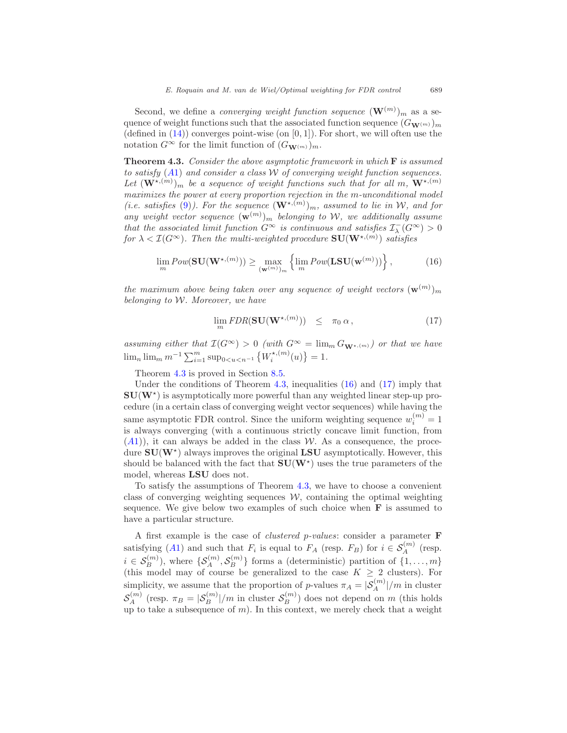Second, we define a *converging weight function sequence* $(\mathbf{W}^{(m)})_m$ as a sequence of weight functions such that the associated function sequence $(G_{\mathbf{W}^{(m)}})_m$ (defined in (14)) converges point-wise (on $[0,1]$). For short, we will often use the notation $G^\infty$ for the limit function of $(G_{\mathbf{W}^{(m)}})_m$.

**Theorem 4.3.** *Consider the above asymptotic framework in which* $\mathbf{F}$ *is assumed to satisfy* $(A1)$ *and consider a class* $\mathcal{W}$ *of converging weight function sequences. Let* $(\mathbf{W}^{\star,(m)})_m$ *be a sequence of weight functions such that for all* $m$, $\mathbf{W}^{\star,(m)}$ *maximizes the power at every proportion rejection in the* $m$*-unconditional model (i.e. satisfies (9)). For the sequence* $(\mathbf{W}^{\star,(m)})_m$*, assumed to lie in* $\mathcal{W}$*, and for any weight vector sequence* $(\mathbf{w}^{(m)})_m$ *belonging to* $\mathcal{W}$*, we additionally assume that the associated limit function* $G^\infty$ *is continuous and satisfies* $\mathcal{I}^-_\lambda(G^\infty) > 0$ *for* $\lambda < \mathcal{I}(G^\infty)$*. Then the multi-weighted procedure* $\mathbf{SU}(\mathbf{W}^{\star,(m)})$ *satisfies*

$$\lim_m Pow(\mathbf{SU}(\mathbf{W}^{\star,(m)})) \geq \max_{(\mathbf{w}^{(m)})_m} \left\{ \lim_m Pow(\mathbf{LSU}(\mathbf{w}^{(m)})) \right\}, \tag{16}$$

*the maximum above being taken over any sequence of weight vectors* $(\mathbf{w}^{(m)})_m$ *belonging to* $\mathcal{W}$*. Moreover, we have*

$$\lim_m FDR(\mathbf{SU}(\mathbf{W}^{\star,(m)})) \quad \leq \quad \pi_0\,\alpha\,, \tag{17}$$

*assuming either that* $\mathcal{I}(G^\infty) > 0$ *(with* $G^\infty = \lim_m G_{\mathbf{W}^{\star,(m)}}$*) or that we have* $\lim_n \lim_m m^{-1} \sum_{i=1}^m \sup_{0<u<n^{-1}} \left\{ W_i^{\star,(m)}(u) \right\} = 1$*.*

Theorem 4.3 is proved in Section 8.5.

Under the conditions of Theorem 4.3, inequalities (16) and (17) imply that $\mathbf{SU}(\mathbf{W}^\star)$ is asymptotically more powerful than any weighted linear step-up procedure (in a certain class of converging weight vector sequences) while having the same asymptotic FDR control. Since the uniform weighting sequence $w_i^{(m)} = 1$ is always converging (with a continuous strictly concave limit function, from $(A1)$), it can always be added in the class $\mathcal{W}$. As a consequence, the procedure $\mathbf{SU}(\mathbf{W}^\star)$ always improves the original $\mathbf{LSU}$ asymptotically. However, this should be balanced with the fact that $\mathbf{SU}(\mathbf{W}^\star)$ uses the true parameters of the model, whereas $\mathbf{LSU}$ does not.

To satisfy the assumptions of Theorem 4.3, we have to choose a convenient class of converging weighting sequences $\mathcal{W}$, containing the optimal weighting sequence. We give below two examples of such choice when $\mathbf{F}$ is assumed to have a particular structure.

A first example is the case of *clustered p-values*: consider a parameter $\mathbf{F}$ satisfying $(A1)$ and such that $F_i$ is equal to $F_A$ (resp. $F_B$) for $i \in \mathcal{S}_A^{(m)}$ (resp. $i \in \mathcal{S}_B^{(m)}$), where $\{\mathcal{S}_A^{(m)}, \mathcal{S}_B^{(m)}\}$ forms a (deterministic) partition of $\{1, \ldots, m\}$ (this model may of course be generalized to the case $K \geq 2$ clusters). For simplicity, we assume that the proportion of $p$-values $\pi_A = |\mathcal{S}_A^{(m)}|/m$ in cluster $\mathcal{S}_A^{(m)}$ (resp. $\pi_B = |\mathcal{S}_B^{(m)}|/m$ in cluster $\mathcal{S}_B^{(m)}$) does not depend on $m$ (this holds up to take a subsequence of $m$). In this context, we merely check that a weight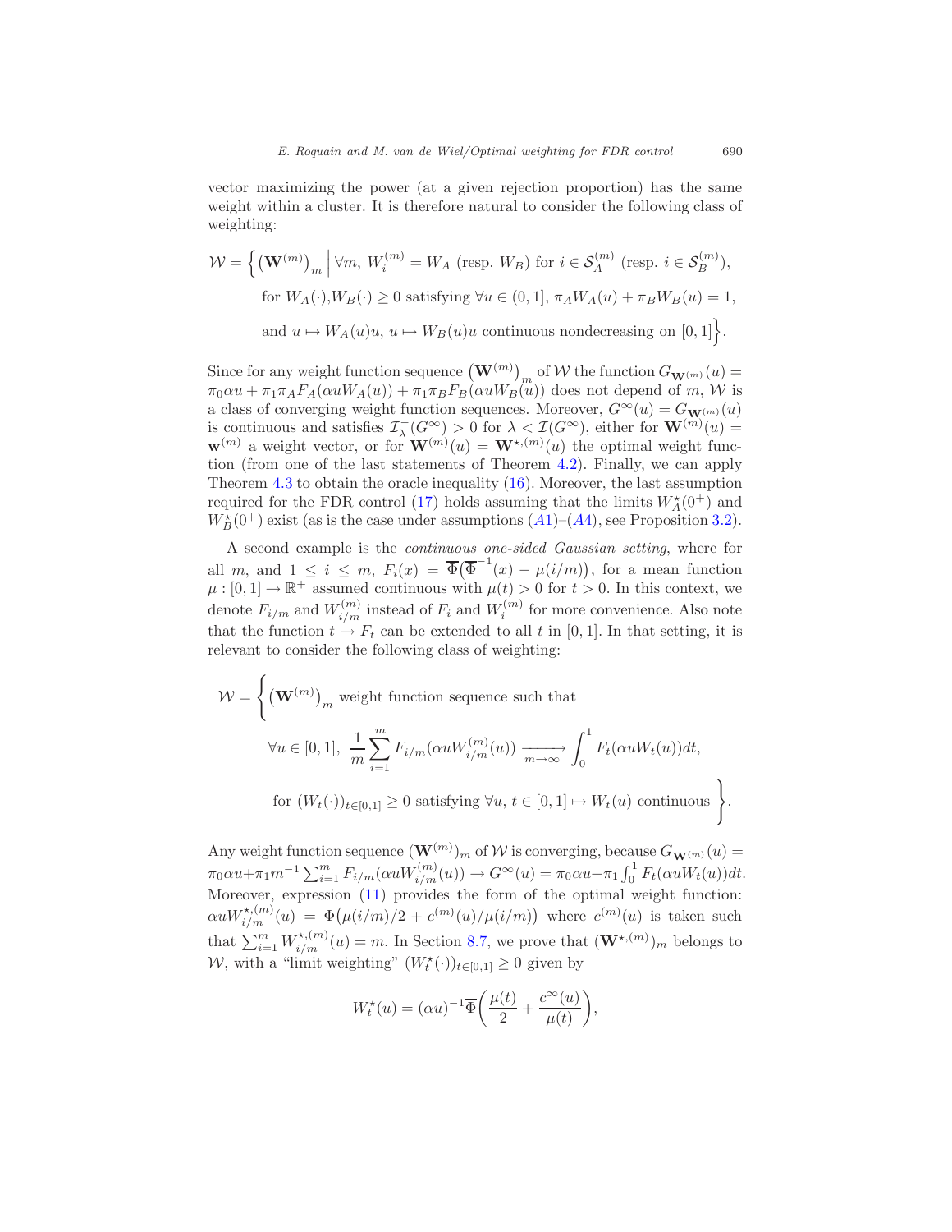vector maximizing the power (at a given rejection proportion) has the same weight within a cluster. It is therefore natural to consider the following class of weighting:

$$\mathcal{W} = \Big\{ \big(\mathbf{W}^{(m)}\big)_m \,\Big|\, \forall m,\ W_i^{(m)} = W_A \text{ (resp. } W_B\text{) for } i \in \mathcal{S}_A^{(m)} \text{ (resp. } i \in \mathcal{S}_B^{(m)}\text{)},$$
$$\text{for } W_A(\cdot), W_B(\cdot) \geq 0 \text{ satisfying } \forall u \in (0,1],\ \pi_A W_A(u) + \pi_B W_B(u) = 1,$$
$$\text{and } u \mapsto W_A(u)u,\ u \mapsto W_B(u)u \text{ continuous nondecreasing on } [0,1] \Big\}.$$

Since for any weight function sequence $\big(\mathbf{W}^{(m)}\big)_m$ of $\mathcal{W}$ the function $G_{\mathbf{W}^{(m)}}(u) = \pi_0 \alpha u + \pi_1 \pi_A F_A(\alpha u W_A(u)) + \pi_1 \pi_B F_B(\alpha u W_B(u))$ does not depend of $m$, $\mathcal{W}$ is a class of converging weight function sequences. Moreover, $G^\infty(u) = G_{\mathbf{W}^{(m)}}(u)$ is continuous and satisfies $\mathcal{I}_\lambda^-(G^\infty) > 0$ for $\lambda < \mathcal{I}(G^\infty)$, either for $\mathbf{W}^{(m)}(u) = \mathbf{w}^{(m)}$ a weight vector, or for $\mathbf{W}^{(m)}(u) = \mathbf{W}^{\star,(m)}(u)$ the optimal weight function (from one of the last statements of Theorem 4.2). Finally, we can apply Theorem 4.3 to obtain the oracle inequality (16). Moreover, the last assumption required for the FDR control (17) holds assuming that the limits $W_A^\star(0^+)$ and $W_B^\star(0^+)$ exist (as is the case under assumptions (A1)–(A4), see Proposition 3.2).

A second example is the *continuous one-sided Gaussian setting*, where for all $m$, and $1 \leq i \leq m$, $F_i(x) = \overline{\Phi}\big(\overline{\Phi}^{-1}(x) - \mu(i/m)\big)$, for a mean function $\mu : [0,1] \to \mathbb{R}^+$ assumed continuous with $\mu(t) > 0$ for $t > 0$. In this context, we denote $F_{i/m}$ and $W_{i/m}^{(m)}$ instead of $F_i$ and $W_i^{(m)}$ for more convenience. Also note that the function $t \mapsto F_t$ can be extended to all $t$ in $[0,1]$. In that setting, it is relevant to consider the following class of weighting:

$$\mathcal{W} = \Bigg\{ \big(\mathbf{W}^{(m)}\big)_m \text{ weight function sequence such that}$$
$$\forall u \in [0,1],\ \frac{1}{m}\sum_{i=1}^m F_{i/m}(\alpha u W_{i/m}^{(m)}(u)) \xrightarrow[m\to\infty]{} \int_0^1 F_t(\alpha u W_t(u))dt,$$
$$\text{for } (W_t(\cdot))_{t\in[0,1]} \geq 0 \text{ satisfying } \forall u,\ t \in [0,1] \mapsto W_t(u) \text{ continuous} \Bigg\}.$$

Any weight function sequence $(\mathbf{W}^{(m)})_m$ of $\mathcal{W}$ is converging, because $G_{\mathbf{W}^{(m)}}(u) = \pi_0 \alpha u + \pi_1 m^{-1} \sum_{i=1}^m F_{i/m}(\alpha u W_{i/m}^{(m)}(u)) \to G^\infty(u) = \pi_0 \alpha u + \pi_1 \int_0^1 F_t(\alpha u W_t(u))dt$. Moreover, expression (11) provides the form of the optimal weight function: $\alpha u W_{i/m}^{\star,(m)}(u) = \overline{\Phi}\big(\mu(i/m)/2 + c^{(m)}(u)/\mu(i/m)\big)$ where $c^{(m)}(u)$ is taken such that $\sum_{i=1}^m W_{i/m}^{\star,(m)}(u) = m$. In Section 8.7, we prove that $(\mathbf{W}^{\star,(m)})_m$ belongs to $\mathcal{W}$, with a "limit weighting" $(W_t^\star(\cdot))_{t\in[0,1]} \geq 0$ given by

$$W_t^\star(u) = (\alpha u)^{-1} \overline{\Phi}\left( \frac{\mu(t)}{2} + \frac{c^\infty(u)}{\mu(t)} \right),$$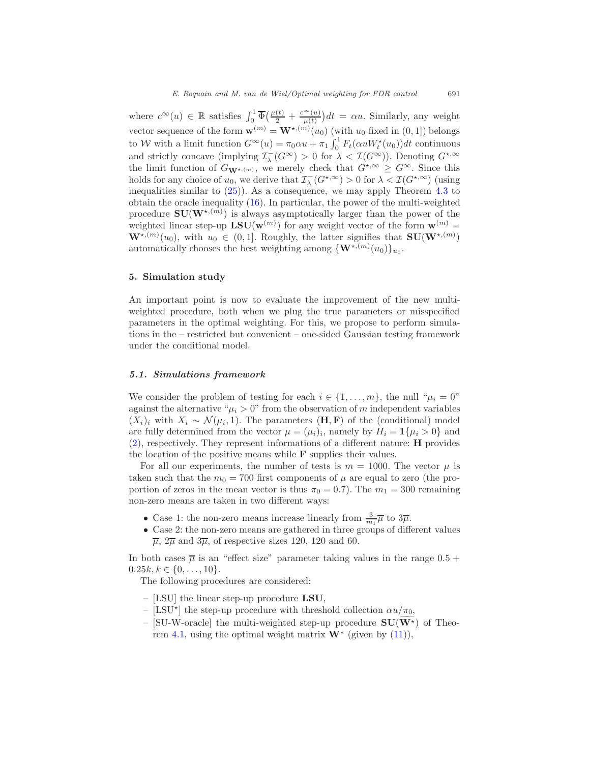where $c^\infty(u) \in \mathbb{R}$ satisfies $\int_0^1 \overline{\Phi}\big(\frac{\mu(t)}{2} + \frac{c^\infty(u)}{\mu(t)}\big)dt = \alpha u$. Similarly, any weight vector sequence of the form $\mathbf{w}^{(m)} = \mathbf{W}^{\star,(m)}(u_0)$ (with $u_0$ fixed in $(0,1]$) belongs to $\mathcal{W}$ with a limit function $G^\infty(u) = \pi_0 \alpha u + \pi_1 \int_0^1 F_t(\alpha u W_t^\star(u_0))dt$ continuous and strictly concave (implying $\mathcal{I}_\lambda^-(G^\infty) > 0$ for $\lambda < \mathcal{I}(G^\infty)$). Denoting $G^{\star,\infty}$ the limit function of $G_{\mathbf{W}^{\star,(m)}}$, we merely check that $G^{\star,\infty} \geq G^\infty$. Since this holds for any choice of $u_0$, we derive that $\mathcal{I}_\lambda^-(G^{\star,\infty}) > 0$ for $\lambda < \mathcal{I}(G^{\star,\infty})$ (using inequalities similar to (25)). As a consequence, we may apply Theorem 4.3 to obtain the oracle inequality (16). In particular, the power of the multi-weighted procedure $\mathbf{SU}(\mathbf{W}^{\star,(m)})$ is always asymptotically larger than the power of the weighted linear step-up $\mathbf{LSU}(\mathbf{w}^{(m)})$ for any weight vector of the form $\mathbf{w}^{(m)} = \mathbf{W}^{\star,(m)}(u_0)$, with $u_0 \in (0,1]$. Roughly, the latter signifies that $\mathbf{SU}(\mathbf{W}^{\star,(m)})$ automatically chooses the best weighting among $\{\mathbf{W}^{\star,(m)}(u_0)\}_{u_0}$.

## 5. Simulation study

An important point is now to evaluate the improvement of the new multi-weighted procedure, both when we plug the true parameters or misspecified parameters in the optimal weighting. For this, we propose to perform simulations in the – restricted but convenient – one-sided Gaussian testing framework under the conditional model.

### *5.1. Simulations framework*

We consider the problem of testing for each $i \in \{1, \ldots, m\}$, the null "$\mu_i = 0$" against the alternative "$\mu_i > 0$" from the observation of $m$ independent variables $(X_i)_i$ with $X_i \sim \mathcal{N}(\mu_i, 1)$. The parameters $(\mathbf{H}, \mathbf{F})$ of the (conditional) model are fully determined from the vector $\mu = (\mu_i)_i$, namely by $H_i = \mathbf{1}\{\mu_i > 0\}$ and (2), respectively. They represent informations of a different nature: $\mathbf{H}$ provides the location of the positive means while $\mathbf{F}$ supplies their values.

For all our experiments, the number of tests is $m = 1000$. The vector $\mu$ is taken such that the $m_0 = 700$ first components of $\mu$ are equal to zero (the proportion of zeros in the mean vector is thus $\pi_0 = 0.7$). The $m_1 = 300$ remaining non-zero means are taken in two different ways:

- Case 1: the non-zero means increase linearly from $\frac{3}{m_1}\overline{\mu}$ to $3\overline{\mu}$.
- Case 2: the non-zero means are gathered in three groups of different values $\overline{\mu}$, $2\overline{\mu}$ and $3\overline{\mu}$, of respective sizes 120, 120 and 60.

In both cases $\overline{\mu}$ is an "effect size" parameter taking values in the range $0.5 + 0.25k, k \in \{0, \ldots, 10\}$.

The following procedures are considered:

– [LSU] the linear step-up procedure $\mathbf{LSU}$,
– [LSU$^\star$] the step-up procedure with threshold collection $\alpha u/\pi_0$,
– [SU-W-oracle] the multi-weighted step-up procedure $\mathbf{SU}(\widetilde{\mathbf{W}^\star})$ of Theorem 4.1, using the optimal weight matrix $\mathbf{W}^\star$ (given by (11)),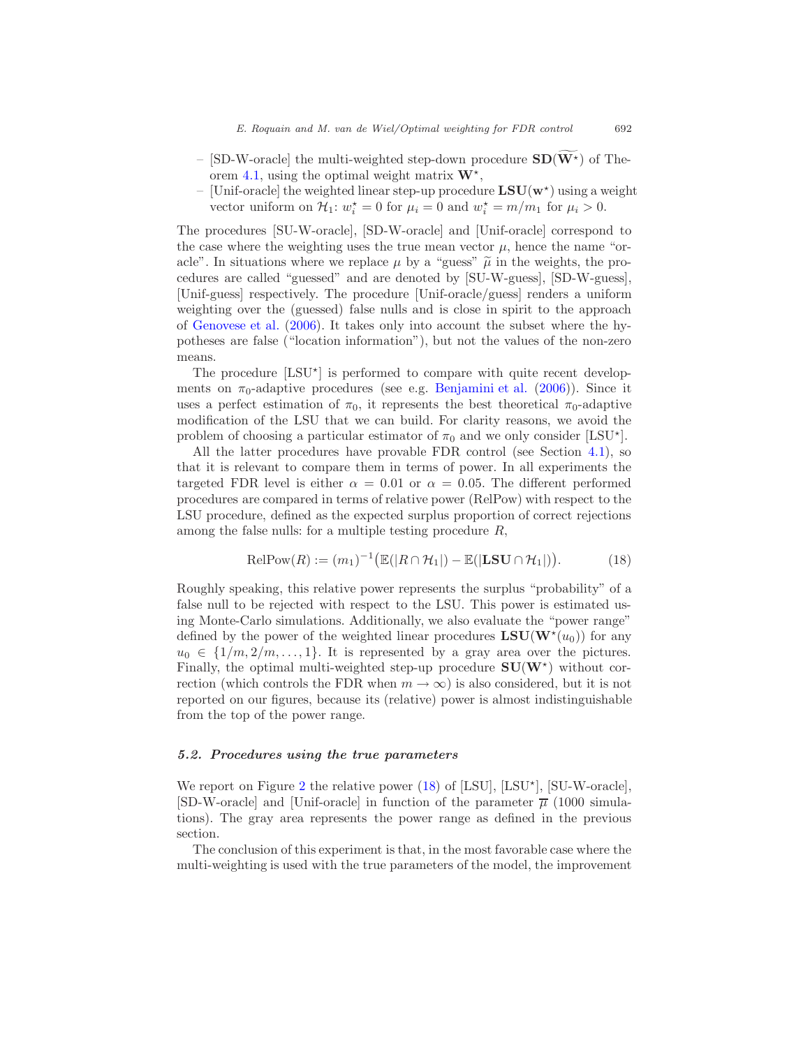- [SD-W-oracle] the multi-weighted step-down procedure $\mathbf{SD}(\widetilde{\mathbf{W}^\star})$ of Theorem 4.1, using the optimal weight matrix $\mathbf{W}^\star$,
- [Unif-oracle] the weighted linear step-up procedure $\mathbf{LSU}(\mathbf{w}^\star)$ using a weight vector uniform on $\mathcal{H}_1$: $w_i^\star = 0$ for $\mu_i = 0$ and $w_i^\star = m/m_1$ for $\mu_i > 0$.

The procedures [SU-W-oracle], [SD-W-oracle] and [Unif-oracle] correspond to the case where the weighting uses the true mean vector $\mu$, hence the name "oracle". In situations where we replace $\mu$ by a "guess" $\widetilde{\mu}$ in the weights, the procedures are called "guessed" and are denoted by [SU-W-guess], [SD-W-guess], [Unif-guess] respectively. The procedure [Unif-oracle/guess] renders a uniform weighting over the (guessed) false nulls and is close in spirit to the approach of Genovese et al. (2006). It takes only into account the subset where the hypotheses are false ("location information"), but not the values of the non-zero means.

The procedure [LSU$^\star$] is performed to compare with quite recent developments on $\pi_0$-adaptive procedures (see e.g. Benjamini et al. (2006)). Since it uses a perfect estimation of $\pi_0$, it represents the best theoretical $\pi_0$-adaptive modification of the LSU that we can build. For clarity reasons, we avoid the problem of choosing a particular estimator of $\pi_0$ and we only consider [LSU$^\star$].

All the latter procedures have provable FDR control (see Section 4.1), so that it is relevant to compare them in terms of power. In all experiments the targeted FDR level is either $\alpha = 0.01$ or $\alpha = 0.05$. The different performed procedures are compared in terms of relative power (RelPow) with respect to the LSU procedure, defined as the expected surplus proportion of correct rejections among the false nulls: for a multiple testing procedure $R$,

$$\mathrm{RelPow}(R) := (m_1)^{-1}\big(\mathbb{E}(|R \cap \mathcal{H}_1|) - \mathbb{E}(|\mathbf{LSU} \cap \mathcal{H}_1|)\big). \tag{18}$$

Roughly speaking, this relative power represents the surplus "probability" of a false null to be rejected with respect to the LSU. This power is estimated using Monte-Carlo simulations. Additionally, we also evaluate the "power range" defined by the power of the weighted linear procedures $\mathbf{LSU}(\mathbf{W}^\star(u_0))$ for any $u_0 \in \{1/m, 2/m, \ldots, 1\}$. It is represented by a gray area over the pictures. Finally, the optimal multi-weighted step-up procedure $\mathbf{SU}(\mathbf{W}^\star)$ without correction (which controls the FDR when $m \to \infty$) is also considered, but it is not reported on our figures, because its (relative) power is almost indistinguishable from the top of the power range.

### 5.2. Procedures using the true parameters

We report on Figure 2 the relative power (18) of [LSU], [LSU$^\star$], [SU-W-oracle], [SD-W-oracle] and [Unif-oracle] in function of the parameter $\overline{\mu}$ (1000 simulations). The gray area represents the power range as defined in the previous section.

The conclusion of this experiment is that, in the most favorable case where the multi-weighting is used with the true parameters of the model, the improvement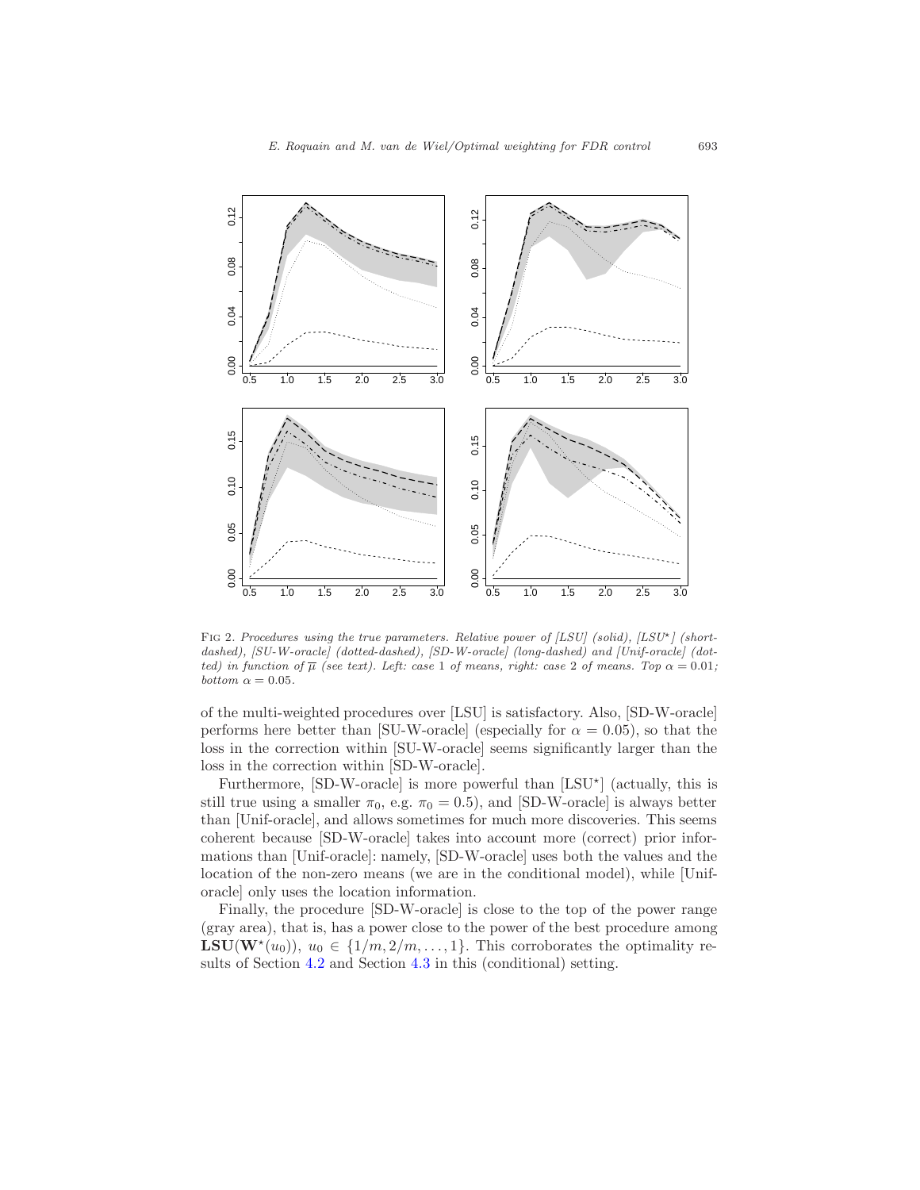Fig 2. *Procedures using the true parameters. Relative power of [LSU] (solid), [LSU*] (short-dashed), [SU-W-oracle] (dotted-dashed), [SD-W-oracle] (long-dashed) and [Unif-oracle] (dotted) in function of $\overline{\mu}$ (see text). Left: case 1 of means, right: case 2 of means. Top $\alpha = 0.01$; bottom $\alpha = 0.05$.*

of the multi-weighted procedures over [LSU] is satisfactory. Also, [SD-W-oracle] performs here better than [SU-W-oracle] (especially for $\alpha = 0.05$), so that the loss in the correction within [SU-W-oracle] seems significantly larger than the loss in the correction within [SD-W-oracle].

Furthermore, [SD-W-oracle] is more powerful than [LSU*] (actually, this is still true using a smaller $\pi_0$, e.g. $\pi_0 = 0.5$), and [SD-W-oracle] is always better than [Unif-oracle], and allows sometimes for much more discoveries. This seems coherent because [SD-W-oracle] takes into account more (correct) prior informations than [Unif-oracle]: namely, [SD-W-oracle] uses both the values and the location of the non-zero means (we are in the conditional model), while [Unif-oracle] only uses the location information.

Finally, the procedure [SD-W-oracle] is close to the top of the power range (gray area), that is, has a power close to the power of the best procedure among $\mathbf{LSU}(\mathbf{W}^\star(u_0))$, $u_0 \in \{1/m, 2/m, \ldots, 1\}$. This corroborates the optimality results of Section 4.2 and Section 4.3 in this (conditional) setting.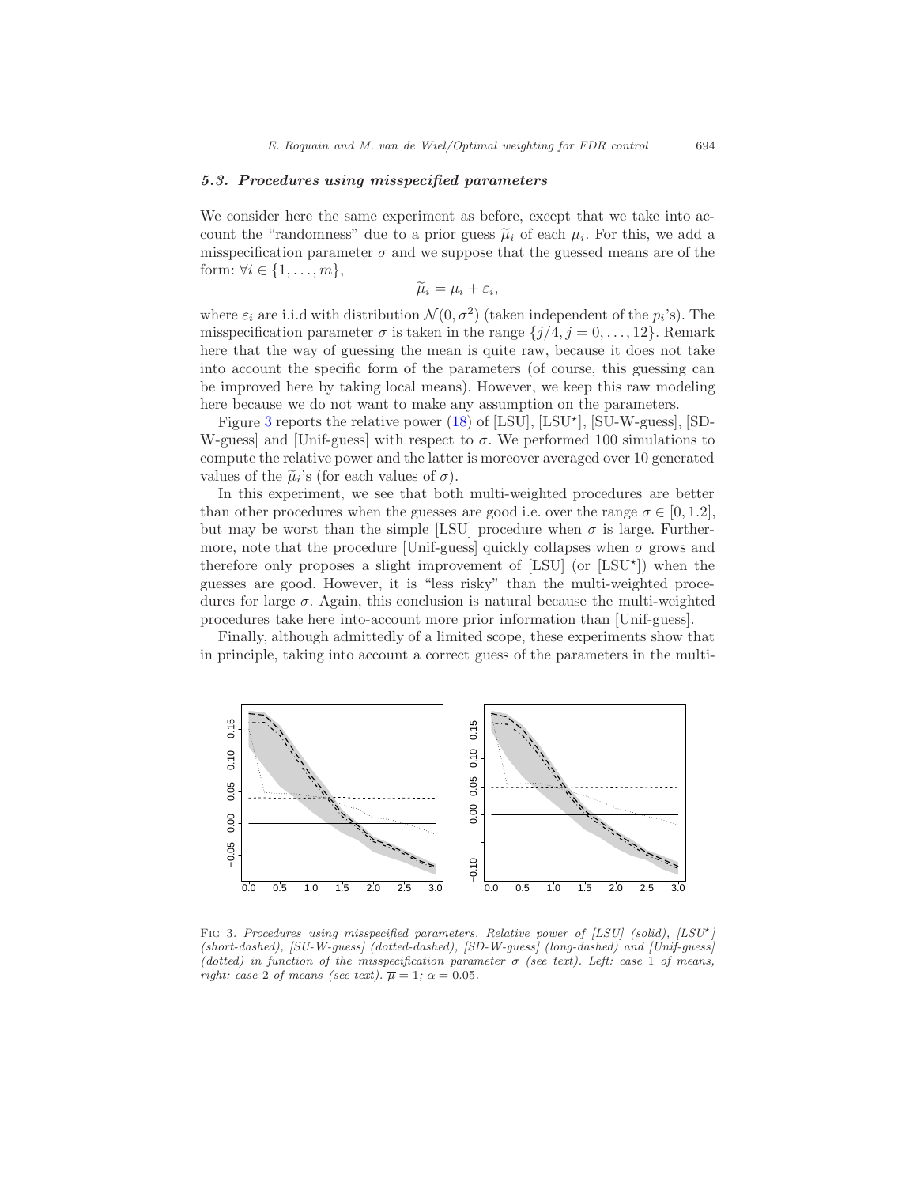### 5.3. Procedures using misspecified parameters

We consider here the same experiment as before, except that we take into account the "randomness" due to a prior guess $\widetilde{\mu}_i$ of each $\mu_i$. For this, we add a misspecification parameter $\sigma$ and we suppose that the guessed means are of the form: $\forall i \in \{1, \ldots, m\}$,

$$\widetilde{\mu}_i = \mu_i + \varepsilon_i,$$

where $\varepsilon_i$ are i.i.d with distribution $\mathcal{N}(0, \sigma^2)$ (taken independent of the $p_i$'s). The misspecification parameter $\sigma$ is taken in the range $\{j/4, j = 0, \ldots, 12\}$. Remark here that the way of guessing the mean is quite raw, because it does not take into account the specific form of the parameters (of course, this guessing can be improved here by taking local means). However, we keep this raw modeling here because we do not want to make any assumption on the parameters.

Figure 3 reports the relative power (18) of [LSU], [LSU$^\star$], [SU-W-guess], [SD-W-guess] and [Unif-guess] with respect to $\sigma$. We performed 100 simulations to compute the relative power and the latter is moreover averaged over 10 generated values of the $\widetilde{\mu}_i$'s (for each values of $\sigma$).

In this experiment, we see that both multi-weighted procedures are better than other procedures when the guesses are good i.e. over the range $\sigma \in [0, 1.2]$, but may be worst than the simple [LSU] procedure when $\sigma$ is large. Furthermore, note that the procedure [Unif-guess] quickly collapses when $\sigma$ grows and therefore only proposes a slight improvement of [LSU] (or [LSU$^\star$]) when the guesses are good. However, it is "less risky" than the multi-weighted procedures for large $\sigma$. Again, this conclusion is natural because the multi-weighted procedures take here into-account more prior information than [Unif-guess].

Finally, although admittedly of a limited scope, these experiments show that in principle, taking into account a correct guess of the parameters in the multi-

FIG 3. *Procedures using misspecified parameters. Relative power of [LSU] (solid), [LSU$^\star$] (short-dashed), [SU-W-guess] (dotted-dashed), [SD-W-guess] (long-dashed) and [Unif-guess] (dotted) in function of the misspecification parameter $\sigma$ (see text). Left: case 1 of means, right: case 2 of means (see text).* $\overline{\mu} = 1$; $\alpha = 0.05$.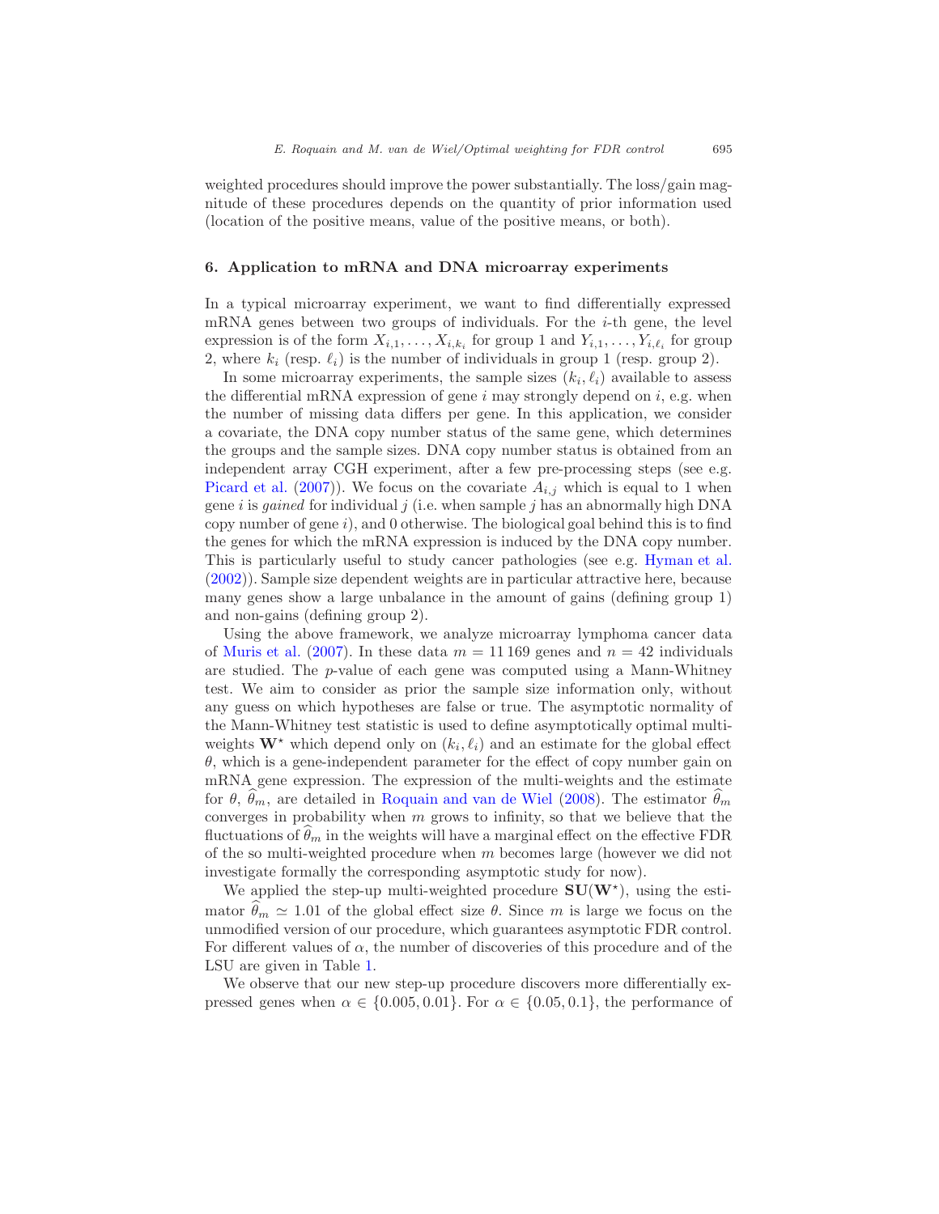weighted procedures should improve the power substantially. The loss/gain magnitude of these procedures depends on the quantity of prior information used (location of the positive means, value of the positive means, or both).

## 6. Application to mRNA and DNA microarray experiments

In a typical microarray experiment, we want to find differentially expressed mRNA genes between two groups of individuals. For the $i$-th gene, the level expression is of the form $X_{i,1}, \dots, X_{i,k_i}$ for group 1 and $Y_{i,1}, \dots, Y_{i,\ell_i}$ for group 2, where $k_i$ (resp. $\ell_i$) is the number of individuals in group 1 (resp. group 2).

In some microarray experiments, the sample sizes $(k_i, \ell_i)$ available to assess the differential mRNA expression of gene $i$ may strongly depend on $i$, e.g. when the number of missing data differs per gene. In this application, we consider a covariate, the DNA copy number status of the same gene, which determines the groups and the sample sizes. DNA copy number status is obtained from an independent array CGH experiment, after a few pre-processing steps (see e.g. Picard et al. (2007)). We focus on the covariate $A_{i,j}$ which is equal to 1 when gene $i$ is *gained* for individual $j$ (i.e. when sample $j$ has an abnormally high DNA copy number of gene $i$), and 0 otherwise. The biological goal behind this is to find the genes for which the mRNA expression is induced by the DNA copy number. This is particularly useful to study cancer pathologies (see e.g. Hyman et al. (2002)). Sample size dependent weights are in particular attractive here, because many genes show a large unbalance in the amount of gains (defining group 1) and non-gains (defining group 2).

Using the above framework, we analyze microarray lymphoma cancer data of Muris et al. (2007). In these data $m = 11\,169$ genes and $n = 42$ individuals are studied. The $p$-value of each gene was computed using a Mann-Whitney test. We aim to consider as prior the sample size information only, without any guess on which hypotheses are false or true. The asymptotic normality of the Mann-Whitney test statistic is used to define asymptotically optimal multi-weights $\mathbf{W}^\star$ which depend only on $(k_i, \ell_i)$ and an estimate for the global effect $\theta$, which is a gene-independent parameter for the effect of copy number gain on mRNA gene expression. The expression of the multi-weights and the estimate for $\theta$, $\widehat{\theta}_m$, are detailed in Roquain and van de Wiel (2008). The estimator $\widehat{\theta}_m$ converges in probability when $m$ grows to infinity, so that we believe that the fluctuations of $\widehat{\theta}_m$ in the weights will have a marginal effect on the effective FDR of the so multi-weighted procedure when $m$ becomes large (however we did not investigate formally the corresponding asymptotic study for now).

We applied the step-up multi-weighted procedure $\mathbf{SU}(\mathbf{W}^\star)$, using the estimator $\widehat{\theta}_m \simeq 1.01$ of the global effect size $\theta$. Since $m$ is large we focus on the unmodified version of our procedure, which guarantees asymptotic FDR control. For different values of $\alpha$, the number of discoveries of this procedure and of the LSU are given in Table 1.

We observe that our new step-up procedure discovers more differentially expressed genes when $\alpha \in \{0.005, 0.01\}$. For $\alpha \in \{0.05, 0.1\}$, the performance of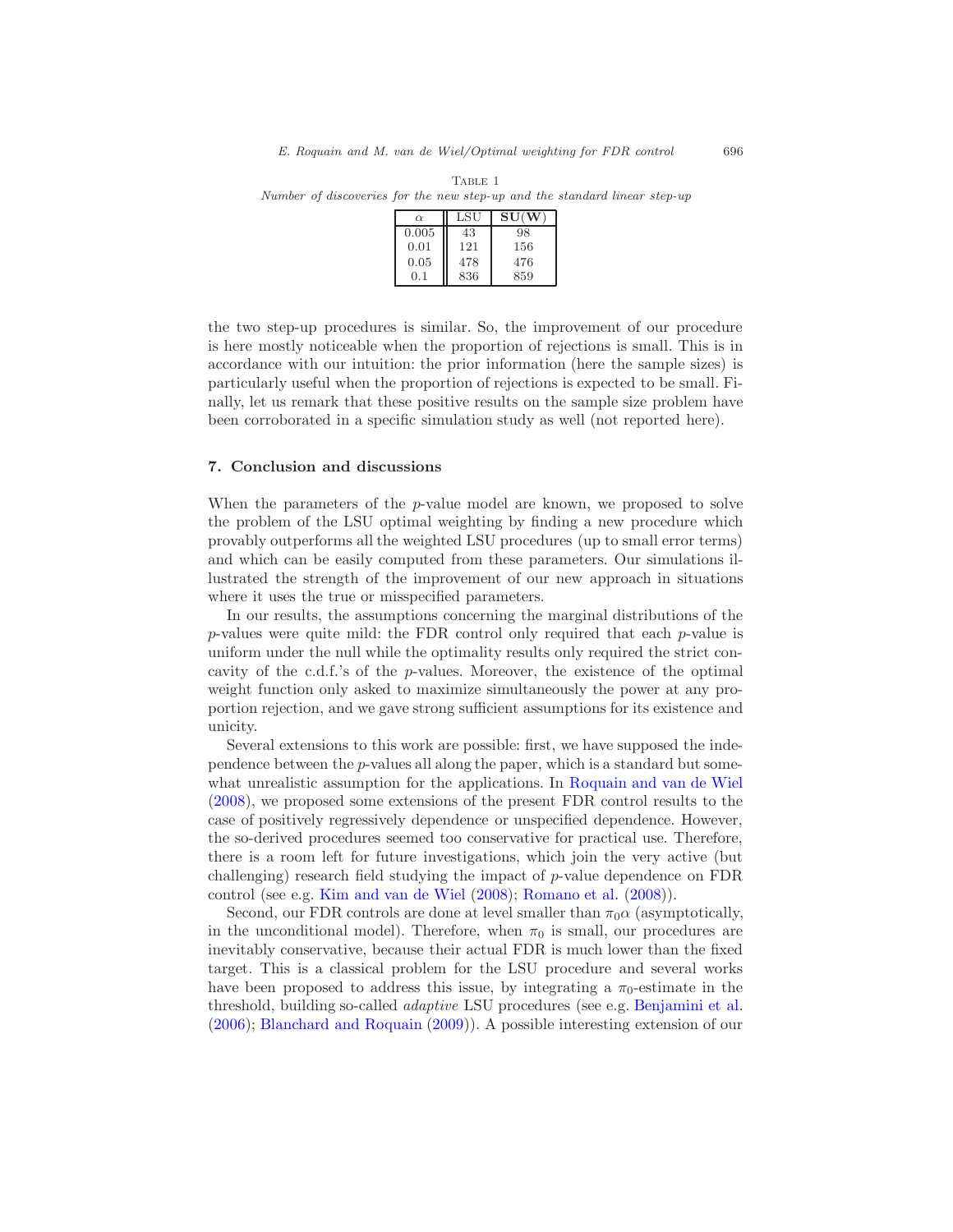Table 1
*Number of discoveries for the new step-up and the standard linear step-up*

| $\alpha$ | LSU | $\mathbf{SU}(\mathbf{W})$ |
|---|---|---|
| 0.005 | 43 | 98 |
| 0.01 | 121 | 156 |
| 0.05 | 478 | 476 |
| 0.1 | 836 | 859 |

the two step-up procedures is similar. So, the improvement of our procedure is here mostly noticeable when the proportion of rejections is small. This is in accordance with our intuition: the prior information (here the sample sizes) is particularly useful when the proportion of rejections is expected to be small. Finally, let us remark that these positive results on the sample size problem have been corroborated in a specific simulation study as well (not reported here).

## 7. Conclusion and discussions

When the parameters of the $p$-value model are known, we proposed to solve the problem of the LSU optimal weighting by finding a new procedure which provably outperforms all the weighted LSU procedures (up to small error terms) and which can be easily computed from these parameters. Our simulations illustrated the strength of the improvement of our new approach in situations where it uses the true or misspecified parameters.

In our results, the assumptions concerning the marginal distributions of the $p$-values were quite mild: the FDR control only required that each $p$-value is uniform under the null while the optimality results only required the strict concavity of the c.d.f.'s of the $p$-values. Moreover, the existence of the optimal weight function only asked to maximize simultaneously the power at any proportion rejection, and we gave strong sufficient assumptions for its existence and unicity.

Several extensions to this work are possible: first, we have supposed the independence between the $p$-values all along the paper, which is a standard but somewhat unrealistic assumption for the applications. In Roquain and van de Wiel (2008), we proposed some extensions of the present FDR control results to the case of positively regressively dependence or unspecified dependence. However, the so-derived procedures seemed too conservative for practical use. Therefore, there is a room left for future investigations, which join the very active (but challenging) research field studying the impact of $p$-value dependence on FDR control (see e.g. Kim and van de Wiel (2008); Romano et al. (2008)).

Second, our FDR controls are done at level smaller than $\pi_0\alpha$ (asymptotically, in the unconditional model). Therefore, when $\pi_0$ is small, our procedures are inevitably conservative, because their actual FDR is much lower than the fixed target. This is a classical problem for the LSU procedure and several works have been proposed to address this issue, by integrating a $\pi_0$-estimate in the threshold, building so-called *adaptive* LSU procedures (see e.g. Benjamini et al. (2006); Blanchard and Roquain (2009)). A possible interesting extension of our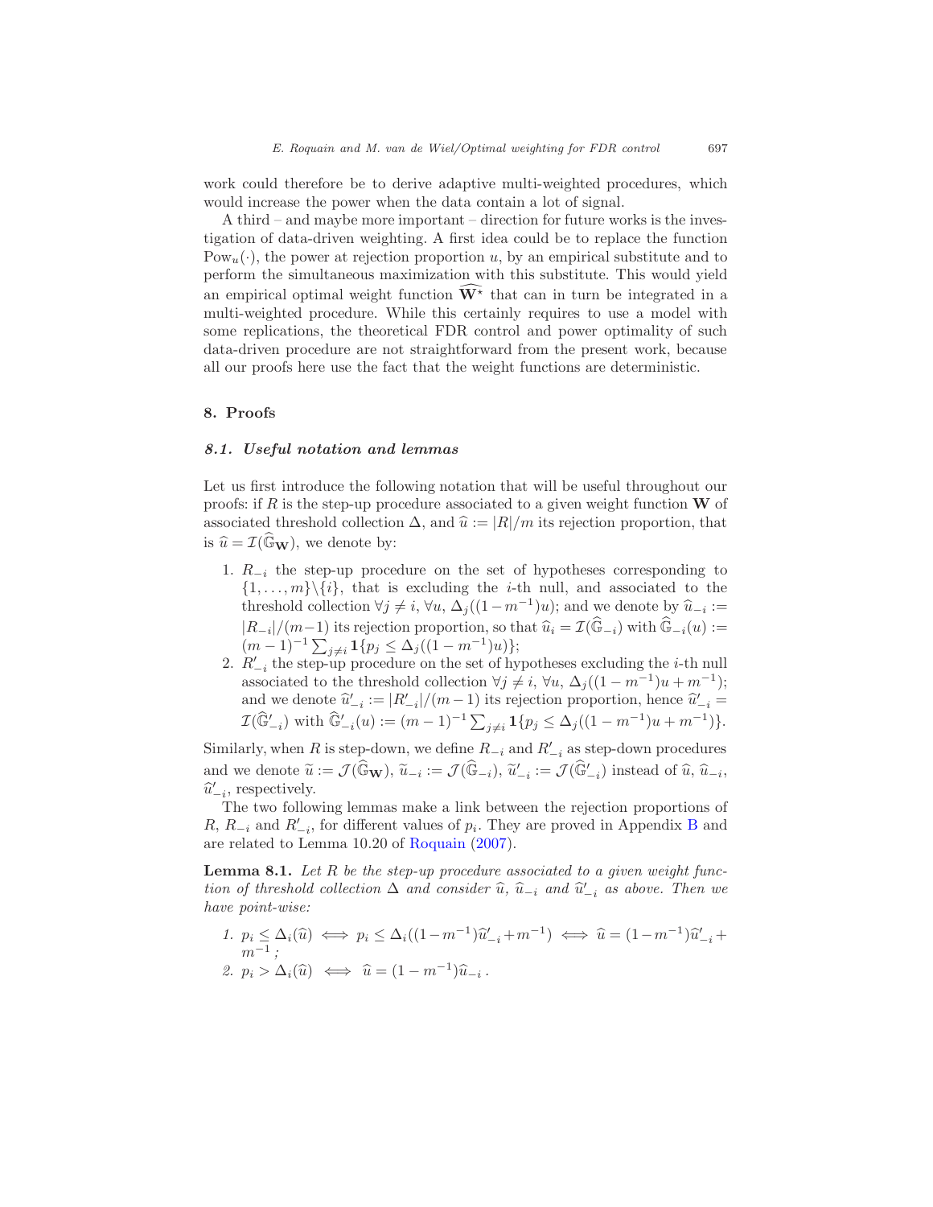work could therefore be to derive adaptive multi-weighted procedures, which would increase the power when the data contain a lot of signal.

A third – and maybe more important – direction for future works is the investigation of data-driven weighting. A first idea could be to replace the function $\mathrm{Pow}_u(\cdot)$, the power at rejection proportion $u$, by an empirical substitute and to perform the simultaneous maximization with this substitute. This would yield an empirical optimal weight function $\widehat{\mathbf{W}^\star}$ that can in turn be integrated in a multi-weighted procedure. While this certainly requires to use a model with some replications, the theoretical FDR control and power optimality of such data-driven procedure are not straightforward from the present work, because all our proofs here use the fact that the weight functions are deterministic.

## 8. Proofs

### 8.1. Useful notation and lemmas

Let us first introduce the following notation that will be useful throughout our proofs: if $R$ is the step-up procedure associated to a given weight function $\mathbf{W}$ of associated threshold collection $\Delta$, and $\widehat{u} := |R|/m$ its rejection proportion, that is $\widehat{u} = \mathcal{I}(\widehat{\mathbb{G}}_{\mathbf{W}})$, we denote by:

1. $R_{-i}$ the step-up procedure on the set of hypotheses corresponding to $\{1,\ldots,m\}\backslash\{i\}$, that is excluding the $i$-th null, and associated to the threshold collection $\forall j \neq i$, $\forall u$, $\Delta_j((1-m^{-1})u)$; and we denote by $\widehat{u}_{-i} := |R_{-i}|/(m-1)$ its rejection proportion, so that $\widehat{u}_i = \mathcal{I}(\widehat{\mathbb{G}}_{-i})$ with $\widehat{\mathbb{G}}_{-i}(u) := (m-1)^{-1}\sum_{j\neq i}\mathbf{1}\{p_j \leq \Delta_j((1-m^{-1})u)\}$;
2. $R'_{-i}$ the step-up procedure on the set of hypotheses excluding the $i$-th null associated to the threshold collection $\forall j \neq i$, $\forall u$, $\Delta_j((1-m^{-1})u + m^{-1})$; and we denote $\widehat{u}'_{-i} := |R'_{-i}|/(m-1)$ its rejection proportion, hence $\widehat{u}'_{-i} = \mathcal{I}(\widehat{\mathbb{G}}'_{-i})$ with $\widehat{\mathbb{G}}'_{-i}(u) := (m-1)^{-1}\sum_{j\neq i}\mathbf{1}\{p_j \leq \Delta_j((1-m^{-1})u + m^{-1})\}$.

Similarly, when $R$ is step-down, we define $R_{-i}$ and $R'_{-i}$ as step-down procedures and we denote $\widetilde{u} := \mathcal{J}(\widehat{\mathbb{G}}_{\mathbf{W}})$, $\widetilde{u}_{-i} := \mathcal{J}(\widehat{\mathbb{G}}_{-i})$, $\widetilde{u}'_{-i} := \mathcal{J}(\widehat{\mathbb{G}}'_{-i})$ instead of $\widehat{u}$, $\widehat{u}_{-i}$, $\widehat{u}'_{-i}$, respectively.

The two following lemmas make a link between the rejection proportions of $R$, $R_{-i}$ and $R'_{-i}$, for different values of $p_i$. They are proved in Appendix B and are related to Lemma 10.20 of Roquain (2007).

**Lemma 8.1.** *Let $R$ be the step-up procedure associated to a given weight function of threshold collection $\Delta$ and consider $\widehat{u}$, $\widehat{u}_{-i}$ and $\widehat{u}'_{-i}$ as above. Then we have point-wise:*

1. $p_i \leq \Delta_i(\widehat{u}) \iff p_i \leq \Delta_i((1-m^{-1})\widehat{u}'_{-i} + m^{-1}) \iff \widehat{u} = (1-m^{-1})\widehat{u}'_{-i} + m^{-1}$;
2. $p_i > \Delta_i(\widehat{u}) \iff \widehat{u} = (1-m^{-1})\widehat{u}_{-i}$.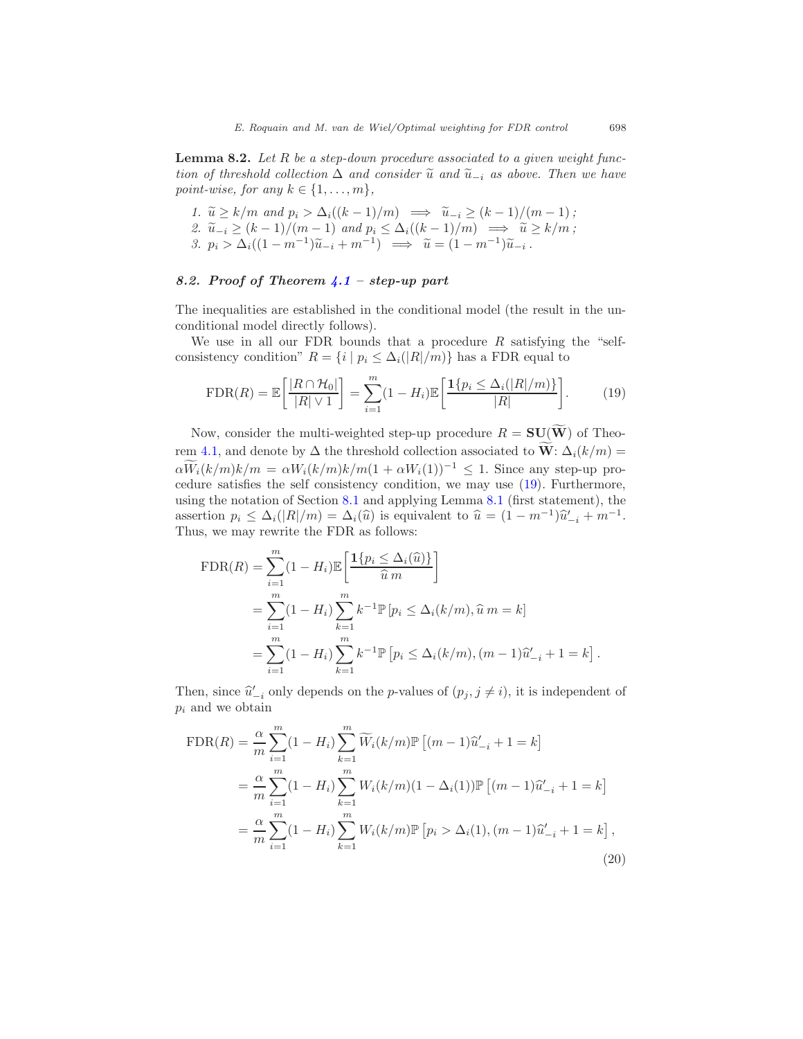**Lemma 8.2.** *Let $R$ be a step-down procedure associated to a given weight function of threshold collection $\Delta$ and consider $\widetilde{u}$ and $\widetilde{u}_{-i}$ as above. Then we have point-wise, for any $k \in \{1, \ldots, m\}$,*

1. $\widetilde{u} \geq k/m$ *and* $p_i > \Delta_i((k-1)/m) \implies \widetilde{u}_{-i} \geq (k-1)/(m-1)$ *;*
2. $\widetilde{u}_{-i} \geq (k-1)/(m-1)$ *and* $p_i \leq \Delta_i((k-1)/m) \implies \widetilde{u} \geq k/m$ *;*
3. $p_i > \Delta_i((1-m^{-1})\widetilde{u}_{-i} + m^{-1}) \implies \widetilde{u} = (1-m^{-1})\widetilde{u}_{-i}$ *.*

### 8.2. Proof of Theorem 4.1 – step-up part

The inequalities are established in the conditional model (the result in the unconditional model directly follows).

We use in all our FDR bounds that a procedure $R$ satisfying the "self-consistency condition" $R = \{i \mid p_i \leq \Delta_i(|R|/m)\}$ has a FDR equal to

$$\mathrm{FDR}(R) = \mathbb{E}\left[\frac{|R \cap \mathcal{H}_0|}{|R| \vee 1}\right] = \sum_{i=1}^{m}(1-H_i)\mathbb{E}\left[\frac{\mathbf{1}\{p_i \leq \Delta_i(|R|/m)\}}{|R|}\right]. \tag{19}$$

Now, consider the multi-weighted step-up procedure $R = \mathbf{SU}(\widetilde{\mathbf{W}})$ of Theorem 4.1, and denote by $\Delta$ the threshold collection associated to $\widetilde{\mathbf{W}}$: $\Delta_i(k/m) = \alpha \widetilde{W}_i(k/m)k/m = \alpha W_i(k/m)k/m(1+\alpha W_i(1))^{-1} \leq 1$. Since any step-up procedure satisfies the self consistency condition, we may use (19). Furthermore, using the notation of Section 8.1 and applying Lemma 8.1 (first statement), the assertion $p_i \leq \Delta_i(|R|/m) = \Delta_i(\widehat{u})$ is equivalent to $\widehat{u} = (1-m^{-1})\widehat{u}'_{-i} + m^{-1}$. Thus, we may rewrite the FDR as follows:

$$\begin{aligned}
\mathrm{FDR}(R) &= \sum_{i=1}^{m}(1-H_i)\mathbb{E}\left[\frac{\mathbf{1}\{p_i \leq \Delta_i(\widehat{u})\}}{\widehat{u}\, m}\right] \\
&= \sum_{i=1}^{m}(1-H_i)\sum_{k=1}^{m} k^{-1}\mathbb{P}\left[p_i \leq \Delta_i(k/m), \widehat{u}\, m = k\right] \\
&= \sum_{i=1}^{m}(1-H_i)\sum_{k=1}^{m} k^{-1}\mathbb{P}\left[p_i \leq \Delta_i(k/m), (m-1)\widehat{u}'_{-i} + 1 = k\right].
\end{aligned}$$

Then, since $\widehat{u}'_{-i}$ only depends on the $p$-values of $(p_j, j \neq i)$, it is independent of $p_i$ and we obtain

$$\begin{aligned}
\mathrm{FDR}(R) &= \frac{\alpha}{m}\sum_{i=1}^{m}(1-H_i)\sum_{k=1}^{m}\widetilde{W}_i(k/m)\mathbb{P}\left[(m-1)\widehat{u}'_{-i} + 1 = k\right] \\
&= \frac{\alpha}{m}\sum_{i=1}^{m}(1-H_i)\sum_{k=1}^{m}W_i(k/m)(1-\Delta_i(1))\mathbb{P}\left[(m-1)\widehat{u}'_{-i} + 1 = k\right] \\
&= \frac{\alpha}{m}\sum_{i=1}^{m}(1-H_i)\sum_{k=1}^{m}W_i(k/m)\mathbb{P}\left[p_i > \Delta_i(1), (m-1)\widehat{u}'_{-i} + 1 = k\right],
\end{aligned} \tag{20}$$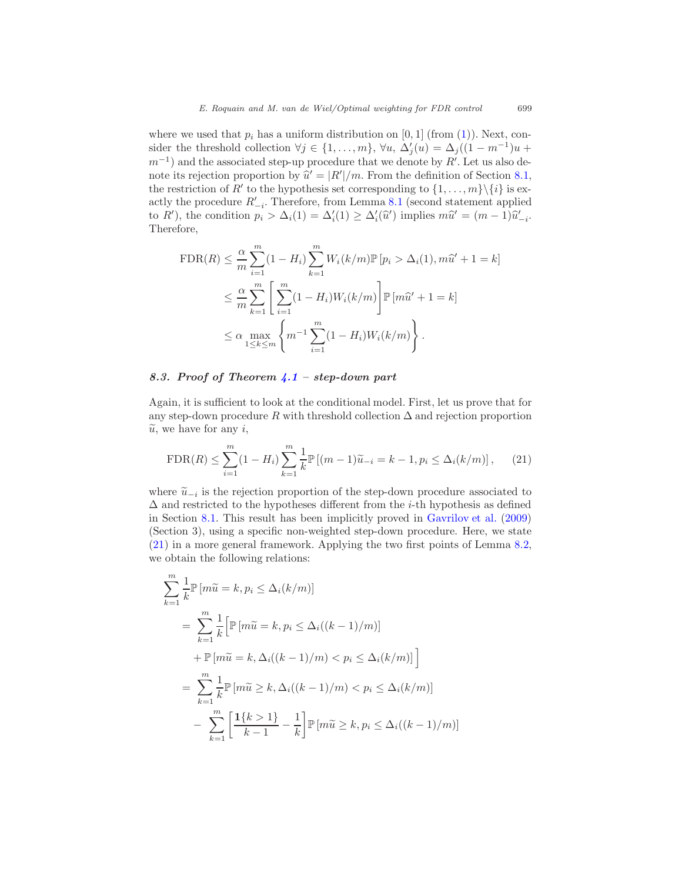where we used that $p_i$ has a uniform distribution on $[0,1]$ (from (1)). Next, consider the threshold collection $\forall j \in \{1,\dots,m\}$, $\forall u$, $\Delta'_j(u) = \Delta_j((1-m^{-1})u + m^{-1})$ and the associated step-up procedure that we denote by $R'$. Let us also denote its rejection proportion by $\widehat{u}' = |R'|/m$. From the definition of Section 8.1, the restriction of $R'$ to the hypothesis set corresponding to $\{1,\dots,m\}\backslash\{i\}$ is exactly the procedure $R'_{-i}$. Therefore, from Lemma 8.1 (second statement applied to $R'$), the condition $p_i > \Delta_i(1) = \Delta'_i(1) \geq \Delta'_i(\widehat{u}')$ implies $m\widehat{u}' = (m-1)\widehat{u}'_{-i}$. Therefore,

$$
\begin{aligned}
\mathrm{FDR}(R) &\leq \frac{\alpha}{m}\sum_{i=1}^m (1-H_i)\sum_{k=1}^m W_i(k/m)\mathbb{P}\left[p_i > \Delta_i(1), m\widehat{u}' + 1 = k\right] \\
&\leq \frac{\alpha}{m}\sum_{k=1}^m \left[\sum_{i=1}^m (1-H_i)W_i(k/m)\right]\mathbb{P}\left[m\widehat{u}' + 1 = k\right] \\
&\leq \alpha \max_{1\leq k\leq m}\left\{m^{-1}\sum_{i=1}^m (1-H_i)W_i(k/m)\right\}.
\end{aligned}
$$

### 8.3. Proof of Theorem 4.1 – step-down part

Again, it is sufficient to look at the conditional model. First, let us prove that for any step-down procedure $R$ with threshold collection $\Delta$ and rejection proportion $\widetilde{u}$, we have for any $i$,

$$
\mathrm{FDR}(R) \leq \sum_{i=1}^m (1-H_i)\sum_{k=1}^m \frac{1}{k}\mathbb{P}\left[(m-1)\widetilde{u}_{-i} = k-1, p_i \leq \Delta_i(k/m)\right], \tag{21}
$$

where $\widetilde{u}_{-i}$ is the rejection proportion of the step-down procedure associated to $\Delta$ and restricted to the hypotheses different from the $i$-th hypothesis as defined in Section 8.1. This result has been implicitly proved in Gavrilov et al. (2009) (Section 3), using a specific non-weighted step-down procedure. Here, we state (21) in a more general framework. Applying the two first points of Lemma 8.2, we obtain the following relations:

$$
\begin{aligned}
&\sum_{k=1}^m \frac{1}{k}\mathbb{P}\left[m\widetilde{u} = k, p_i \leq \Delta_i(k/m)\right] \\
&\quad= \sum_{k=1}^m \frac{1}{k}\Big[\mathbb{P}\left[m\widetilde{u} = k, p_i \leq \Delta_i((k-1)/m)\right] \\
&\qquad+ \mathbb{P}\left[m\widetilde{u} = k, \Delta_i((k-1)/m) < p_i \leq \Delta_i(k/m)\right]\Big] \\
&\quad= \sum_{k=1}^m \frac{1}{k}\mathbb{P}\left[m\widetilde{u} \geq k, \Delta_i((k-1)/m) < p_i \leq \Delta_i(k/m)\right] \\
&\quad- \sum_{k=1}^m \left[\frac{\mathbf{1}\{k>1\}}{k-1} - \frac{1}{k}\right]\mathbb{P}\left[m\widetilde{u} \geq k, p_i \leq \Delta_i((k-1)/m)\right]
\end{aligned}
$$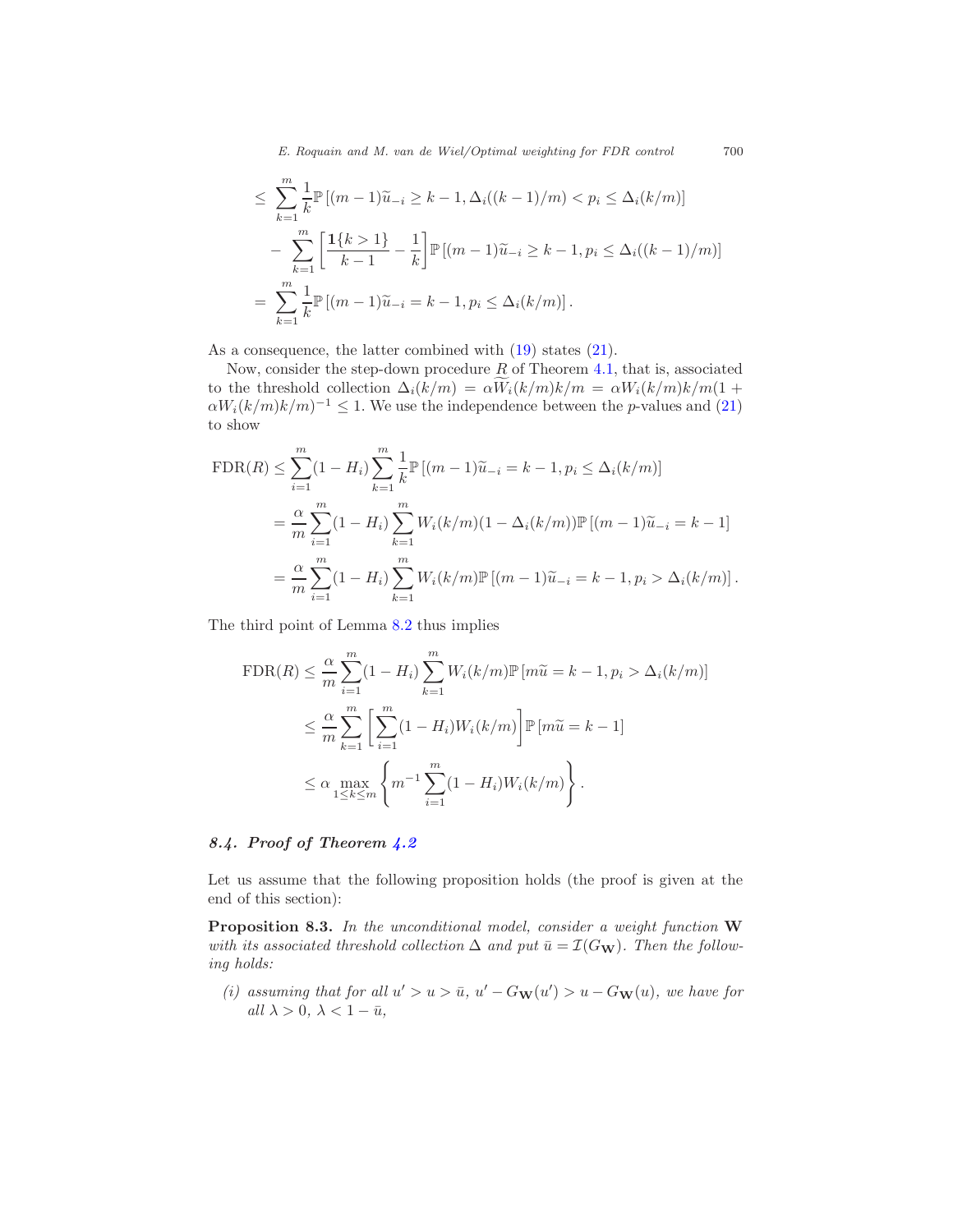$$
\leq \sum_{k=1}^{m} \frac{1}{k} \mathbb{P}\left[(m-1)\widetilde{u}_{-i} \geq k-1, \Delta_i((k-1)/m) < p_i \leq \Delta_i(k/m)\right]
$$

$$
- \sum_{k=1}^{m} \left[\frac{\mathbf{1}\{k>1\}}{k-1} - \frac{1}{k}\right] \mathbb{P}\left[(m-1)\widetilde{u}_{-i} \geq k-1, p_i \leq \Delta_i((k-1)/m)\right]
$$

$$
= \sum_{k=1}^{m} \frac{1}{k} \mathbb{P}\left[(m-1)\widetilde{u}_{-i} = k-1, p_i \leq \Delta_i(k/m)\right].
$$

As a consequence, the latter combined with (19) states (21).

Now, consider the step-down procedure $\underline{R}$ of Theorem 4.1, that is, associated to the threshold collection $\Delta_i(k/m) = \alpha \widetilde{W}_i(k/m)k/m = \alpha W_i(k/m)k/m(1 + \alpha W_i(k/m)k/m)^{-1} \leq 1$. We use the independence between the $p$-values and (21) to show

$$
\begin{aligned}
\mathrm{FDR}(\underline{R}) &\leq \sum_{i=1}^{m} (1-H_i) \sum_{k=1}^{m} \frac{1}{k} \mathbb{P}\left[(m-1)\widetilde{u}_{-i} = k-1, p_i \leq \Delta_i(k/m)\right] \\
&= \frac{\alpha}{m} \sum_{i=1}^{m} (1-H_i) \sum_{k=1}^{m} W_i(k/m)(1-\Delta_i(k/m)) \mathbb{P}\left[(m-1)\widetilde{u}_{-i} = k-1\right] \\
&= \frac{\alpha}{m} \sum_{i=1}^{m} (1-H_i) \sum_{k=1}^{m} W_i(k/m) \mathbb{P}\left[(m-1)\widetilde{u}_{-i} = k-1, p_i > \Delta_i(k/m)\right].
\end{aligned}
$$

The third point of Lemma 8.2 thus implies

$$
\begin{aligned}
\mathrm{FDR}(\underline{R}) &\leq \frac{\alpha}{m} \sum_{i=1}^{m} (1-H_i) \sum_{k=1}^{m} W_i(k/m) \mathbb{P}\left[m\widetilde{u} = k-1, p_i > \Delta_i(k/m)\right] \\
&\leq \frac{\alpha}{m} \sum_{k=1}^{m} \left[\sum_{i=1}^{m} (1-H_i) W_i(k/m)\right] \mathbb{P}\left[m\widetilde{u} = k-1\right] \\
&\leq \alpha \max_{1 \leq k \leq m} \left\{ m^{-1} \sum_{i=1}^{m} (1-H_i) W_i(k/m) \right\}.
\end{aligned}
$$

### 8.4. Proof of Theorem 4.2

Let us assume that the following proposition holds (the proof is given at the end of this section):

**Proposition 8.3.** *In the unconditional model, consider a weight function* $\mathbf{W}$ *with its associated threshold collection* $\Delta$ *and put* $\bar{u} = \mathcal{I}(G_{\mathbf{W}})$*. Then the following holds:*

(i) *assuming that for all* $u' > u > \bar{u}$*,* $u' - G_{\mathbf{W}}(u') > u - G_{\mathbf{W}}(u)$*, we have for all* $\lambda > 0$*,* $\lambda < 1 - \bar{u}$*,*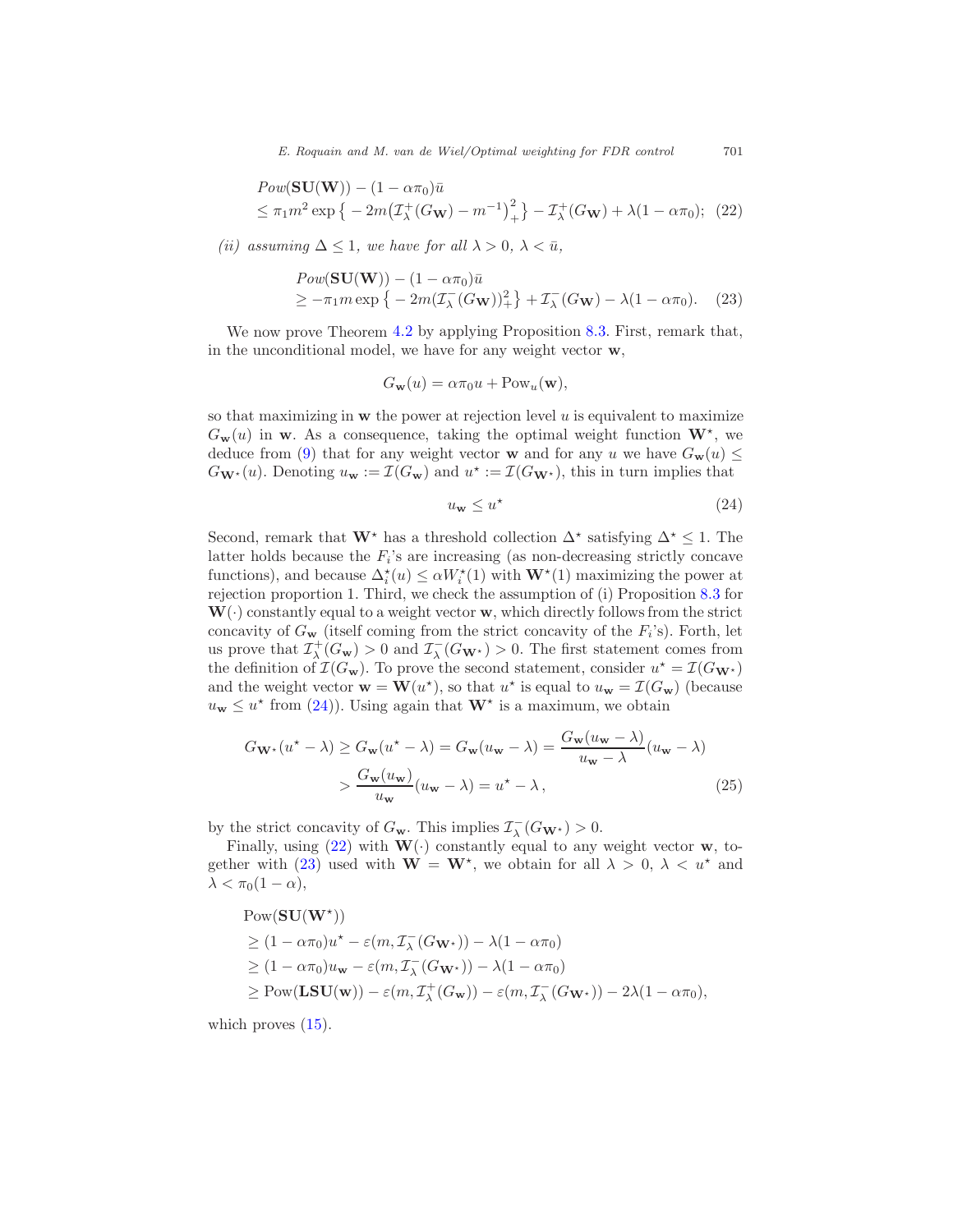$$
\begin{aligned}
&Pow(\mathbf{SU}(\mathbf{W})) - (1-\alpha\pi_0)\bar{u} \\
&\leq \pi_1 m^2 \exp\left\{ -2m\big(\mathcal{I}^+_\lambda(G_{\mathbf{W}}) - m^{-1}\big)_+^2 \right\} - \mathcal{I}^+_\lambda(G_{\mathbf{W}}) + \lambda(1-\alpha\pi_0); \quad (22)
\end{aligned}
$$

*(ii) assuming $\Delta \leq 1$, we have for all $\lambda > 0$, $\lambda < \bar{u}$,*

$$
\begin{aligned}
&Pow(\mathbf{SU}(\mathbf{W})) - (1-\alpha\pi_0)\bar{u} \\
&\geq -\pi_1 m \exp\left\{ -2m(\mathcal{I}^-_\lambda(G_{\mathbf{W}}))_+^2 \right\} + \mathcal{I}^-_\lambda(G_{\mathbf{W}}) - \lambda(1-\alpha\pi_0). \quad (23)
\end{aligned}
$$

We now prove Theorem 4.2 by applying Proposition 8.3. First, remark that, in the unconditional model, we have for any weight vector $\mathbf{w}$,

$$G_{\mathbf{w}}(u) = \alpha\pi_0 u + \mathrm{Pow}_u(\mathbf{w}),$$

so that maximizing in $\mathbf{w}$ the power at rejection level $u$ is equivalent to maximize $G_{\mathbf{w}}(u)$ in $\mathbf{w}$. As a consequence, taking the optimal weight function $\mathbf{W}^\star$, we deduce from (9) that for any weight vector $\mathbf{w}$ and for any $u$ we have $G_{\mathbf{w}}(u) \leq G_{\mathbf{W}^\star}(u)$. Denoting $u_{\mathbf{w}} := \mathcal{I}(G_{\mathbf{w}})$ and $u^\star := \mathcal{I}(G_{\mathbf{W}^\star})$, this in turn implies that

$$u_{\mathbf{w}} \leq u^\star \tag{24}$$

Second, remark that $\mathbf{W}^\star$ has a threshold collection $\Delta^\star$ satisfying $\Delta^\star \leq 1$. The latter holds because the $F_i$'s are increasing (as non-decreasing strictly concave functions), and because $\Delta^\star_i(u) \leq \alpha W^\star_i(1)$ with $\mathbf{W}^\star(1)$ maximizing the power at rejection proportion 1. Third, we check the assumption of (i) Proposition 8.3 for $\mathbf{W}(\cdot)$ constantly equal to a weight vector $\mathbf{w}$, which directly follows from the strict concavity of $G_{\mathbf{w}}$ (itself coming from the strict concavity of the $F_i$'s). Forth, let us prove that $\mathcal{I}^+_\lambda(G_{\mathbf{w}}) > 0$ and $\mathcal{I}^-_\lambda(G_{\mathbf{W}^\star}) > 0$. The first statement comes from the definition of $\mathcal{I}(G_{\mathbf{w}})$. To prove the second statement, consider $u^\star = \mathcal{I}(G_{\mathbf{W}^\star})$ and the weight vector $\mathbf{w} = \mathbf{W}(u^\star)$, so that $u^\star$ is equal to $u_{\mathbf{w}} = \mathcal{I}(G_{\mathbf{w}})$ (because $u_{\mathbf{w}} \leq u^\star$ from (24)). Using again that $\mathbf{W}^\star$ is a maximum, we obtain

$$
\begin{aligned}
G_{\mathbf{W}^\star}(u^\star - \lambda) \geq G_{\mathbf{w}}(u^\star - \lambda) = G_{\mathbf{w}}(u_{\mathbf{w}} - \lambda) &= \frac{G_{\mathbf{w}}(u_{\mathbf{w}} - \lambda)}{u_{\mathbf{w}} - \lambda}(u_{\mathbf{w}} - \lambda) \\
&> \frac{G_{\mathbf{w}}(u_{\mathbf{w}})}{u_{\mathbf{w}}}(u_{\mathbf{w}} - \lambda) = u^\star - \lambda\,,
\end{aligned} \tag{25}
$$

by the strict concavity of $G_{\mathbf{w}}$. This implies $\mathcal{I}^-_\lambda(G_{\mathbf{W}^\star}) > 0$.

Finally, using (22) with $\mathbf{W}(\cdot)$ constantly equal to any weight vector $\mathbf{w}$, together with (23) used with $\mathbf{W} = \mathbf{W}^\star$, we obtain for all $\lambda > 0$, $\lambda < u^\star$ and $\lambda < \pi_0(1-\alpha)$,

$$
\begin{aligned}
&\mathrm{Pow}(\mathbf{SU}(\mathbf{W}^\star)) \\
&\geq (1-\alpha\pi_0)u^\star - \varepsilon(m, \mathcal{I}^-_\lambda(G_{\mathbf{W}^\star})) - \lambda(1-\alpha\pi_0) \\
&\geq (1-\alpha\pi_0)u_{\mathbf{w}} - \varepsilon(m, \mathcal{I}^-_\lambda(G_{\mathbf{W}^\star})) - \lambda(1-\alpha\pi_0) \\
&\geq \mathrm{Pow}(\mathbf{LSU}(\mathbf{w})) - \varepsilon(m, \mathcal{I}^+_\lambda(G_{\mathbf{w}})) - \varepsilon(m, \mathcal{I}^-_\lambda(G_{\mathbf{W}^\star})) - 2\lambda(1-\alpha\pi_0),
\end{aligned}
$$

which proves (15).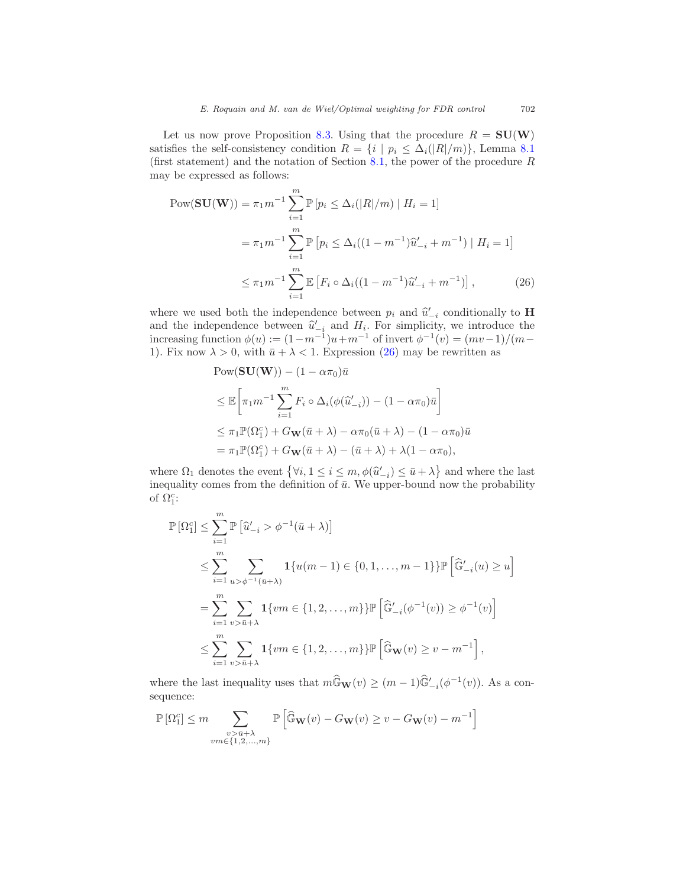Let us now prove Proposition 8.3. Using that the procedure $R = \mathbf{SU}(\mathbf{W})$ satisfies the self-consistency condition $R = \{i \mid p_i \leq \Delta_i(|R|/m)\}$, Lemma 8.1 (first statement) and the notation of Section 8.1, the power of the procedure $R$ may be expressed as follows:

$$
\begin{aligned}
\operatorname{Pow}(\mathbf{SU}(\mathbf{W})) &= \pi_1 m^{-1} \sum_{i=1}^{m} \mathbb{P}\left[p_i \leq \Delta_i(|R|/m) \mid H_i = 1\right] \\
&= \pi_1 m^{-1} \sum_{i=1}^{m} \mathbb{P}\left[p_i \leq \Delta_i((1-m^{-1})\widehat{u}'_{-i} + m^{-1}) \mid H_i = 1\right] \\
&\leq \pi_1 m^{-1} \sum_{i=1}^{m} \mathbb{E}\left[F_i \circ \Delta_i((1-m^{-1})\widehat{u}'_{-i} + m^{-1})\right], \qquad (26)
\end{aligned}
$$

where we used both the independence between $p_i$ and $\widehat{u}'_{-i}$ conditionally to $\mathbf{H}$ and the independence between $\widehat{u}'_{-i}$ and $H_i$. For simplicity, we introduce the increasing function $\phi(u) := (1-m^{-1})u + m^{-1}$ of invert $\phi^{-1}(v) = (mv-1)/(m-1)$. Fix now $\lambda > 0$, with $\bar{u} + \lambda < 1$. Expression (26) may be rewritten as

$$
\begin{aligned}
&\operatorname{Pow}(\mathbf{SU}(\mathbf{W})) - (1-\alpha\pi_0)\bar{u} \\
&\leq \mathbb{E}\left[\pi_1 m^{-1} \sum_{i=1}^{m} F_i \circ \Delta_i(\phi(\widehat{u}'_{-i})) - (1-\alpha\pi_0)\bar{u}\right] \\
&\leq \pi_1 \mathbb{P}(\Omega_1^c) + G_{\mathbf{W}}(\bar{u}+\lambda) - \alpha\pi_0(\bar{u}+\lambda) - (1-\alpha\pi_0)\bar{u} \\
&= \pi_1 \mathbb{P}(\Omega_1^c) + G_{\mathbf{W}}(\bar{u}+\lambda) - (\bar{u}+\lambda) + \lambda(1-\alpha\pi_0),
\end{aligned}
$$

where $\Omega_1$ denotes the event $\left\{\forall i, 1 \leq i \leq m, \phi(\widehat{u}'_{-i}) \leq \bar{u} + \lambda\right\}$ and where the last inequality comes from the definition of $\bar{u}$. We upper-bound now the probability of $\Omega_1^c$:

$$
\begin{aligned}
\mathbb{P}\left[\Omega_1^c\right] &\leq \sum_{i=1}^{m} \mathbb{P}\left[\widehat{u}'_{-i} > \phi^{-1}(\bar{u}+\lambda)\right] \\
&\leq \sum_{i=1}^{m} \sum_{u > \phi^{-1}(\bar{u}+\lambda)} \mathbf{1}\{u(m-1) \in \{0,1,\ldots,m-1\}\} \mathbb{P}\left[\widehat{\mathbb{G}}'_{-i}(u) \geq u\right] \\
&= \sum_{i=1}^{m} \sum_{v > \bar{u}+\lambda} \mathbf{1}\{vm \in \{1,2,\ldots,m\}\} \mathbb{P}\left[\widehat{\mathbb{G}}'_{-i}(\phi^{-1}(v)) \geq \phi^{-1}(v)\right] \\
&\leq \sum_{i=1}^{m} \sum_{v > \bar{u}+\lambda} \mathbf{1}\{vm \in \{1,2,\ldots,m\}\} \mathbb{P}\left[\widehat{\mathbb{G}}_{\mathbf{W}}(v) \geq v - m^{-1}\right],
\end{aligned}
$$

where the last inequality uses that $m\widehat{\mathbb{G}}_{\mathbf{W}}(v) \geq (m-1)\widehat{\mathbb{G}}'_{-i}(\phi^{-1}(v))$. As a consequence:

$$
\mathbb{P}\left[\Omega_1^c\right] \leq m \sum_{\substack{v > \bar{u}+\lambda \\ vm \in \{1,2,\ldots,m\}}} \mathbb{P}\left[\widehat{\mathbb{G}}_{\mathbf{W}}(v) - G_{\mathbf{W}}(v) \geq v - G_{\mathbf{W}}(v) - m^{-1}\right]
$$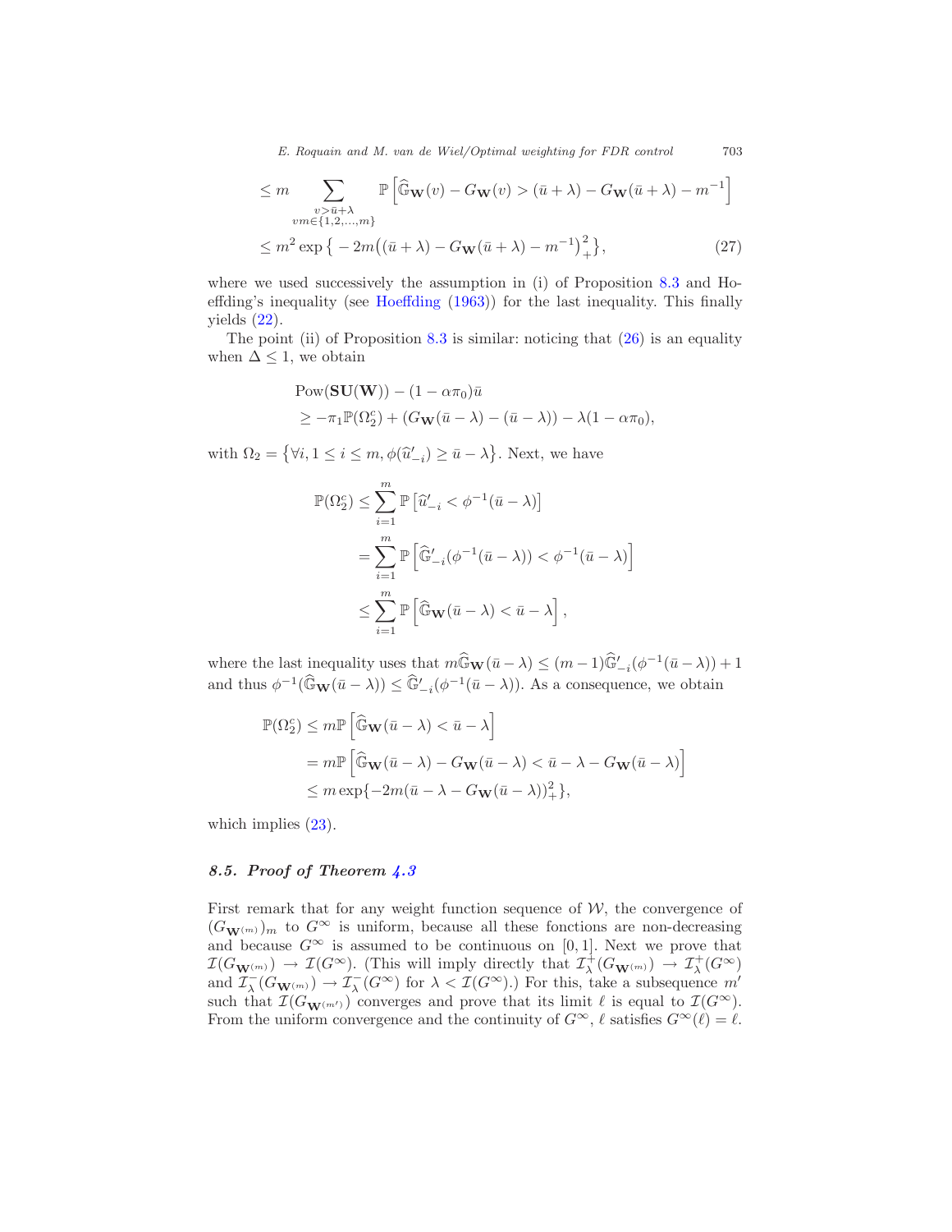$$
\begin{aligned}
&\leq m \sum_{\substack{v > \bar{u}+\lambda \\ vm \in \{1,2,\ldots,m\}}} \mathbb{P}\left[\widehat{\mathbb{G}}_{\mathbf{W}}(v) - G_{\mathbf{W}}(v) > (\bar{u}+\lambda) - G_{\mathbf{W}}(\bar{u}+\lambda) - m^{-1}\right] \\
&\leq m^2 \exp\big\{ -2m\big((\bar{u}+\lambda) - G_{\mathbf{W}}(\bar{u}+\lambda) - m^{-1}\big)_+^2\big\}, \qquad (27)
\end{aligned}
$$

where we used successively the assumption in (i) of Proposition 8.3 and Hoeffding's inequality (see Hoeffding (1963)) for the last inequality. This finally yields (22).

The point (ii) of Proposition 8.3 is similar: noticing that (26) is an equality when $\Delta \leq 1$, we obtain

$$
\begin{aligned}
&\mathrm{Pow}(\mathbf{SU}(\mathbf{W})) - (1-\alpha\pi_0)\bar{u} \\
&\geq -\pi_1 \mathbb{P}(\Omega_2^c) + (G_{\mathbf{W}}(\bar{u}-\lambda) - (\bar{u}-\lambda)) - \lambda(1-\alpha\pi_0),
\end{aligned}
$$

with $\Omega_2 = \big\{\forall i, 1 \leq i \leq m, \phi(\widehat{u}'_{-i}) \geq \bar{u}-\lambda\big\}$. Next, we have

$$
\begin{aligned}
\mathbb{P}(\Omega_2^c) &\leq \sum_{i=1}^m \mathbb{P}\left[\widehat{u}'_{-i} < \phi^{-1}(\bar{u}-\lambda)\right] \\
&= \sum_{i=1}^m \mathbb{P}\left[\widehat{\mathbb{G}}'_{-i}(\phi^{-1}(\bar{u}-\lambda)) < \phi^{-1}(\bar{u}-\lambda)\right] \\
&\leq \sum_{i=1}^m \mathbb{P}\left[\widehat{\mathbb{G}}_{\mathbf{W}}(\bar{u}-\lambda) < \bar{u}-\lambda\right],
\end{aligned}
$$

where the last inequality uses that $m\widehat{\mathbb{G}}_{\mathbf{W}}(\bar{u}-\lambda) \leq (m-1)\widehat{\mathbb{G}}'_{-i}(\phi^{-1}(\bar{u}-\lambda)) + 1$ and thus $\phi^{-1}(\widehat{\mathbb{G}}_{\mathbf{W}}(\bar{u}-\lambda)) \leq \widehat{\mathbb{G}}'_{-i}(\phi^{-1}(\bar{u}-\lambda))$. As a consequence, we obtain

$$
\begin{aligned}
\mathbb{P}(\Omega_2^c) &\leq m\mathbb{P}\left[\widehat{\mathbb{G}}_{\mathbf{W}}(\bar{u}-\lambda) < \bar{u}-\lambda\right] \\
&= m\mathbb{P}\left[\widehat{\mathbb{G}}_{\mathbf{W}}(\bar{u}-\lambda) - G_{\mathbf{W}}(\bar{u}-\lambda) < \bar{u}-\lambda - G_{\mathbf{W}}(\bar{u}-\lambda)\right] \\
&\leq m\exp\{-2m(\bar{u}-\lambda - G_{\mathbf{W}}(\bar{u}-\lambda))_+^2\},
\end{aligned}
$$

which implies (23).

### 8.5. Proof of Theorem 4.3

First remark that for any weight function sequence of $\mathcal{W}$, the convergence of $(G_{\mathbf{W}^{(m)}})_m$ to $G^\infty$ is uniform, because all these fonctions are non-decreasing and because $G^\infty$ is assumed to be continuous on $[0,1]$. Next we prove that $\mathcal{I}(G_{\mathbf{W}^{(m)}}) \to \mathcal{I}(G^\infty)$. (This will imply directly that $\mathcal{I}^+_\lambda(G_{\mathbf{W}^{(m)}}) \to \mathcal{I}^+_\lambda(G^\infty)$ and $\mathcal{I}^-_\lambda(G_{\mathbf{W}^{(m)}}) \to \mathcal{I}^-_\lambda(G^\infty)$ for $\lambda < \mathcal{I}(G^\infty)$.) For this, take a subsequence $m'$ such that $\mathcal{I}(G_{\mathbf{W}^{(m')}})$ converges and prove that its limit $\ell$ is equal to $\mathcal{I}(G^\infty)$. From the uniform convergence and the continuity of $G^\infty$, $\ell$ satisfies $G^\infty(\ell) = \ell$.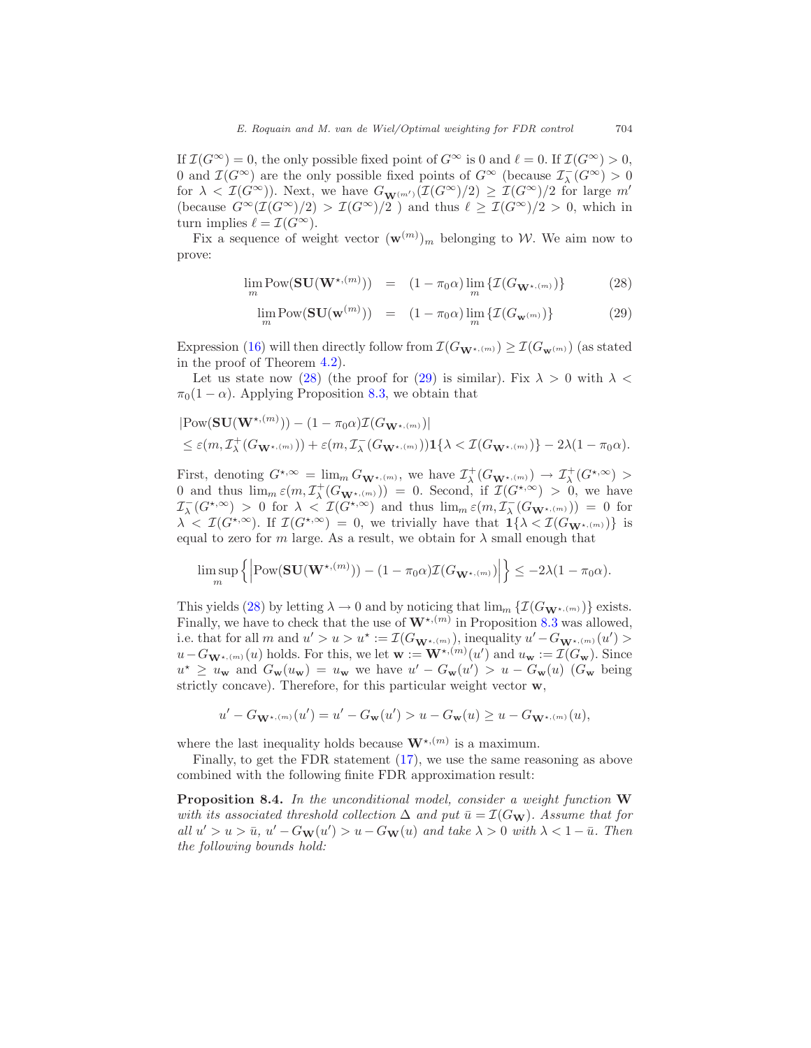If $\mathcal{I}(G^\infty) = 0$, the only possible fixed point of $G^\infty$ is 0 and $\ell = 0$. If $\mathcal{I}(G^\infty) > 0$, 0 and $\mathcal{I}(G^\infty)$ are the only possible fixed points of $G^\infty$ (because $\mathcal{I}^-_\lambda(G^\infty) > 0$ for $\lambda < \mathcal{I}(G^\infty)$). Next, we have $G_{\mathbf{W}^{(m')}}(\mathcal{I}(G^\infty)/2) \geq \mathcal{I}(G^\infty)/2$ for large $m'$ (because $G^\infty(\mathcal{I}(G^\infty)/2) > \mathcal{I}(G^\infty)/2$ ) and thus $\ell \geq \mathcal{I}(G^\infty)/2 > 0$, which in turn implies $\ell = \mathcal{I}(G^\infty)$.

Fix a sequence of weight vector $(\mathbf{w}^{(m)})_m$ belonging to $\mathcal{W}$. We aim now to prove:

$$\lim_m \mathrm{Pow}(\mathbf{SU}(\mathbf{W}^{\star,(m)})) = (1-\pi_0\alpha) \lim_m \{\mathcal{I}(G_{\mathbf{W}^{\star,(m)}})\} \tag{28}$$

$$\lim_m \mathrm{Pow}(\mathbf{SU}(\mathbf{w}^{(m)})) = (1-\pi_0\alpha) \lim_m \{\mathcal{I}(G_{\mathbf{w}^{(m)}})\} \tag{29}$$

Expression (16) will then directly follow from $\mathcal{I}(G_{\mathbf{W}^{\star,(m)}}) \geq \mathcal{I}(G_{\mathbf{w}^{(m)}})$ (as stated in the proof of Theorem 4.2).

Let us state now (28) (the proof for (29) is similar). Fix $\lambda > 0$ with $\lambda < \pi_0(1-\alpha)$. Applying Proposition 8.3, we obtain that

$$\begin{aligned}
&|\mathrm{Pow}(\mathbf{SU}(\mathbf{W}^{\star,(m)})) - (1-\pi_0\alpha)\mathcal{I}(G_{\mathbf{W}^{\star,(m)}})| \\
&\leq \varepsilon(m, \mathcal{I}^+_\lambda(G_{\mathbf{W}^{\star,(m)}})) + \varepsilon(m, \mathcal{I}^-_\lambda(G_{\mathbf{W}^{\star,(m)}}))\mathbf{1}\{\lambda < \mathcal{I}(G_{\mathbf{W}^{\star,(m)}})\} - 2\lambda(1-\pi_0\alpha).
\end{aligned}$$

First, denoting $G^{\star,\infty} = \lim_m G_{\mathbf{W}^{\star,(m)}}$, we have $\mathcal{I}^+_\lambda(G_{\mathbf{W}^{\star,(m)}}) \to \mathcal{I}^+_\lambda(G^{\star,\infty}) > 0$ and thus $\lim_m \varepsilon(m, \mathcal{I}^+_\lambda(G_{\mathbf{W}^{\star,(m)}})) = 0$. Second, if $\mathcal{I}(G^{\star,\infty}) > 0$, we have $\mathcal{I}^-_\lambda(G^{\star,\infty}) > 0$ for $\lambda < \mathcal{I}(G^{\star,\infty})$ and thus $\lim_m \varepsilon(m, \mathcal{I}^-_\lambda(G_{\mathbf{W}^{\star,(m)}})) = 0$ for $\lambda < \mathcal{I}(G^{\star,\infty})$. If $\mathcal{I}(G^{\star,\infty}) = 0$, we trivially have that $\mathbf{1}\{\lambda < \mathcal{I}(G_{\mathbf{W}^{\star,(m)}})\}$ is equal to zero for $m$ large. As a result, we obtain for $\lambda$ small enough that

$$\limsup_m \left\{ \left|\mathrm{Pow}(\mathbf{SU}(\mathbf{W}^{\star,(m)})) - (1-\pi_0\alpha)\mathcal{I}(G_{\mathbf{W}^{\star,(m)}})\right| \right\} \leq -2\lambda(1-\pi_0\alpha).$$

This yields (28) by letting $\lambda \to 0$ and by noticing that $\lim_m \{\mathcal{I}(G_{\mathbf{W}^{\star,(m)}})\}$ exists. Finally, we have to check that the use of $\mathbf{W}^{\star,(m)}$ in Proposition 8.3 was allowed, i.e. that for all $m$ and $u' > u > u^\star := \mathcal{I}(G_{\mathbf{W}^{\star,(m)}})$, inequality $u' - G_{\mathbf{W}^{\star,(m)}}(u') > u - G_{\mathbf{W}^{\star,(m)}}(u)$ holds. For this, we let $\mathbf{w} := \mathbf{W}^{\star,(m)}(u')$ and $u_{\mathbf{w}} := \mathcal{I}(G_{\mathbf{w}})$. Since $u^\star \geq u_{\mathbf{w}}$ and $G_{\mathbf{w}}(u_{\mathbf{w}}) = u_{\mathbf{w}}$ we have $u' - G_{\mathbf{w}}(u') > u - G_{\mathbf{w}}(u)$ ($G_{\mathbf{w}}$ being strictly concave). Therefore, for this particular weight vector $\mathbf{w}$,

$$u' - G_{\mathbf{W}^{\star,(m)}}(u') = u' - G_{\mathbf{w}}(u') > u - G_{\mathbf{w}}(u) \geq u - G_{\mathbf{W}^{\star,(m)}}(u),$$

where the last inequality holds because $\mathbf{W}^{\star,(m)}$ is a maximum.

Finally, to get the FDR statement (17), we use the same reasoning as above combined with the following finite FDR approximation result:

**Proposition 8.4.** *In the unconditional model, consider a weight function $\mathbf{W}$ with its associated threshold collection $\Delta$ and put $\bar{u} = \mathcal{I}(G_{\mathbf{W}})$. Assume that for all $u' > u > \bar{u}$, $u' - G_{\mathbf{W}}(u') > u - G_{\mathbf{W}}(u)$ and take $\lambda > 0$ with $\lambda < 1 - \bar{u}$. Then the following bounds hold:*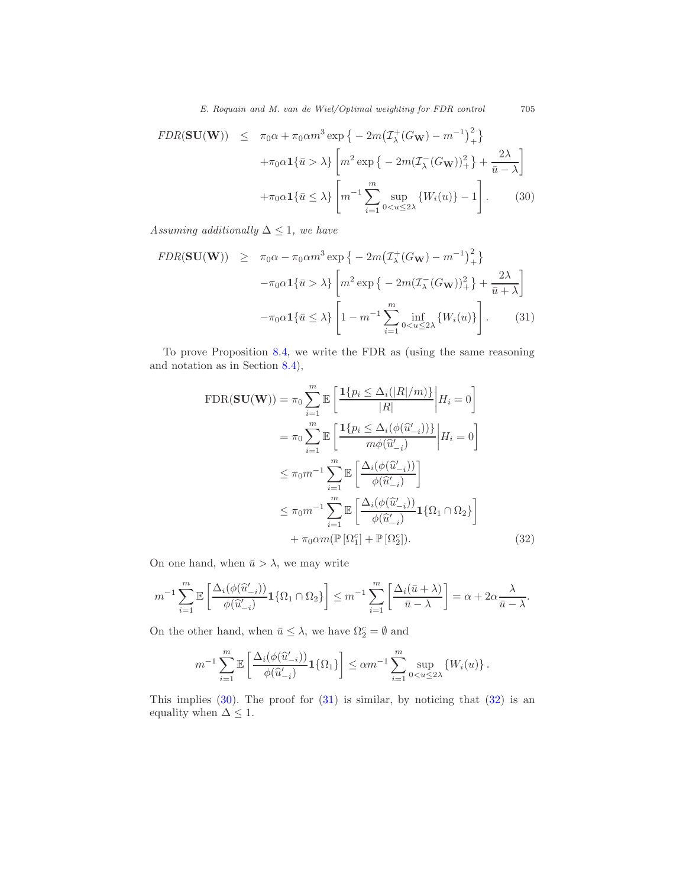$$
\begin{aligned}
FDR(\mathbf{SU}(\mathbf{W})) \;\; \leq \;\; & \pi_0\alpha + \pi_0\alpha m^3 \exp\big\{-2m\big(\mathcal{I}_\lambda^+(G_{\mathbf{W}}) - m^{-1}\big)_+^2\big\} \\
& + \pi_0\alpha \mathbf{1}\{\bar{u} > \lambda\} \left[ m^2 \exp\big\{-2m(\mathcal{I}_\lambda^-(G_{\mathbf{W}}))_+^2\big\} + \frac{2\lambda}{\bar{u}-\lambda} \right] \\
& + \pi_0\alpha \mathbf{1}\{\bar{u} \leq \lambda\} \left[ m^{-1} \sum_{i=1}^m \sup_{0<u\leq 2\lambda} \{W_i(u)\} - 1 \right]. \qquad (30)
\end{aligned}
$$

*Assuming additionally* $\Delta \leq 1$*, we have*

$$
\begin{aligned}
FDR(\mathbf{SU}(\mathbf{W})) \;\; \geq \;\; & \pi_0\alpha - \pi_0\alpha m^3 \exp\big\{-2m\big(\mathcal{I}_\lambda^+(G_{\mathbf{W}}) - m^{-1}\big)_+^2\big\} \\
& - \pi_0\alpha \mathbf{1}\{\bar{u} > \lambda\} \left[ m^2 \exp\big\{-2m(\mathcal{I}_\lambda^-(G_{\mathbf{W}}))_+^2\big\} + \frac{2\lambda}{\bar{u}+\lambda} \right] \\
& - \pi_0\alpha \mathbf{1}\{\bar{u} \leq \lambda\} \left[ 1 - m^{-1} \sum_{i=1}^m \inf_{0<u\leq 2\lambda} \{W_i(u)\} \right]. \qquad (31)
\end{aligned}
$$

To prove Proposition 8.4, we write the FDR as (using the same reasoning and notation as in Section 8.4),

$$
\begin{aligned}
\mathrm{FDR}(\mathbf{SU}(\mathbf{W})) &= \pi_0 \sum_{i=1}^m \mathbb{E}\left[ \frac{\mathbf{1}\{p_i \leq \Delta_i(|R|/m)\}}{|R|} \bigg| H_i = 0 \right] \\
&= \pi_0 \sum_{i=1}^m \mathbb{E}\left[ \frac{\mathbf{1}\{p_i \leq \Delta_i(\phi(\widehat{u}'_{-i}))\}}{m\phi(\widehat{u}'_{-i})} \bigg| H_i = 0 \right] \\
&\leq \pi_0 m^{-1} \sum_{i=1}^m \mathbb{E}\left[ \frac{\Delta_i(\phi(\widehat{u}'_{-i}))}{\phi(\widehat{u}'_{-i})} \right] \\
&\leq \pi_0 m^{-1} \sum_{i=1}^m \mathbb{E}\left[ \frac{\Delta_i(\phi(\widehat{u}'_{-i}))}{\phi(\widehat{u}'_{-i})} \mathbf{1}\{\Omega_1 \cap \Omega_2\} \right] \\
&\quad + \pi_0\alpha m (\mathbb{P}[\Omega_1^c] + \mathbb{P}[\Omega_2^c]). \qquad (32)
\end{aligned}
$$

On one hand, when $\bar{u} > \lambda$, we may write

$$
m^{-1} \sum_{i=1}^m \mathbb{E}\left[ \frac{\Delta_i(\phi(\widehat{u}'_{-i}))}{\phi(\widehat{u}'_{-i})} \mathbf{1}\{\Omega_1 \cap \Omega_2\} \right] \leq m^{-1} \sum_{i=1}^m \left[ \frac{\Delta_i(\bar{u}+\lambda)}{\bar{u}-\lambda} \right] = \alpha + 2\alpha \frac{\lambda}{\bar{u}-\lambda}.
$$

On the other hand, when $\bar{u} \leq \lambda$, we have $\Omega_2^c = \emptyset$ and

$$
m^{-1} \sum_{i=1}^m \mathbb{E}\left[ \frac{\Delta_i(\phi(\widehat{u}'_{-i}))}{\phi(\widehat{u}'_{-i})} \mathbf{1}\{\Omega_1\} \right] \leq \alpha m^{-1} \sum_{i=1}^m \sup_{0<u\leq 2\lambda} \{W_i(u)\}.
$$

This implies (30). The proof for (31) is similar, by noticing that (32) is an equality when $\Delta \leq 1$.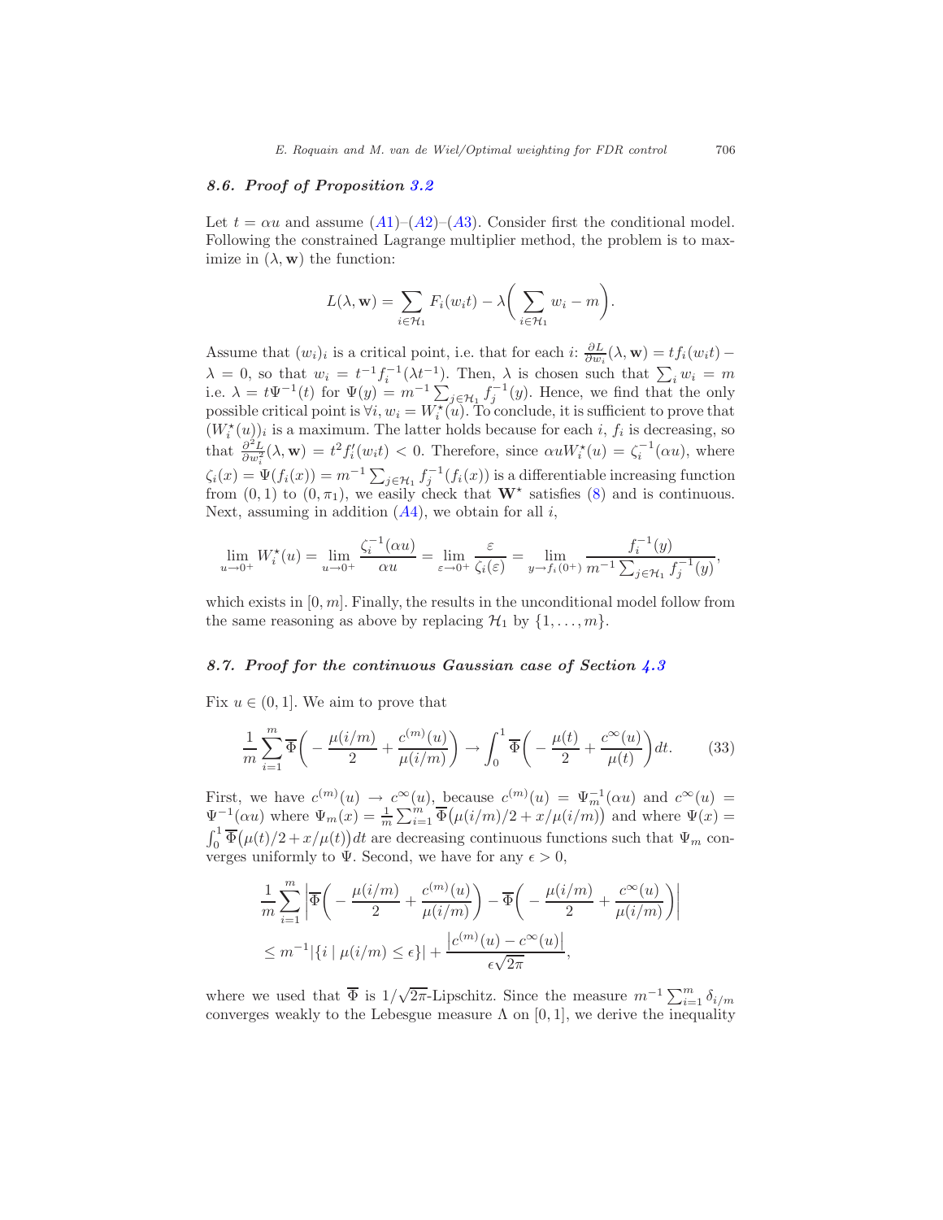### 8.6. Proof of Proposition 3.2

Let $t = \alpha u$ and assume (A1)–(A2)–(A3). Consider first the conditional model. Following the constrained Lagrange multiplier method, the problem is to maximize in $(\lambda, \mathbf{w})$ the function:

$$L(\lambda, \mathbf{w}) = \sum_{i \in \mathcal{H}_1} F_i(w_i t) - \lambda\bigg( \sum_{i \in \mathcal{H}_1} w_i - m \bigg).$$

Assume that $(w_i)_i$ is a critical point, i.e. that for each $i$: $\frac{\partial L}{\partial w_i}(\lambda, \mathbf{w}) = t f_i(w_i t) - \lambda = 0$, so that $w_i = t^{-1} f_i^{-1}(\lambda t^{-1})$. Then, $\lambda$ is chosen such that $\sum_i w_i = m$ i.e. $\lambda = t\Psi^{-1}(t)$ for $\Psi(y) = m^{-1} \sum_{j \in \mathcal{H}_1} f_j^{-1}(y)$. Hence, we find that the only possible critical point is $\forall i, w_i = W_i^\star(u)$. To conclude, it is sufficient to prove that $(W_i^\star(u))_i$ is a maximum. The latter holds because for each $i$, $f_i$ is decreasing, so that $\frac{\partial^2 L}{\partial w_i^2}(\lambda, \mathbf{w}) = t^2 f_i'(w_i t) < 0$. Therefore, since $\alpha u W_i^\star(u) = \zeta_i^{-1}(\alpha u)$, where $\zeta_i(x) = \Psi(f_i(x)) = m^{-1} \sum_{j \in \mathcal{H}_1} f_j^{-1}(f_i(x))$ is a differentiable increasing function from $(0, 1)$ to $(0, \pi_1)$, we easily check that $\mathbf{W}^\star$ satisfies (8) and is continuous. Next, assuming in addition (A4), we obtain for all $i$,

$$\lim_{u \to 0^+} W_i^\star(u) = \lim_{u \to 0^+} \frac{\zeta_i^{-1}(\alpha u)}{\alpha u} = \lim_{\varepsilon \to 0^+} \frac{\varepsilon}{\zeta_i(\varepsilon)} = \lim_{y \to f_i(0^+)} \frac{f_i^{-1}(y)}{m^{-1} \sum_{j \in \mathcal{H}_1} f_j^{-1}(y)},$$

which exists in $[0, m]$. Finally, the results in the unconditional model follow from the same reasoning as above by replacing $\mathcal{H}_1$ by $\{1, \dots, m\}$.

### 8.7. Proof for the continuous Gaussian case of Section 4.3

Fix $u \in (0, 1]$. We aim to prove that

$$\frac{1}{m} \sum_{i=1}^m \overline{\Phi}\bigg( -\frac{\mu(i/m)}{2} + \frac{c^{(m)}(u)}{\mu(i/m)} \bigg) \to \int_0^1 \overline{\Phi}\bigg( -\frac{\mu(t)}{2} + \frac{c^\infty(u)}{\mu(t)} \bigg) dt. \tag{33}$$

First, we have $c^{(m)}(u) \to c^\infty(u)$, because $c^{(m)}(u) = \Psi_m^{-1}(\alpha u)$ and $c^\infty(u) = \Psi^{-1}(\alpha u)$ where $\Psi_m(x) = \frac{1}{m} \sum_{i=1}^m \overline{\Phi}\big(\mu(i/m)/2 + x/\mu(i/m)\big)$ and where $\Psi(x) = \int_0^1 \overline{\Phi}\big(\mu(t)/2 + x/\mu(t)\big) dt$ are decreasing continuous functions such that $\Psi_m$ converges uniformly to $\Psi$. Second, we have for any $\epsilon > 0$,

$$\begin{aligned}
&\frac{1}{m} \sum_{i=1}^m \bigg| \overline{\Phi}\bigg( -\frac{\mu(i/m)}{2} + \frac{c^{(m)}(u)}{\mu(i/m)} \bigg) - \overline{\Phi}\bigg( -\frac{\mu(i/m)}{2} + \frac{c^\infty(u)}{\mu(i/m)} \bigg) \bigg| \\
&\leq m^{-1} |\{ i \mid \mu(i/m) \leq \epsilon \}| + \frac{|c^{(m)}(u) - c^\infty(u)|}{\epsilon \sqrt{2\pi}},
\end{aligned}$$

where we used that $\overline{\Phi}$ is $1/\sqrt{2\pi}$-Lipschitz. Since the measure $m^{-1} \sum_{i=1}^m \delta_{i/m}$ converges weakly to the Lebesgue measure $\Lambda$ on $[0, 1]$, we derive the inequality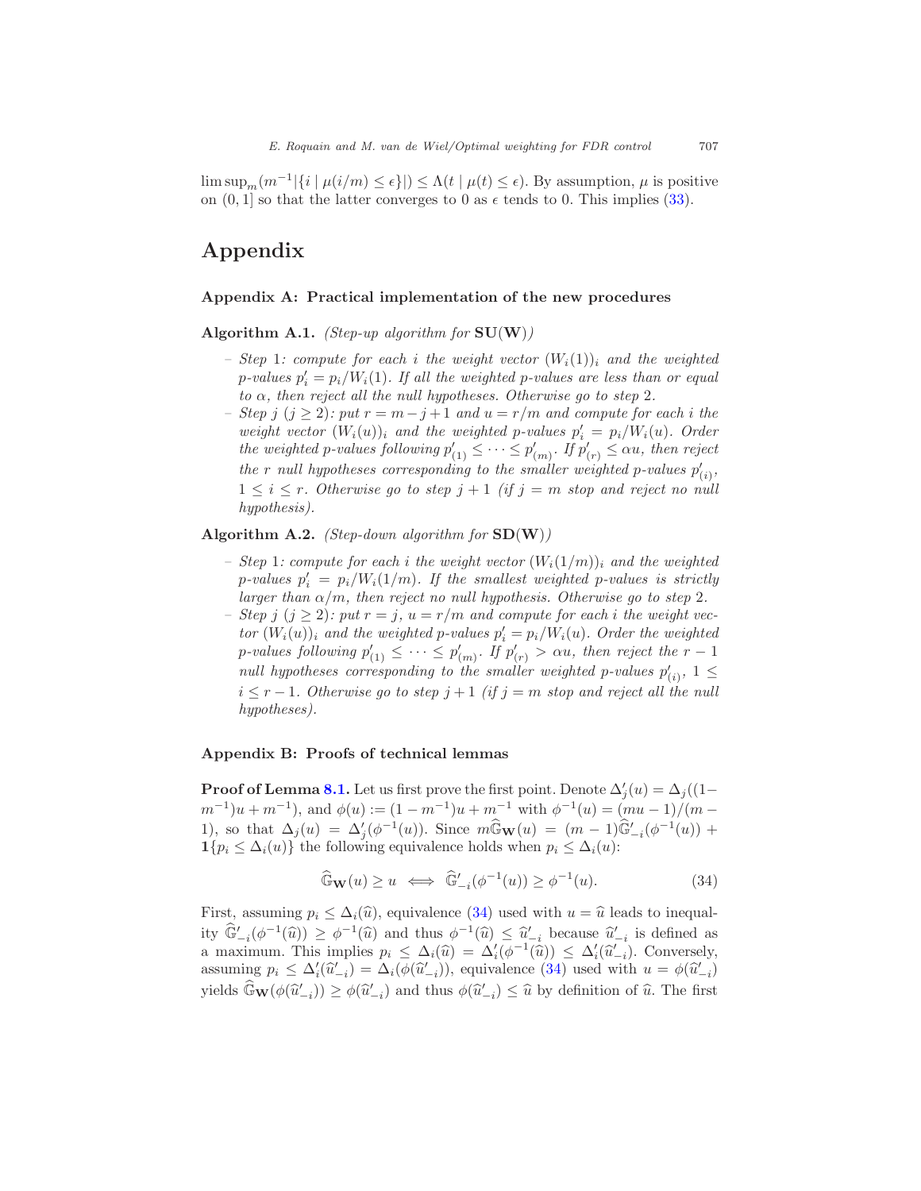$\limsup_m (m^{-1}|\{i \mid \mu(i/m) \leq \epsilon\}|) \leq \Lambda(t \mid \mu(t) \leq \epsilon)$. By assumption, $\mu$ is positive on $(0,1]$ so that the latter converges to 0 as $\epsilon$ tends to 0. This implies (33).

# Appendix

## Appendix A: Practical implementation of the new procedures

**Algorithm A.1.** *(Step-up algorithm for* $\mathbf{SU}(\mathbf{W})$*)*

- *Step* 1*: compute for each $i$ the weight vector $(W_i(1))_i$ and the weighted p-values $p'_i = p_i/W_i(1)$. If all the weighted p-values are less than or equal to $\alpha$, then reject all the null hypotheses. Otherwise go to step* 2*.*
- *Step $j$ ($j \geq 2$): put $r = m - j + 1$ and $u = r/m$ and compute for each $i$ the weight vector $(W_i(u))_i$ and the weighted p-values $p'_i = p_i/W_i(u)$. Order the weighted p-values following $p'_{(1)} \leq \cdots \leq p'_{(m)}$. If $p'_{(r)} \leq \alpha u$, then reject the $r$ null hypotheses corresponding to the smaller weighted p-values $p'_{(i)}$, $1 \leq i \leq r$. Otherwise go to step $j+1$ (if $j = m$ stop and reject no null hypothesis).*

**Algorithm A.2.** *(Step-down algorithm for* $\mathbf{SD}(\mathbf{W})$*)*

- *Step* 1*: compute for each $i$ the weight vector $(W_i(1/m))_i$ and the weighted p-values $p'_i = p_i/W_i(1/m)$. If the smallest weighted p-values is strictly larger than $\alpha/m$, then reject no null hypothesis. Otherwise go to step* 2*.*
- *Step $j$ ($j \geq 2$): put $r = j$, $u = r/m$ and compute for each $i$ the weight vector $(W_i(u))_i$ and the weighted p-values $p'_i = p_i/W_i(u)$. Order the weighted p-values following $p'_{(1)} \leq \cdots \leq p'_{(m)}$. If $p'_{(r)} > \alpha u$, then reject the $r-1$ null hypotheses corresponding to the smaller weighted p-values $p'_{(i)}$, $1 \leq i \leq r-1$. Otherwise go to step $j+1$ (if $j = m$ stop and reject all the null hypotheses).*

## Appendix B: Proofs of technical lemmas

**Proof of Lemma 8.1.** Let us first prove the first point. Denote $\Delta'_j(u) = \Delta_j((1 - m^{-1})u + m^{-1})$, and $\phi(u) := (1 - m^{-1})u + m^{-1}$ with $\phi^{-1}(u) = (mu - 1)/(m - 1)$, so that $\Delta_j(u) = \Delta'_j(\phi^{-1}(u))$. Since $m\widehat{\mathbb{G}}_{\mathbf{W}}(u) = (m-1)\widehat{\mathbb{G}}'_{-i}(\phi^{-1}(u)) + \mathbf{1}\{p_i \leq \Delta_i(u)\}$ the following equivalence holds when $p_i \leq \Delta_i(u)$:

$$\widehat{\mathbb{G}}_{\mathbf{W}}(u) \geq u \iff \widehat{\mathbb{G}}'_{-i}(\phi^{-1}(u)) \geq \phi^{-1}(u). \tag{34}$$

First, assuming $p_i \leq \Delta_i(\widehat{u})$, equivalence (34) used with $u = \widehat{u}$ leads to inequality $\widehat{\mathbb{G}}'_{-i}(\phi^{-1}(\widehat{u})) \geq \phi^{-1}(\widehat{u})$ and thus $\phi^{-1}(\widehat{u}) \leq \widehat{u}'_{-i}$ because $\widehat{u}'_{-i}$ is defined as a maximum. This implies $p_i \leq \Delta_i(\widehat{u}) = \Delta'_i(\phi^{-1}(\widehat{u})) \leq \Delta'_i(\widehat{u}'_{-i})$. Conversely, assuming $p_i \leq \Delta'_i(\widehat{u}'_{-i}) = \Delta_i(\phi(\widehat{u}'_{-i}))$, equivalence (34) used with $u = \phi(\widehat{u}'_{-i})$ yields $\widehat{\mathbb{G}}_{\mathbf{W}}(\phi(\widehat{u}'_{-i})) \geq \phi(\widehat{u}'_{-i})$ and thus $\phi(\widehat{u}'_{-i}) \leq \widehat{u}$ by definition of $\widehat{u}$. The first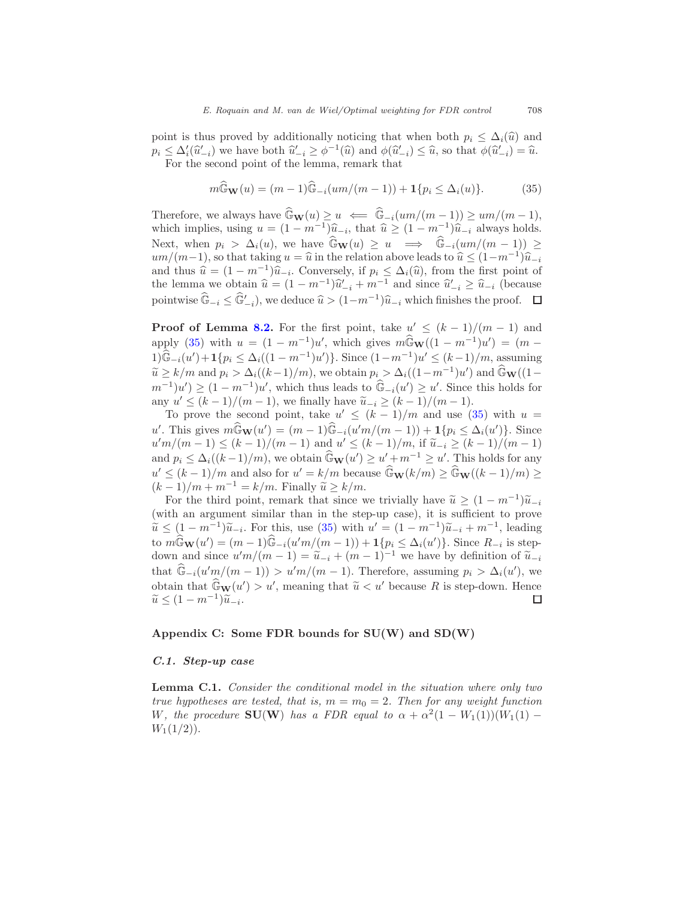point is thus proved by additionally noticing that when both $p_i \leq \Delta_i(\widehat{u})$ and $p_i \leq \Delta_i'(\widehat{u}'_{-i})$ we have both $\widehat{u}'_{-i} \geq \phi^{-1}(\widehat{u})$ and $\phi(\widehat{u}'_{-i}) \leq \widehat{u}$, so that $\phi(\widehat{u}'_{-i}) = \widehat{u}$.

For the second point of the lemma, remark that

$$m\widehat{\mathbb{G}}_{\mathbf{W}}(u) = (m-1)\widehat{\mathbb{G}}_{-i}(um/(m-1)) + \mathbf{1}\{p_i \leq \Delta_i(u)\}. \tag{35}$$

Therefore, we always have $\widehat{\mathbb{G}}_{\mathbf{W}}(u) \geq u \impliedby \widehat{\mathbb{G}}_{-i}(um/(m-1)) \geq um/(m-1)$, which implies, using $u = (1-m^{-1})\widehat{u}_{-i}$, that $\widehat{u} \geq (1-m^{-1})\widehat{u}_{-i}$ always holds. Next, when $p_i > \Delta_i(u)$, we have $\widehat{\mathbb{G}}_{\mathbf{W}}(u) \geq u \implies \widehat{\mathbb{G}}_{-i}(um/(m-1)) \geq um/(m-1)$, so that taking $u = \widehat{u}$ in the relation above leads to $\widehat{u} \leq (1-m^{-1})\widehat{u}_{-i}$ and thus $\widehat{u} = (1-m^{-1})\widehat{u}_{-i}$. Conversely, if $p_i \leq \Delta_i(\widehat{u})$, from the first point of the lemma we obtain $\widehat{u} = (1-m^{-1})\widehat{u}'_{-i} + m^{-1}$ and since $\widehat{u}'_{-i} \geq \widehat{u}_{-i}$ (because pointwise $\widehat{\mathbb{G}}_{-i} \leq \widehat{\mathbb{G}}'_{-i}$), we deduce $\widehat{u} > (1-m^{-1})\widehat{u}_{-i}$ which finishes the proof. $\square$

**Proof of Lemma 8.2.** For the first point, take $u' \leq (k-1)/(m-1)$ and apply (35) with $u = (1-m^{-1})u'$, which gives $m\widehat{\mathbb{G}}_{\mathbf{W}}((1-m^{-1})u') = (m-1)\widehat{\mathbb{G}}_{-i}(u') + \mathbf{1}\{p_i \leq \Delta_i((1-m^{-1})u')\}$. Since $(1-m^{-1})u' \leq (k-1)/m$, assuming $\widetilde{u} \geq k/m$ and $p_i > \Delta_i((k-1)/m)$, we obtain $p_i > \Delta_i((1-m^{-1})u')$ and $\widehat{\mathbb{G}}_{\mathbf{W}}((1-m^{-1})u') \geq (1-m^{-1})u'$, which thus leads to $\widehat{\mathbb{G}}_{-i}(u') \geq u'$. Since this holds for any $u' \leq (k-1)/(m-1)$, we finally have $\widetilde{u}_{-i} \geq (k-1)/(m-1)$.

To prove the second point, take $u' \leq (k-1)/m$ and use (35) with $u = u'$. This gives $m\widehat{\mathbb{G}}_{\mathbf{W}}(u') = (m-1)\widehat{\mathbb{G}}_{-i}(u'm/(m-1)) + \mathbf{1}\{p_i \leq \Delta_i(u')\}$. Since $u'm/(m-1) \leq (k-1)/(m-1)$ and $u' \leq (k-1)/m$, if $\widetilde{u}_{-i} \geq (k-1)/(m-1)$ and $p_i \leq \Delta_i((k-1)/m)$, we obtain $\widehat{\mathbb{G}}_{\mathbf{W}}(u') \geq u' + m^{-1} \geq u'$. This holds for any $u' \leq (k-1)/m$ and also for $u' = k/m$ because $\widehat{\mathbb{G}}_{\mathbf{W}}(k/m) \geq \widehat{\mathbb{G}}_{\mathbf{W}}((k-1)/m) \geq (k-1)/m + m^{-1} = k/m$. Finally $\widetilde{u} \geq k/m$.

For the third point, remark that since we trivially have $\widetilde{u} \geq (1-m^{-1})\widetilde{u}_{-i}$ (with an argument similar than in the step-up case), it is sufficient to prove $\widetilde{u} \leq (1-m^{-1})\widetilde{u}_{-i}$. For this, use (35) with $u' = (1-m^{-1})\widetilde{u}_{-i} + m^{-1}$, leading to $m\widehat{\mathbb{G}}_{\mathbf{W}}(u') = (m-1)\widehat{\mathbb{G}}_{-i}(u'm/(m-1)) + \mathbf{1}\{p_i \leq \Delta_i(u')\}$. Since $R_{-i}$ is step-down and since $u'm/(m-1) = \widetilde{u}_{-i} + (m-1)^{-1}$ we have by definition of $\widetilde{u}_{-i}$ that $\widehat{\mathbb{G}}_{-i}(u'm/(m-1)) > u'm/(m-1)$. Therefore, assuming $p_i > \Delta_i(u')$, we obtain that $\widehat{\mathbb{G}}_{\mathbf{W}}(u') > u'$, meaning that $\widetilde{u} < u'$ because $R$ is step-down. Hence $\widetilde{u} \leq (1-m^{-1})\widetilde{u}_{-i}$. $\square$

## Appendix C: Some FDR bounds for SU(W) and SD(W)

### C.1. Step-up case

**Lemma C.1.** *Consider the conditional model in the situation where only two true hypotheses are tested, that is, $m = m_0 = 2$. Then for any weight function $W$, the procedure* $\mathbf{SU(W)}$ *has a FDR equal to $\alpha + \alpha^2(1 - W_1(1))(W_1(1) - W_1(1/2))$.*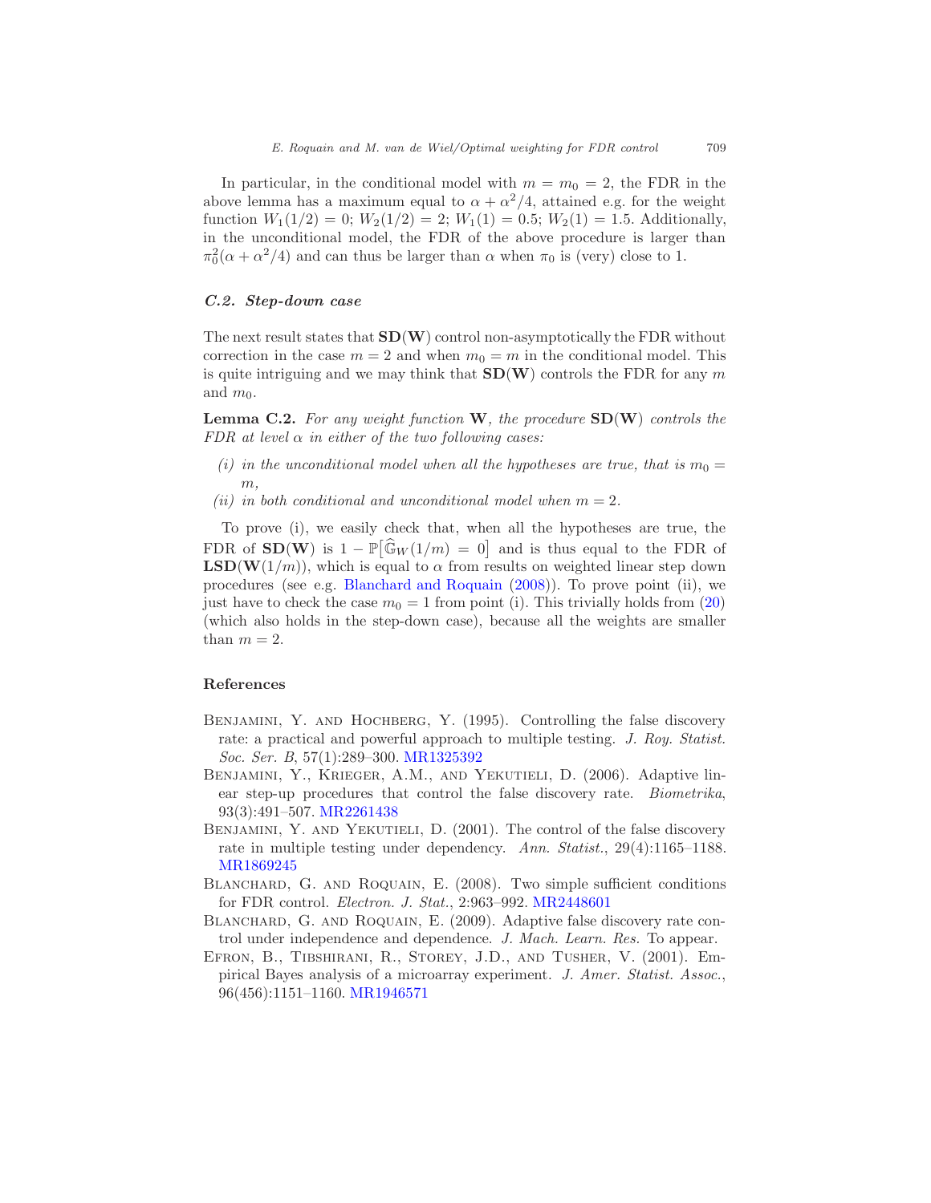In particular, in the conditional model with $m = m_0 = 2$, the FDR in the above lemma has a maximum equal to $\alpha + \alpha^2/4$, attained e.g. for the weight function $W_1(1/2) = 0$; $W_2(1/2) = 2$; $W_1(1) = 0.5$; $W_2(1) = 1.5$. Additionally, in the unconditional model, the FDR of the above procedure is larger than $\pi_0^2(\alpha + \alpha^2/4)$ and can thus be larger than $\alpha$ when $\pi_0$ is (very) close to 1.

### *C.2. Step-down case*

The next result states that $\mathbf{SD}(\mathbf{W})$ control non-asymptotically the FDR without correction in the case $m = 2$ and when $m_0 = m$ in the conditional model. This is quite intriguing and we may think that $\mathbf{SD}(\mathbf{W})$ controls the FDR for any $m$ and $m_0$.

**Lemma C.2.** *For any weight function* $\mathbf{W}$*, the procedure* $\mathbf{SD}(\mathbf{W})$ *controls the FDR at level* $\alpha$ *in either of the two following cases:*

*(i) in the unconditional model when all the hypotheses are true, that is* $m_0 = m$*,*

*(ii) in both conditional and unconditional model when* $m = 2$*.*

To prove (i), we easily check that, when all the hypotheses are true, the FDR of $\mathbf{SD}(\mathbf{W})$ is $1 - \mathbb{P}\big[\widehat{\mathbb{G}}_W(1/m) = 0\big]$ and is thus equal to the FDR of $\mathbf{LSD}(\mathbf{W}(1/m))$, which is equal to $\alpha$ from results on weighted linear step down procedures (see e.g. Blanchard and Roquain (2008)). To prove point (ii), we just have to check the case $m_0 = 1$ from point (i). This trivially holds from (20) (which also holds in the step-down case), because all the weights are smaller than $m = 2$.

## References

Benjamini, Y. and Hochberg, Y. (1995). Controlling the false discovery rate: a practical and powerful approach to multiple testing. *J. Roy. Statist. Soc. Ser. B*, 57(1):289–300. MR1325392

Benjamini, Y., Krieger, A.M., and Yekutieli, D. (2006). Adaptive linear step-up procedures that control the false discovery rate. *Biometrika*, 93(3):491–507. MR2261438

Benjamini, Y. and Yekutieli, D. (2001). The control of the false discovery rate in multiple testing under dependency. *Ann. Statist.*, 29(4):1165–1188. MR1869245

Blanchard, G. and Roquain, E. (2008). Two simple sufficient conditions for FDR control. *Electron. J. Stat.*, 2:963–992. MR2448601

Blanchard, G. and Roquain, E. (2009). Adaptive false discovery rate control under independence and dependence. *J. Mach. Learn. Res.* To appear.

Efron, B., Tibshirani, R., Storey, J.D., and Tusher, V. (2001). Empirical Bayes analysis of a microarray experiment. *J. Amer. Statist. Assoc.*, 96(456):1151–1160. MR1946571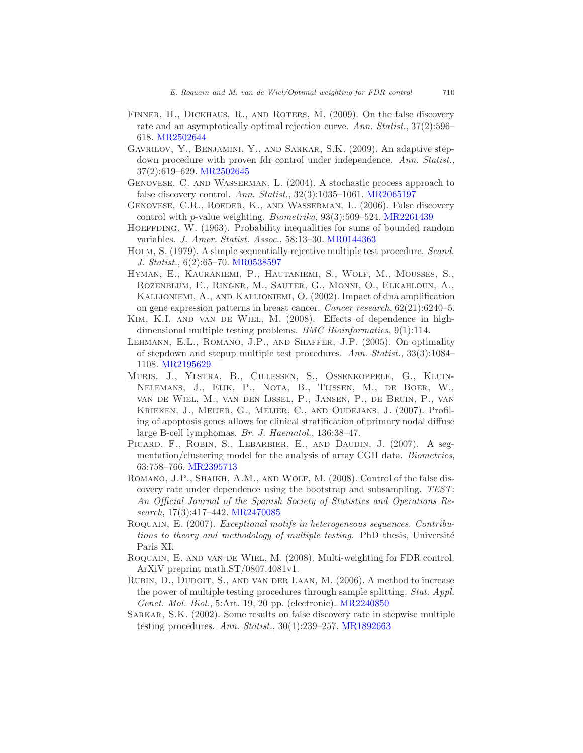Finner, H., Dickhaus, R., and Roters, M. (2009). On the false discovery rate and an asymptotically optimal rejection curve. *Ann. Statist.*, 37(2):596–618. MR2502644

Gavrilov, Y., Benjamini, Y., and Sarkar, S.K. (2009). An adaptive step-down procedure with proven fdr control under independence. *Ann. Statist.*, 37(2):619–629. MR2502645

Genovese, C. and Wasserman, L. (2004). A stochastic process approach to false discovery control. *Ann. Statist.*, 32(3):1035–1061. MR2065197

Genovese, C.R., Roeder, K., and Wasserman, L. (2006). False discovery control with $p$-value weighting. *Biometrika*, 93(3):509–524. MR2261439

Hoeffding, W. (1963). Probability inequalities for sums of bounded random variables. *J. Amer. Statist. Assoc.*, 58:13–30. MR0144363

Holm, S. (1979). A simple sequentially rejective multiple test procedure. *Scand. J. Statist.*, 6(2):65–70. MR0538597

Hyman, E., Kauraniemi, P., Hautaniemi, S., Wolf, M., Mousses, S., Rozenblum, E., Ringnr, M., Sauter, G., Monni, O., Elkahloun, A., Kallioniemi, A., and Kallioniemi, O. (2002). Impact of dna amplification on gene expression patterns in breast cancer. *Cancer research*, 62(21):6240–5.

Kim, K.I. and van de Wiel, M. (2008). Effects of dependence in high-dimensional multiple testing problems. *BMC Bioinformatics*, 9(1):114.

Lehmann, E.L., Romano, J.P., and Shaffer, J.P. (2005). On optimality of stepdown and stepup multiple test procedures. *Ann. Statist.*, 33(3):1084–1108. MR2195629

Muris, J., Ylstra, B., Cillessen, S., Ossenkoppele, G., Kluin-Nelemans, J., Eijk, P., Nota, B., Tijssen, M., de Boer, W., van de Wiel, M., van den Ijssel, P., Jansen, P., de Bruin, P., van Krieken, J., Meijer, G., Meijer, C., and Oudejans, J. (2007). Profiling of apoptosis genes allows for clinical stratification of primary nodal diffuse large B-cell lymphomas. *Br. J. Haematol.*, 136:38–47.

Picard, F., Robin, S., Lebarbier, E., and Daudin, J. (2007). A segmentation/clustering model for the analysis of array CGH data. *Biometrics*, 63:758–766. MR2395713

Romano, J.P., Shaikh, A.M., and Wolf, M. (2008). Control of the false discovery rate under dependence using the bootstrap and subsampling. *TEST: An Official Journal of the Spanish Society of Statistics and Operations Research*, 17(3):417–442. MR2470085

Roquain, E. (2007). *Exceptional motifs in heterogeneous sequences. Contributions to theory and methodology of multiple testing*. PhD thesis, Université Paris XI.

Roquain, E. and van de Wiel, M. (2008). Multi-weighting for FDR control. ArXiV preprint math.ST/0807.4081v1.

Rubin, D., Dudoit, S., and van der Laan, M. (2006). A method to increase the power of multiple testing procedures through sample splitting. *Stat. Appl. Genet. Mol. Biol.*, 5:Art. 19, 20 pp. (electronic). MR2240850

Sarkar, S.K. (2002). Some results on false discovery rate in stepwise multiple testing procedures. *Ann. Statist.*, 30(1):239–257. MR1892663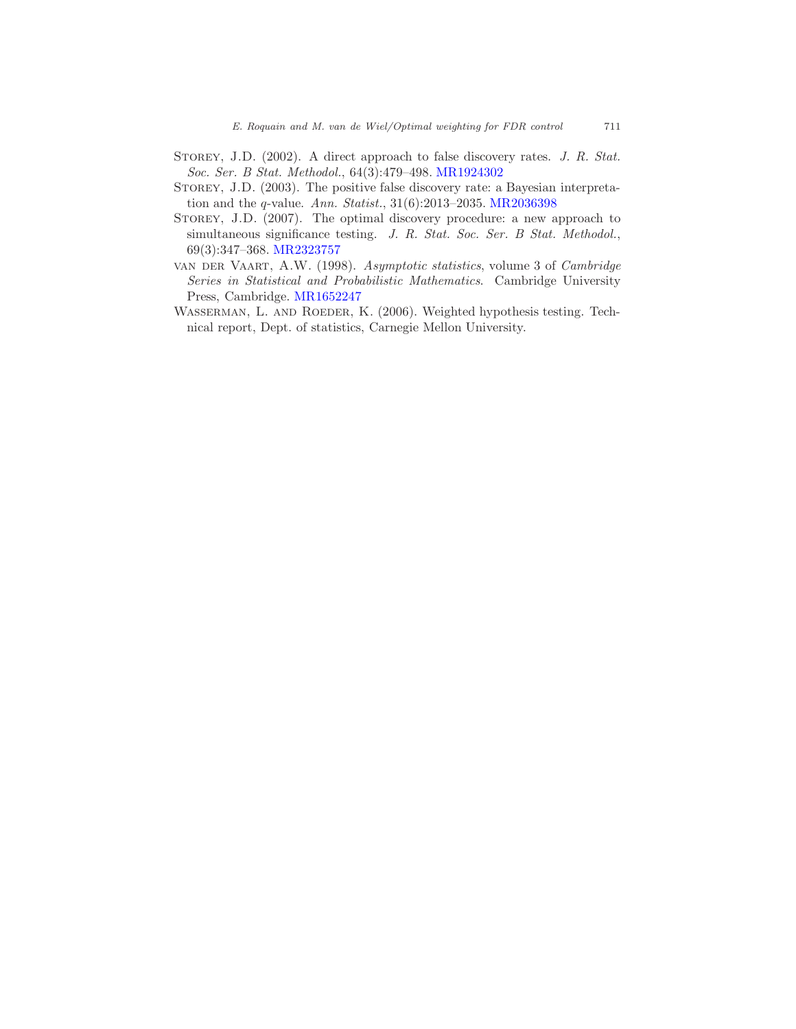Storey, J.D. (2002). A direct approach to false discovery rates. *J. R. Stat. Soc. Ser. B Stat. Methodol.*, 64(3):479–498. MR1924302

Storey, J.D. (2003). The positive false discovery rate: a Bayesian interpretation and the $q$-value. *Ann. Statist.*, 31(6):2013–2035. MR2036398

Storey, J.D. (2007). The optimal discovery procedure: a new approach to simultaneous significance testing. *J. R. Stat. Soc. Ser. B Stat. Methodol.*, 69(3):347–368. MR2323757

van der Vaart, A.W. (1998). *Asymptotic statistics*, volume 3 of *Cambridge Series in Statistical and Probabilistic Mathematics*. Cambridge University Press, Cambridge. MR1652247

Wasserman, L. and Roeder, K. (2006). Weighted hypothesis testing. Technical report, Dept. of statistics, Carnegie Mellon University.